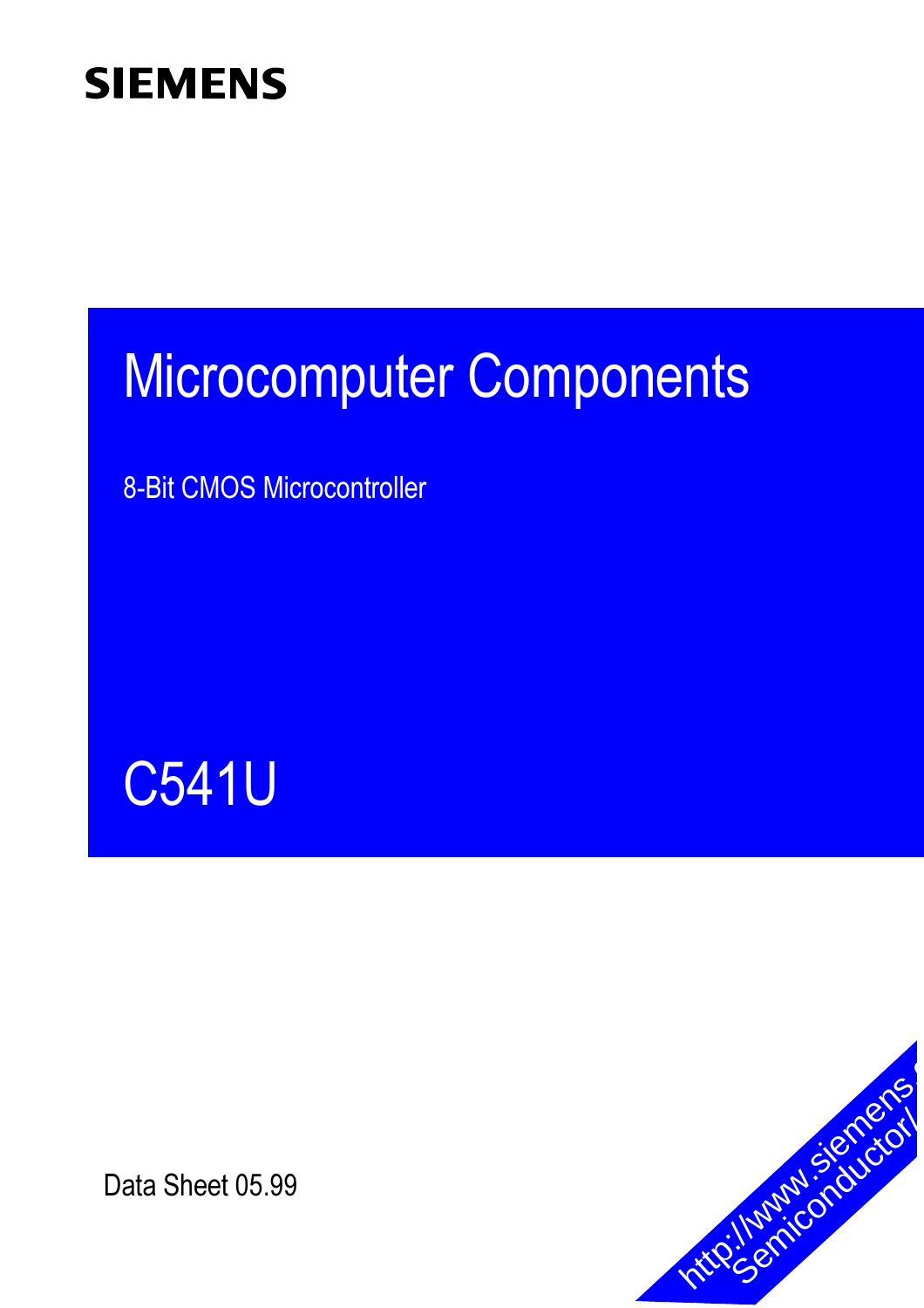SIEMENS

# Microcomputer Components

8-Bit CMOS Microcontroller

# C541U

Data Sheet 05.99

http://www.siemens.de/Semiconductor/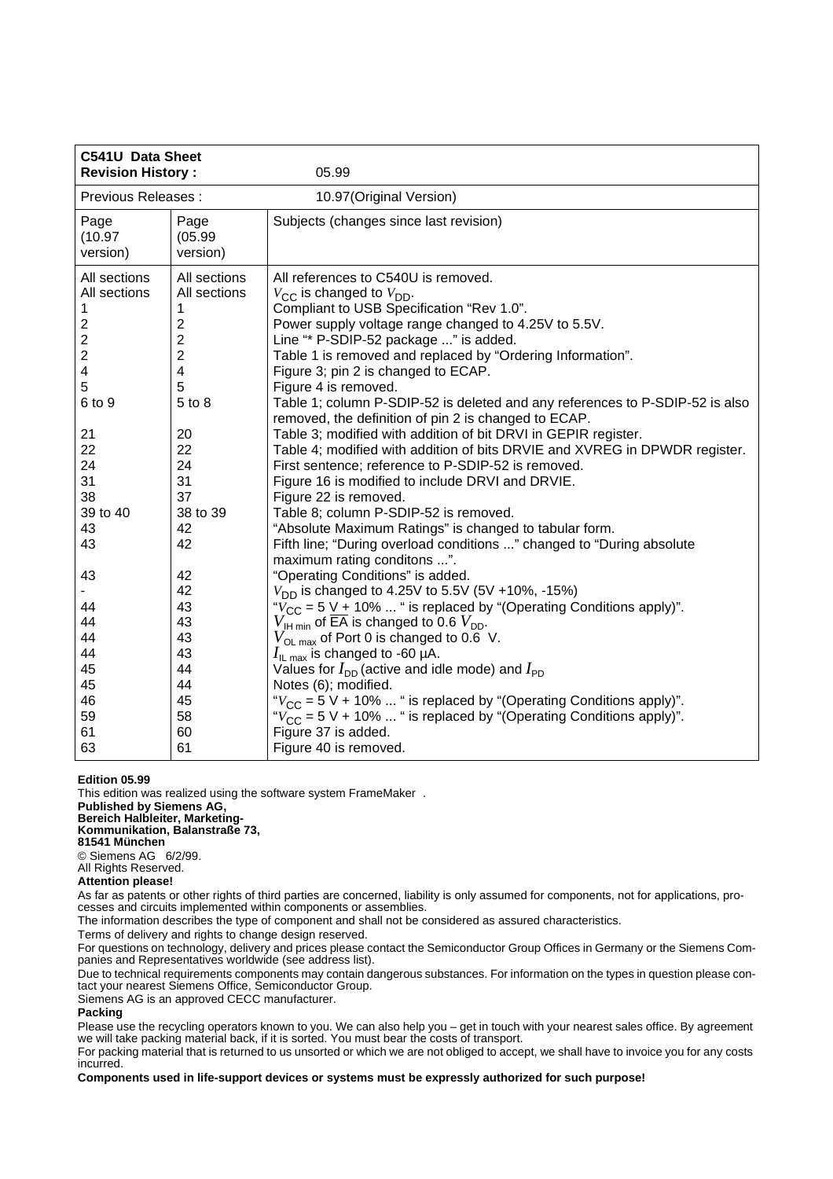| **C541U Data Sheet** **Revision History :** | | 05.99 |
|---|---|---|
| Previous Releases : | | 10.97(Original Version) |
| Page (10.97 version) | Page (05.99 version) | Subjects (changes since last revision) |
| All sections | All sections | All references to C540U is removed. |
| All sections | All sections | $V_{CC}$ is changed to $V_{DD}$. |
| 1 | 1 | Compliant to USB Specification "Rev 1.0". |
| 2 | 2 | Power supply voltage range changed to 4.25V to 5.5V. |
| 2 | 2 | Line "* P-SDIP-52 package ..." is added. |
| 2 | 2 | Table 1 is removed and replaced by "Ordering Information". |
| 4 | 4 | Figure 3; pin 2 is changed to ECAP. |
| 5 | 5 | Figure 4 is removed. |
| 6 to 9 | 5 to 8 | Table 1; column P-SDIP-52 is deleted and any references to P-SDIP-52 is also removed, the definition of pin 2 is changed to ECAP. |
| 21 | 20 | Table 3; modified with addition of bit DRVI in GEPIR register. |
| 22 | 22 | Table 4; modified with addition of bits DRVIE and XVREG in DPWDR register. |
| 24 | 24 | First sentence; reference to P-SDIP-52 is removed. |
| 31 | 31 | Figure 16 is modified to include DRVI and DRVIE. |
| 38 | 37 | Figure 22 is removed. |
| 39 to 40 | 38 to 39 | Table 8; column P-SDIP-52 is removed. |
| 43 | 42 | "Absolute Maximum Ratings" is changed to tabular form. |
| 43 | 42 | Fifth line; "During overload conditions ..." changed to "During absolute maximum rating conditons ...". |
| 43 | 42 | "Operating Conditions" is added. |
| - | 42 | $V_{DD}$ is changed to 4.25V to 5.5V (5V +10%, -15%) |
| 44 | 43 | "$V_{CC}$ = 5 V + 10% ... " is replaced by "(Operating Conditions apply)". |
| 44 | 43 | $V_{IH\ min}$ of $\overline{EA}$ is changed to 0.6 $V_{DD}$. |
| 44 | 43 | $V_{OL\ max}$ of Port 0 is changed to 0.6 V. |
| 44 | 43 | $I_{IL\ max}$ is changed to -60 µA. |
| 45 | 44 | Values for $I_{DD}$ (active and idle mode) and $I_{PD}$ |
| 45 | 44 | Notes (6); modified. |
| 46 | 45 | "$V_{CC}$ = 5 V + 10% ... " is replaced by "(Operating Conditions apply)". |
| 59 | 58 | "$V_{CC}$ = 5 V + 10% ... " is replaced by "(Operating Conditions apply)". |
| 61 | 60 | Figure 37 is added. |
| 63 | 61 | Figure 40 is removed. |

**Edition 05.99**

This edition was realized using the software system FrameMaker .

**Published by Siemens AG,**
**Bereich Halbleiter, Marketing-**
**Kommunikation, Balanstraße 73,**
**81541 München**

© Siemens AG 6/2/99.
All Rights Reserved.

**Attention please!**

As far as patents or other rights of third parties are concerned, liability is only assumed for components, not for applications, processes and circuits implemented within components or assemblies.

The information describes the type of component and shall not be considered as assured characteristics.

Terms of delivery and rights to change design reserved.

For questions on technology, delivery and prices please contact the Semiconductor Group Offices in Germany or the Siemens Companies and Representatives worldwide (see address list).

Due to technical requirements components may contain dangerous substances. For information on the types in question please contact your nearest Siemens Office, Semiconductor Group.

Siemens AG is an approved CECC manufacturer.

**Packing**

Please use the recycling operators known to you. We can also help you – get in touch with your nearest sales office. By agreement we will take packing material back, if it is sorted. You must bear the costs of transport.

For packing material that is returned to us unsorted or which we are not obliged to accept, we shall have to invoice you for any costs incurred.

**Components used in life-support devices or systems must be expressly authorized for such purpose!**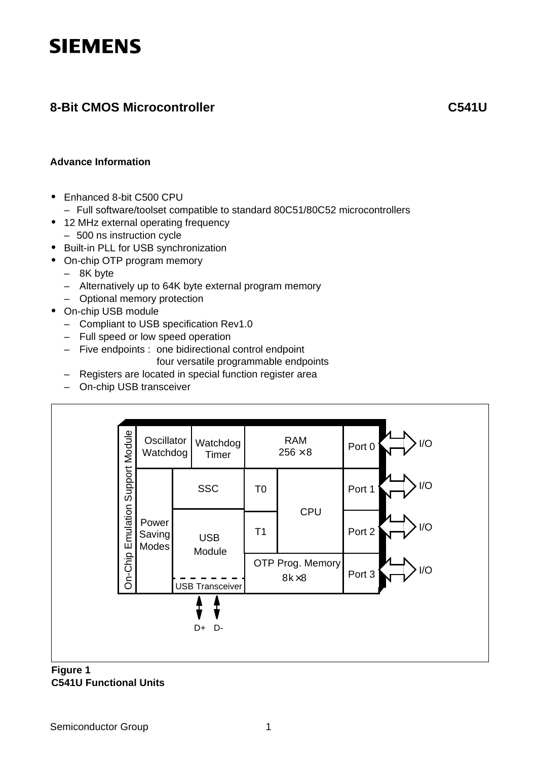**SIEMENS**

# 8-Bit CMOS Microcontroller C541U

**Advance Information**

- Enhanced 8-bit C500 CPU
  - Full software/toolset compatible to standard 80C51/80C52 microcontrollers
- 12 MHz external operating frequency
  - 500 ns instruction cycle
- Built-in PLL for USB synchronization
- On-chip OTP program memory
  - 8K byte
  - Alternatively up to 64K byte external program memory
  - Optional memory protection
- On-chip USB module
  - Compliant to USB specification Rev1.0
  - Full speed or low speed operation
  - Five endpoints : one bidirectional control endpoint
    four versatile programmable endpoints
  - Registers are located in special function register area
  - On-chip USB transceiver

On-Chip Emulation Support Module | Oscillator Watchdog | Watchdog Timer | RAM 256 × 8 | Port 0 | I/O | Power Saving Modes | SSC | T0 | CPU | Port 1 | I/O | USB Module | T1 | Port 2 | I/O | USB Transceiver | OTP Prog. Memory 8k × 8 | Port 3 | I/O | D+ | D-

**Figure 1**
**C541U Functional Units**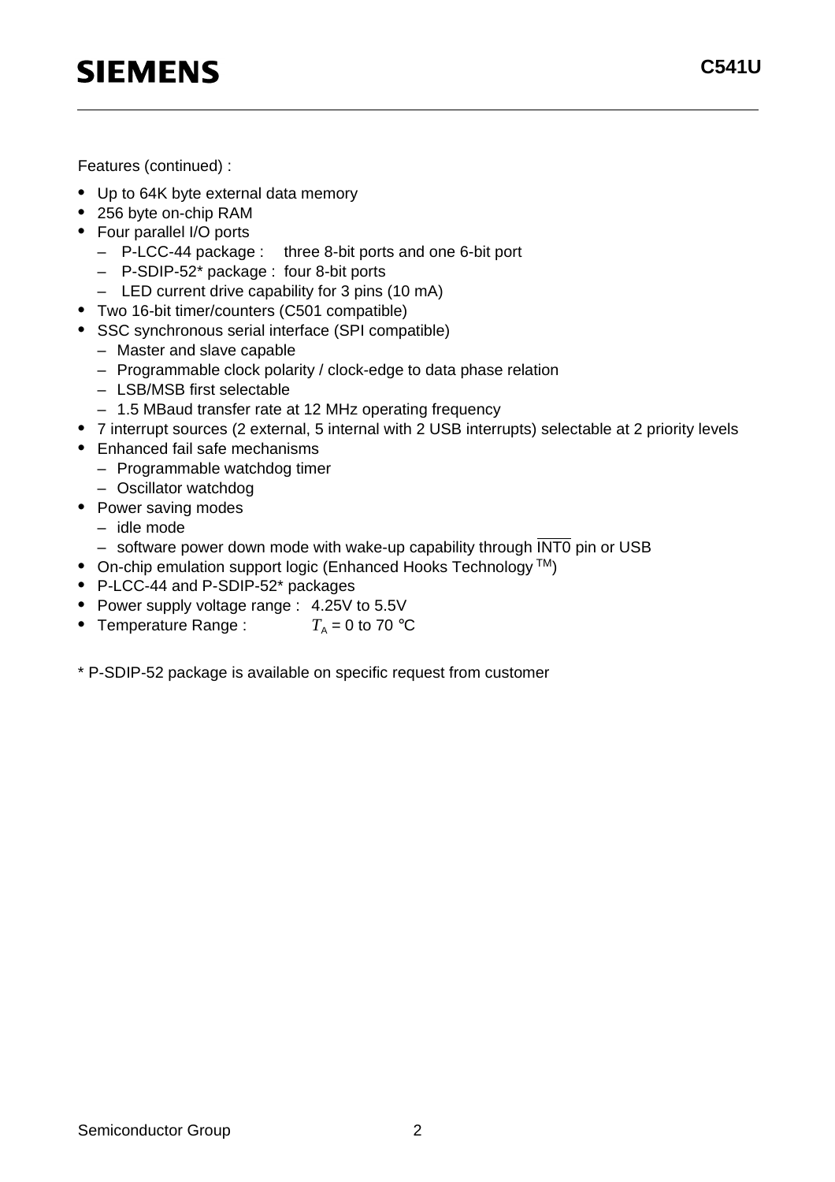Features (continued) :

- Up to 64K byte external data memory
- 256 byte on-chip RAM
- Four parallel I/O ports
  - P-LCC-44 package : three 8-bit ports and one 6-bit port
  - P-SDIP-52* package : four 8-bit ports
  - LED current drive capability for 3 pins (10 mA)
- Two 16-bit timer/counters (C501 compatible)
- SSC synchronous serial interface (SPI compatible)
  - Master and slave capable
  - Programmable clock polarity / clock-edge to data phase relation
  - LSB/MSB first selectable
  - 1.5 MBaud transfer rate at 12 MHz operating frequency
- 7 interrupt sources (2 external, 5 internal with 2 USB interrupts) selectable at 2 priority levels
- Enhanced fail safe mechanisms
  - Programmable watchdog timer
  - Oscillator watchdog
- Power saving modes
  - idle mode
  - software power down mode with wake-up capability through $\overline{\text{INT0}}$ pin or USB
- On-chip emulation support logic (Enhanced Hooks Technology ™)
- P-LCC-44 and P-SDIP-52* packages
- Power supply voltage range : 4.25V to 5.5V
- Temperature Range : $T_A$ = 0 to 70 °C

* P-SDIP-52 package is available on specific request from customer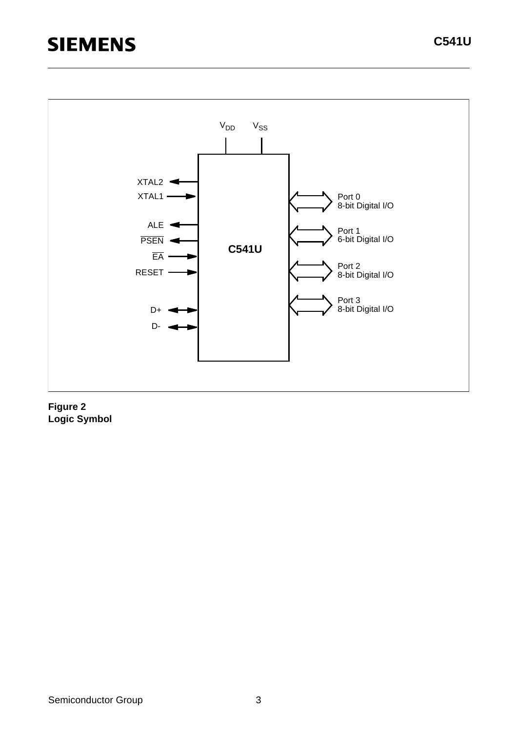$V_{DD}$ $V_{SS}$

XTAL2
XTAL1

ALE
PSEN
EA
RESET

D+
D-

**C541U**

Port 0
8-bit Digital I/O

Port 1
6-bit Digital I/O

Port 2
8-bit Digital I/O

Port 3
8-bit Digital I/O

**Figure 2**
**Logic Symbol**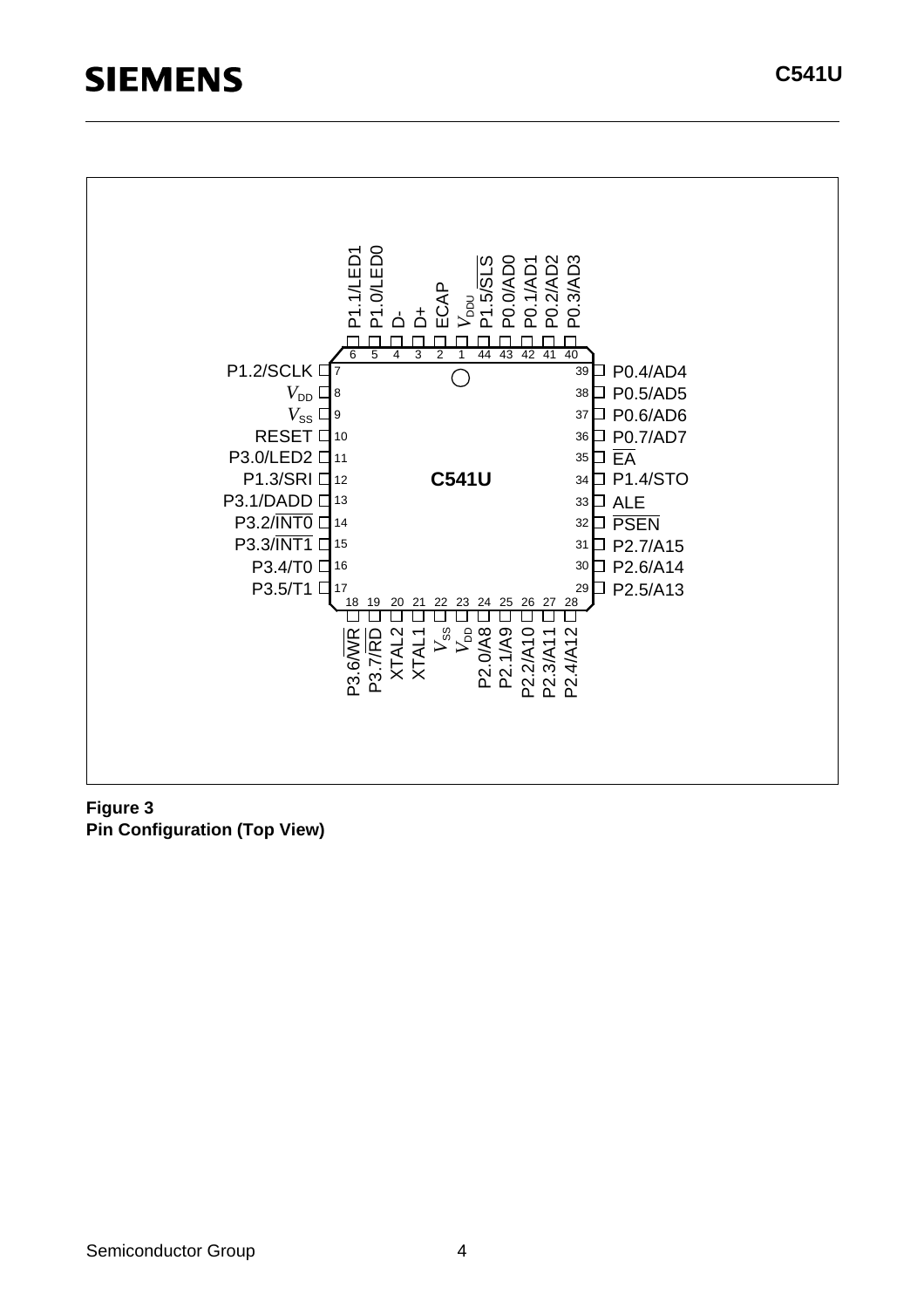**Figure 3**
**Pin Configuration (Top View)**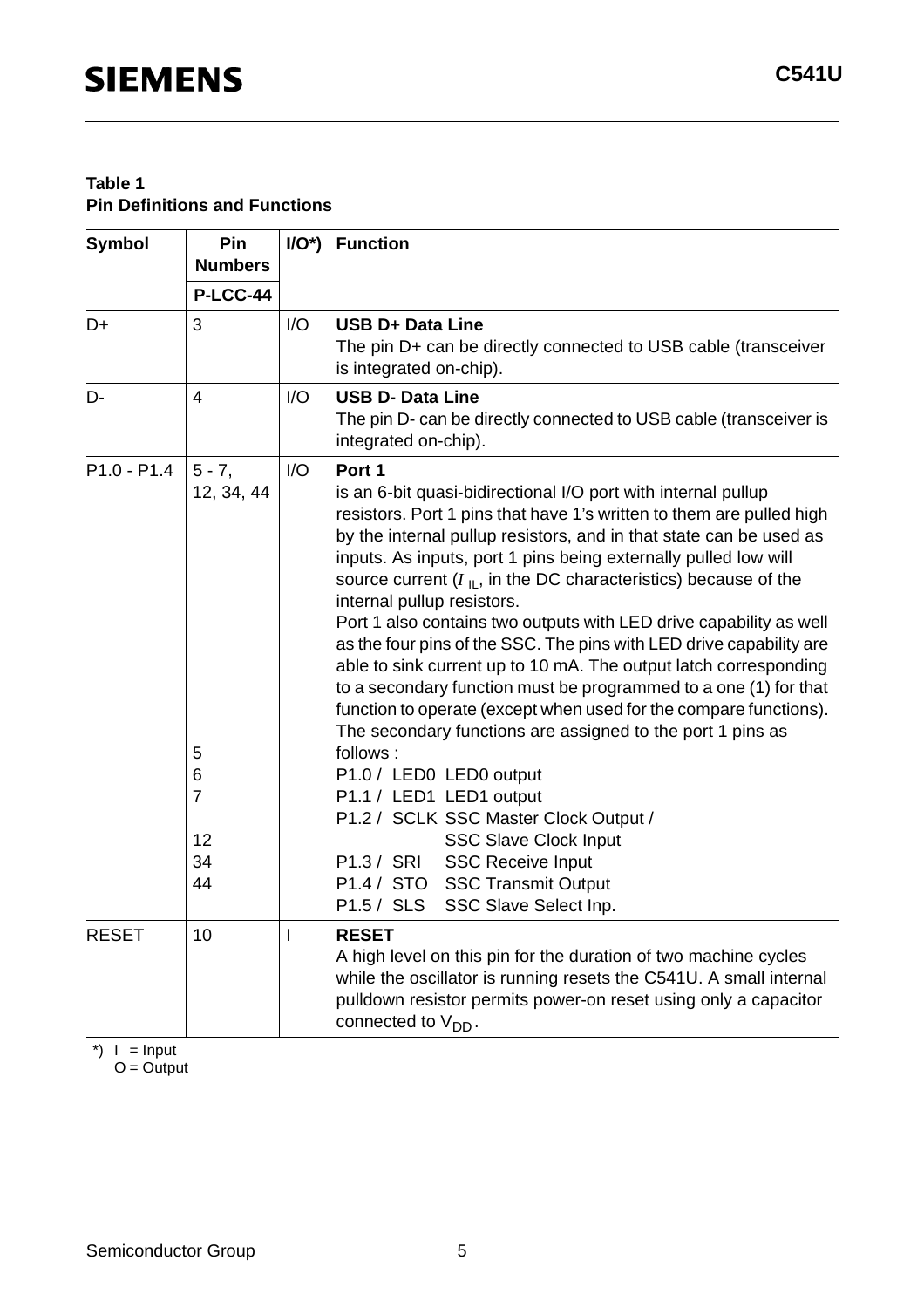**Table 1**
**Pin Definitions and Functions**

| Symbol | Pin Numbers P-LCC-44 | I/O*) | Function |
|---|---|---|---|
| D+ | 3 | I/O | **USB D+ Data Line**<br>The pin D+ can be directly connected to USB cable (transceiver is integrated on-chip). |
| D- | 4 | I/O | **USB D- Data Line**<br>The pin D- can be directly connected to USB cable (transceiver is integrated on-chip). |
| P1.0 - P1.4 | 5 - 7, 12, 34, 44<br><br>5<br>6<br>7<br><br>12<br>34<br>44 | I/O | **Port 1**<br>is an 6-bit quasi-bidirectional I/O port with internal pullup resistors. Port 1 pins that have 1's written to them are pulled high by the internal pullup resistors, and in that state can be used as inputs. As inputs, port 1 pins being externally pulled low will source current ($I_{IL}$, in the DC characteristics) because of the internal pullup resistors.<br>Port 1 also contains two outputs with LED drive capability as well as the four pins of the SSC. The pins with LED drive capability are able to sink current up to 10 mA. The output latch corresponding to a secondary function must be programmed to a one (1) for that function to operate (except when used for the compare functions). The secondary functions are assigned to the port 1 pins as follows :<br>P1.0 / LED0 LED0 output<br>P1.1 / LED1 LED1 output<br>P1.2 / SCLK SSC Master Clock Output / SSC Slave Clock Input<br>P1.3 / SRI SSC Receive Input<br>P1.4 / STO SSC Transmit Output<br>P1.5 / $\overline{SLS}$ SSC Slave Select Inp. |
| RESET | 10 | I | **RESET**<br>A high level on this pin for the duration of two machine cycles while the oscillator is running resets the C541U. A small internal pulldown resistor permits power-on reset using only a capacitor connected to $V_{DD}$. |

*) I = Input
O = Output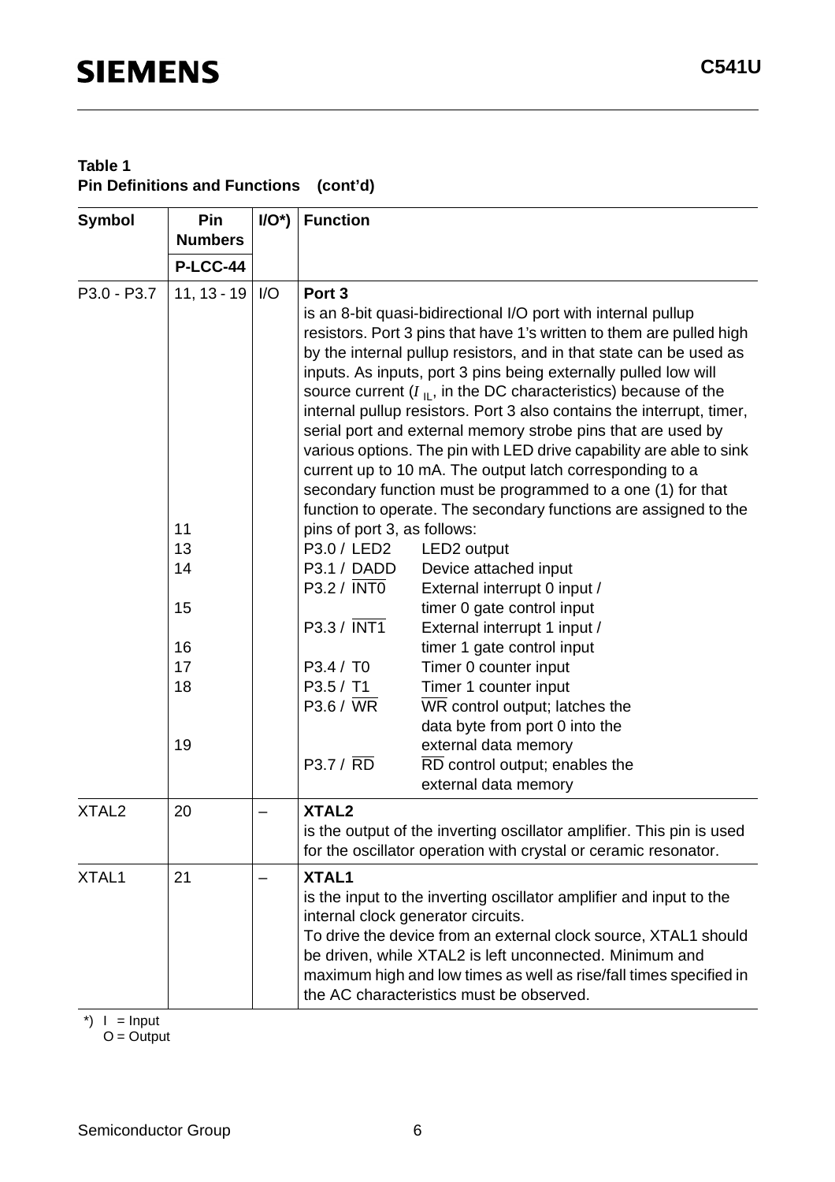**Table 1**
**Pin Definitions and Functions (cont'd)**

| Symbol | Pin Numbers P-LCC-44 | I/O*) | Function |
|---|---|---|---|
| P3.0 - P3.7 | 11, 13 - 19 | I/O | **Port 3**<br>is an 8-bit quasi-bidirectional I/O port with internal pullup resistors. Port 3 pins that have 1's written to them are pulled high by the internal pullup resistors, and in that state can be used as inputs. As inputs, port 3 pins being externally pulled low will source current ($I_{IL}$, in the DC characteristics) because of the internal pullup resistors. Port 3 also contains the interrupt, timer, serial port and external memory strobe pins that are used by various options. The pin with LED drive capability are able to sink current up to 10 mA. The output latch corresponding to a secondary function must be programmed to a one (1) for that function to operate. The secondary functions are assigned to the pins of port 3, as follows: |
| | 11 | | P3.0 / LED2 LED2 output |
| | 13 | | P3.1 / DADD Device attached input |
| | 14 | | P3.2 / $\overline{\text{INT0}}$ External interrupt 0 input / timer 0 gate control input |
| | 15 | | P3.3 / $\overline{\text{INT1}}$ External interrupt 1 input / timer 1 gate control input |
| | 16 | | P3.4 / T0 Timer 0 counter input |
| | 17 | | P3.5 / T1 Timer 1 counter input |
| | 18 | | P3.6 / $\overline{\text{WR}}$ $\overline{\text{WR}}$ control output; latches the data byte from port 0 into the external data memory |
| | 19 | | P3.7 / $\overline{\text{RD}}$ $\overline{\text{RD}}$ control output; enables the external data memory |
| XTAL2 | 20 | – | **XTAL2**<br>is the output of the inverting oscillator amplifier. This pin is used for the oscillator operation with crystal or ceramic resonator. |
| XTAL1 | 21 | – | **XTAL1**<br>is the input to the inverting oscillator amplifier and input to the internal clock generator circuits.<br>To drive the device from an external clock source, XTAL1 should be driven, while XTAL2 is left unconnected. Minimum and maximum high and low times as well as rise/fall times specified in the AC characteristics must be observed. |

*) I = Input
O = Output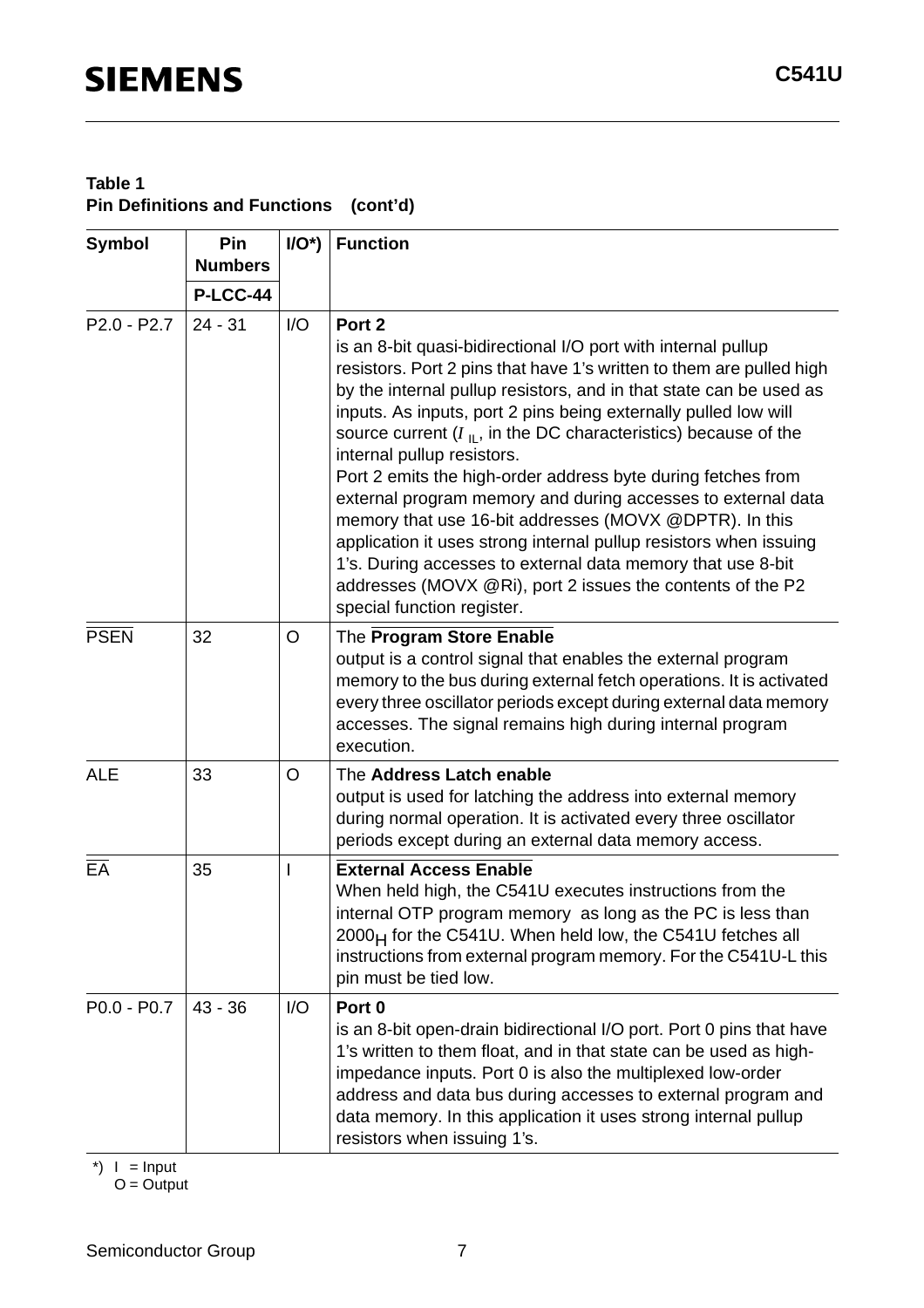**Table 1**
**Pin Definitions and Functions (cont'd)**

| Symbol | Pin Numbers | I/O*) | Function |
|---|---|---|---|
| | P-LCC-44 | | |
| P2.0 - P2.7 | 24 - 31 | I/O | **Port 2**<br>is an 8-bit quasi-bidirectional I/O port with internal pullup resistors. Port 2 pins that have 1's written to them are pulled high by the internal pullup resistors, and in that state can be used as inputs. As inputs, port 2 pins being externally pulled low will source current ($I_{IL}$, in the DC characteristics) because of the internal pullup resistors.<br>Port 2 emits the high-order address byte during fetches from external program memory and during accesses to external data memory that use 16-bit addresses (MOVX @DPTR). In this application it uses strong internal pullup resistors when issuing 1's. During accesses to external data memory that use 8-bit addresses (MOVX @Ri), port 2 issues the contents of the P2 special function register. |
| $\overline{\text{PSEN}}$ | 32 | O | The **$\overline{\textbf{Program Store Enable}}$**<br>output is a control signal that enables the external program memory to the bus during external fetch operations. It is activated every three oscillator periods except during external data memory accesses. The signal remains high during internal program execution. |
| ALE | 33 | O | The **Address Latch enable**<br>output is used for latching the address into external memory during normal operation. It is activated every three oscillator periods except during an external data memory access. |
| $\overline{\text{EA}}$ | 35 | I | **$\overline{\textbf{External Access Enable}}$**<br>When held high, the C541U executes instructions from the internal OTP program memory as long as the PC is less than $2000_H$ for the C541U. When held low, the C541U fetches all instructions from external program memory. For the C541U-L this pin must be tied low. |
| P0.0 - P0.7 | 43 - 36 | I/O | **Port 0**<br>is an 8-bit open-drain bidirectional I/O port. Port 0 pins that have 1's written to them float, and in that state can be used as high-impedance inputs. Port 0 is also the multiplexed low-order address and data bus during accesses to external program and data memory. In this application it uses strong internal pullup resistors when issuing 1's. |

*) I = Input
O = Output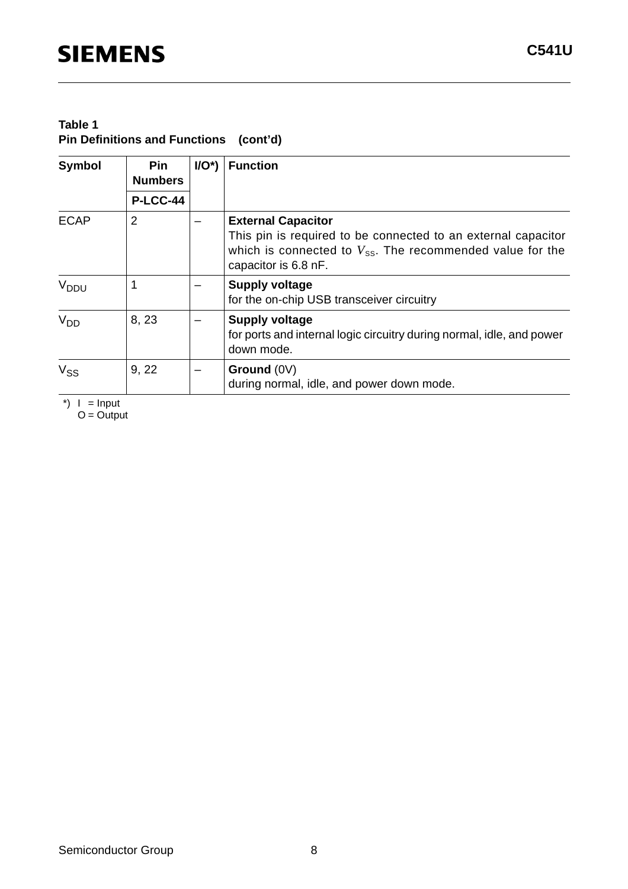**Table 1**
**Pin Definitions and Functions (cont'd)**

| Symbol | Pin Numbers | I/O*) | Function |
|---|---|---|---|
| | **P-LCC-44** | | |
| ECAP | 2 | – | **External Capacitor**<br>This pin is required to be connected to an external capacitor which is connected to $V_{SS}$. The recommended value for the capacitor is 6.8 nF. |
| $V_{DDU}$ | 1 | – | **Supply voltage**<br>for the on-chip USB transceiver circuitry |
| $V_{DD}$ | 8, 23 | – | **Supply voltage**<br>for ports and internal logic circuitry during normal, idle, and power down mode. |
| $V_{SS}$ | 9, 22 | – | **Ground** (0V)<br>during normal, idle, and power down mode. |

*) I = Input
O = Output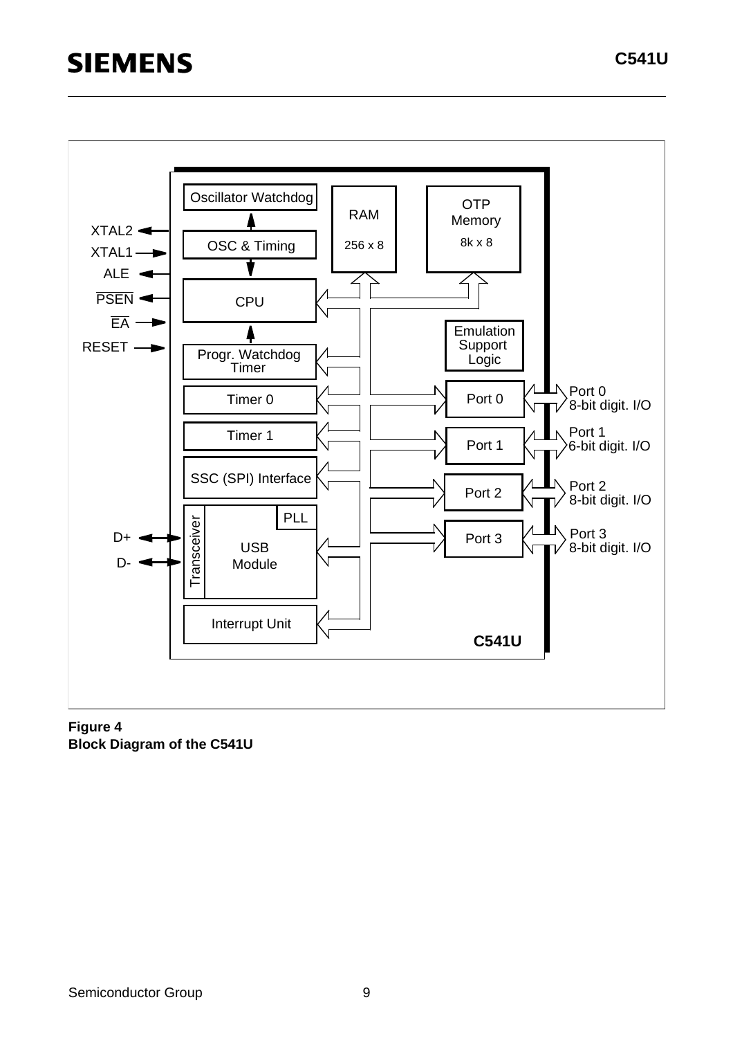Oscillator Watchdog

OSC & Timing

CPU

Progr. Watchdog Timer

Timer 0

Timer 1

SSC (SPI) Interface

Transceiver

PLL

USB Module

Interrupt Unit

RAM 256 x 8

OTP Memory 8k x 8

Emulation Support Logic

Port 0

Port 1

Port 2

Port 3

C541U

XTAL2

XTAL1

ALE

PSEN

EA

RESET

D+

D-

Port 0 8-bit digit. I/O

Port 1 6-bit digit. I/O

Port 2 8-bit digit. I/O

Port 3 8-bit digit. I/O

**Figure 4**
**Block Diagram of the C541U**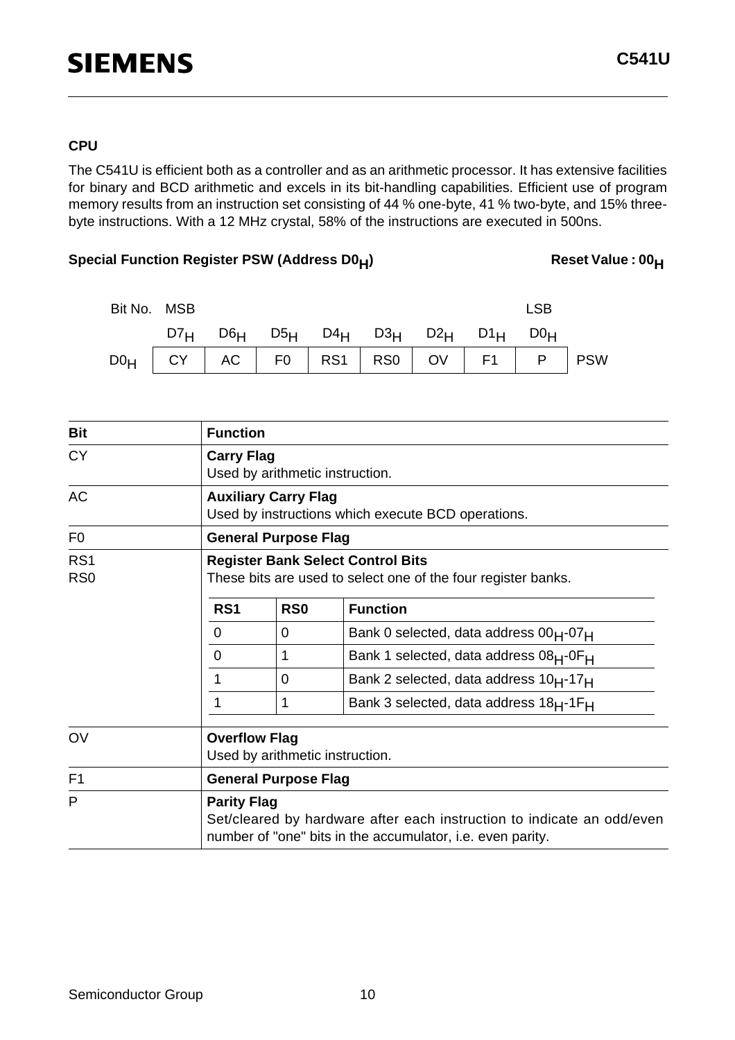### CPU

The C541U is efficient both as a controller and as an arithmetic processor. It has extensive facilities for binary and BCD arithmetic and excels in its bit-handling capabilities. Efficient use of program memory results from an instruction set consisting of 44 % one-byte, 41 % two-byte, and 15% three-byte instructions. With a 12 MHz crystal, 58% of the instructions are executed in 500ns.

**Special Function Register PSW (Address $D0_H$)** **Reset Value : $00_H$**

| Bit No. | MSB $D7_H$ | $D6_H$ | $D5_H$ | $D4_H$ | $D3_H$ | $D2_H$ | $D1_H$ | LSB $D0_H$ | |
|---|---|---|---|---|---|---|---|---|---|
| $D0_H$ | CY | AC | F0 | RS1 | RS0 | OV | F1 | P | PSW |

| Bit | Function |
|---|---|
| CY | **Carry Flag**<br>Used by arithmetic instruction. |
| AC | **Auxiliary Carry Flag**<br>Used by instructions which execute BCD operations. |
| F0 | **General Purpose Flag** |
| RS1<br>RS0 | **Register Bank Select Control Bits**<br>These bits are used to select one of the four register banks. |
| OV | **Overflow Flag**<br>Used by arithmetic instruction. |
| F1 | **General Purpose Flag** |
| P | **Parity Flag**<br>Set/cleared by hardware after each instruction to indicate an odd/even number of "one" bits in the accumulator, i.e. even parity. |

Register bank selection (RS1, RS0):

| RS1 | RS0 | Function |
|---|---|---|
| 0 | 0 | Bank 0 selected, data address $00_H$-$07_H$ |
| 0 | 1 | Bank 1 selected, data address $08_H$-$0F_H$ |
| 1 | 0 | Bank 2 selected, data address $10_H$-$17_H$ |
| 1 | 1 | Bank 3 selected, data address $18_H$-$1F_H$ |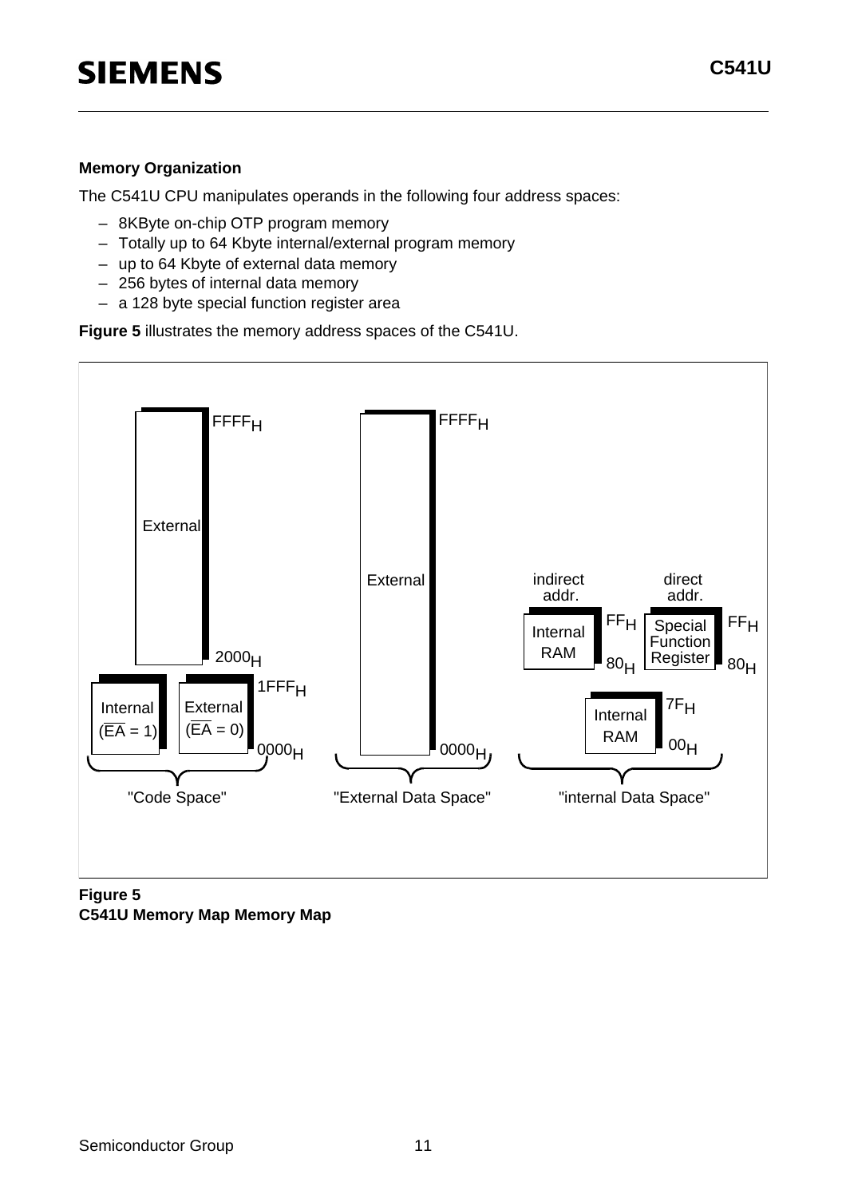### Memory Organization

The C541U CPU manipulates operands in the following four address spaces:

- 8KByte on-chip OTP program memory
- Totally up to 64 Kbyte internal/external program memory
- up to 64 Kbyte of external data memory
- 256 bytes of internal data memory
- a 128 byte special function register area

**Figure 5** illustrates the memory address spaces of the C541U.

**Figure 5**
**C541U Memory Map Memory Map**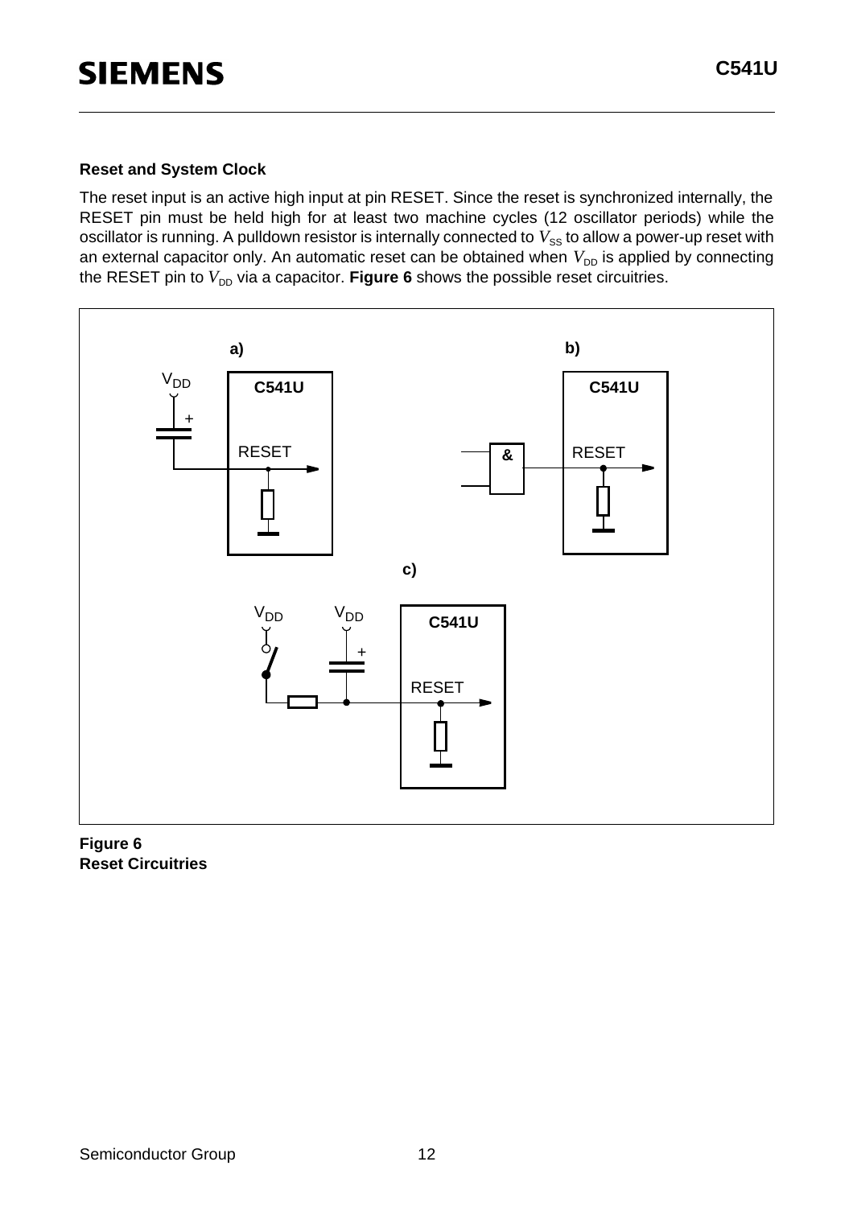### Reset and System Clock

The reset input is an active high input at pin RESET. Since the reset is synchronized internally, the RESET pin must be held high for at least two machine cycles (12 oscillator periods) while the oscillator is running. A pulldown resistor is internally connected to $V_{SS}$ to allow a power-up reset with an external capacitor only. An automatic reset can be obtained when $V_{DD}$ is applied by connecting the RESET pin to $V_{DD}$ via a capacitor. **Figure 6** shows the possible reset circuitries.

**Figure 6**
**Reset Circuitries**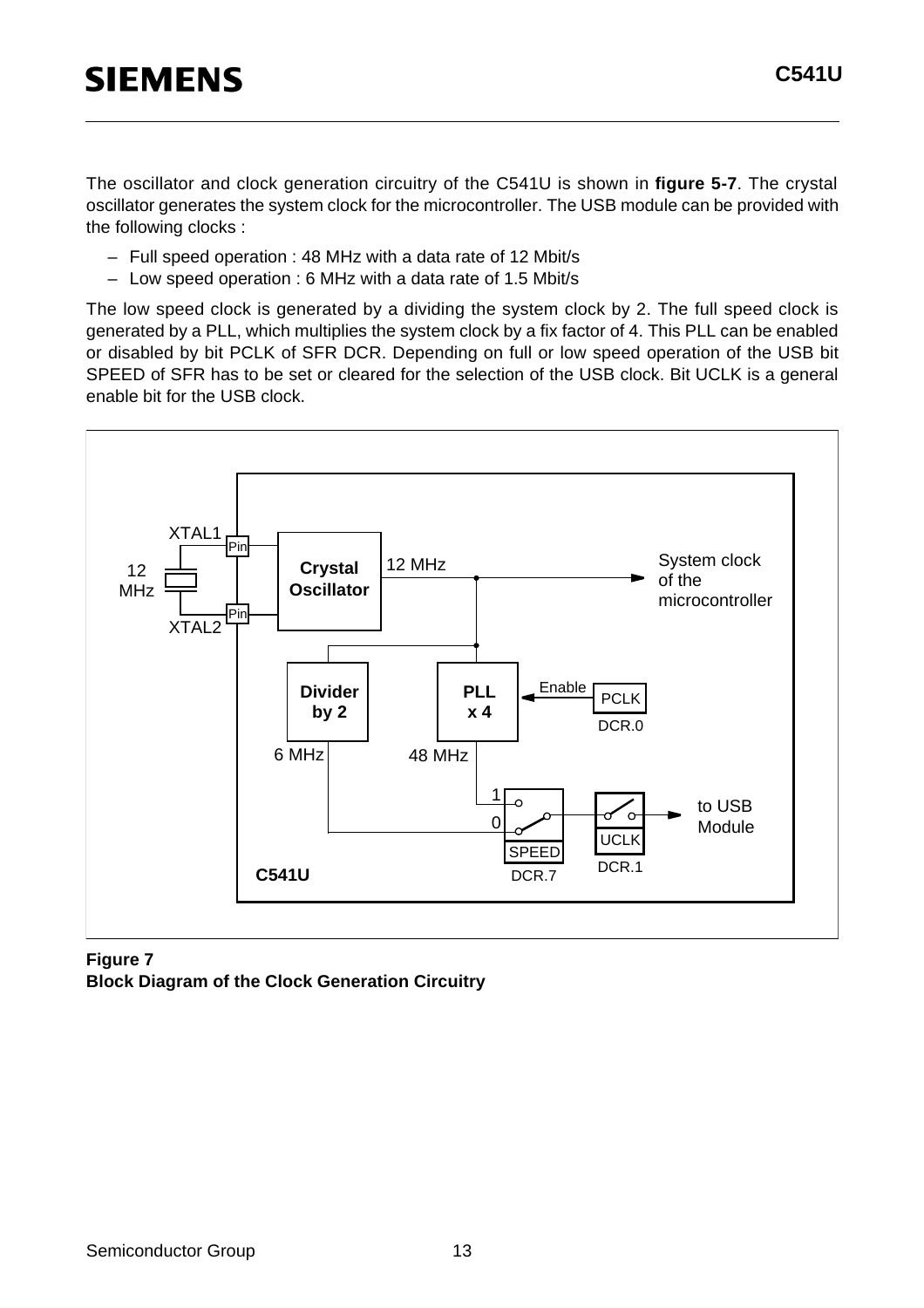The oscillator and clock generation circuitry of the C541U is shown in **figure 5-7**. The crystal oscillator generates the system clock for the microcontroller. The USB module can be provided with the following clocks :

– Full speed operation : 48 MHz with a data rate of 12 Mbit/s
– Low speed operation : 6 MHz with a data rate of 1.5 Mbit/s

The low speed clock is generated by a dividing the system clock by 2. The full speed clock is generated by a PLL, which multiplies the system clock by a fix factor of 4. This PLL can be enabled or disabled by bit PCLK of SFR DCR. Depending on full or low speed operation of the USB bit SPEED of SFR has to be set or cleared for the selection of the USB clock. Bit UCLK is a general enable bit for the USB clock.

**Figure 7**
**Block Diagram of the Clock Generation Circuitry**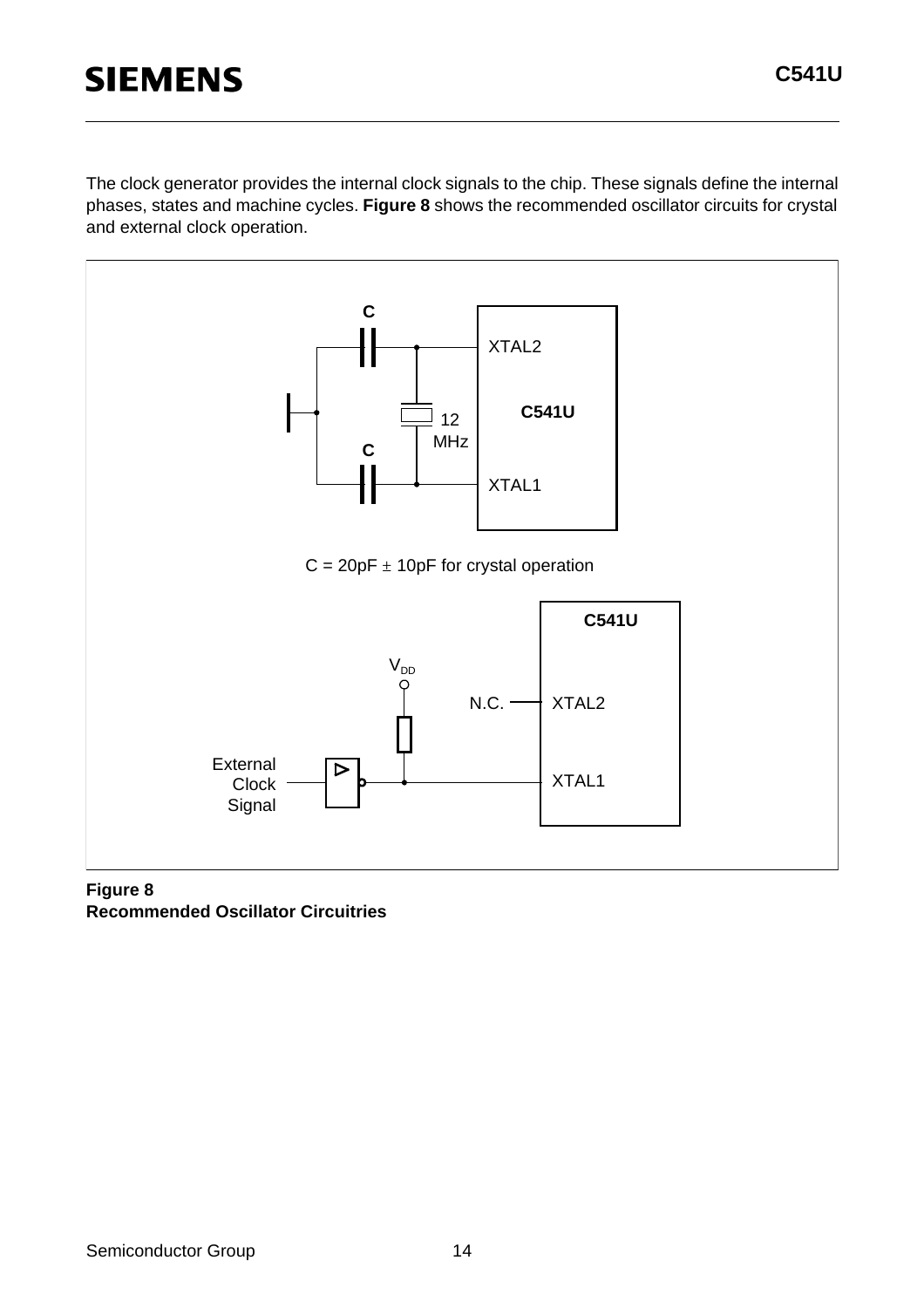The clock generator provides the internal clock signals to the chip. These signals define the internal phases, states and machine cycles. **Figure 8** shows the recommended oscillator circuits for crystal and external clock operation.

C = 20pF ± 10pF for crystal operation

**Figure 8**
**Recommended Oscillator Circuitries**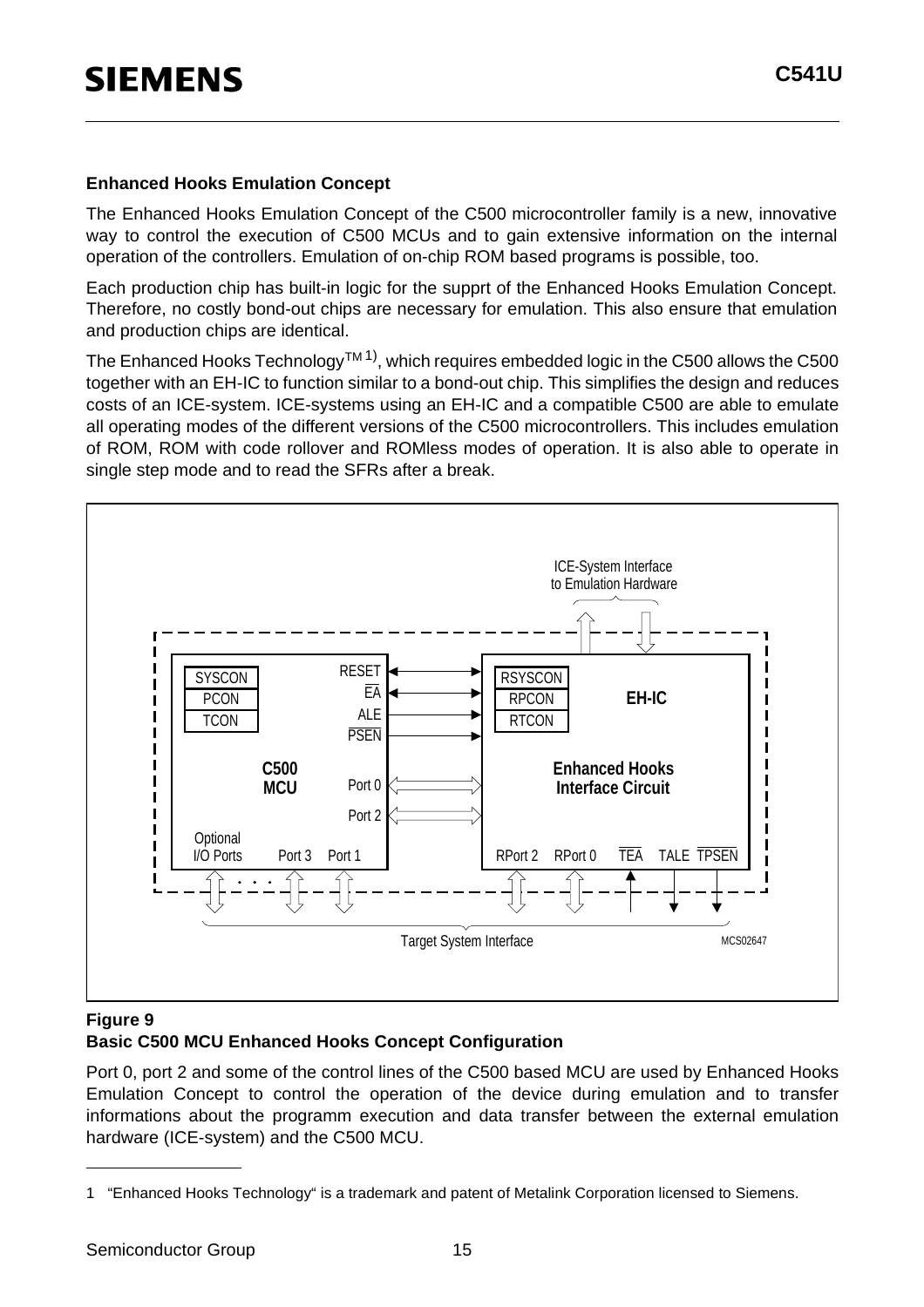### Enhanced Hooks Emulation Concept

The Enhanced Hooks Emulation Concept of the C500 microcontroller family is a new, innovative way to control the execution of C500 MCUs and to gain extensive information on the internal operation of the controllers. Emulation of on-chip ROM based programs is possible, too.

Each production chip has built-in logic for the supprt of the Enhanced Hooks Emulation Concept. Therefore, no costly bond-out chips are necessary for emulation. This also ensure that emulation and production chips are identical.

The Enhanced Hooks Technology™ [1], which requires embedded logic in the C500 allows the C500 together with an EH-IC to function similar to a bond-out chip. This simplifies the design and reduces costs of an ICE-system. ICE-systems using an EH-IC and a compatible C500 are able to emulate all operating modes of the different versions of the C500 microcontrollers. This includes emulation of ROM, ROM with code rollover and ROMless modes of operation. It is also able to operate in single step mode and to read the SFRs after a break.

ICE-System Interface to Emulation Hardware

SYSCON, PCON, TCON — C500 MCU — RESET, EA, ALE, PSEN, Port 0, Port 2, Optional I/O Ports, Port 3, Port 1

RSYSCON, RPCON, RTCON — EH-IC — Enhanced Hooks Interface Circuit — RPort 2, RPort 0, TEA, TALE, TPSEN

Target System Interface

MCS02647

**Figure 9**
**Basic C500 MCU Enhanced Hooks Concept Configuration**

Port 0, port 2 and some of the control lines of the C500 based MCU are used by Enhanced Hooks Emulation Concept to control the operation of the device during emulation and to transfer informations about the programm execution and data transfer between the external emulation hardware (ICE-system) and the C500 MCU.

---

1 "Enhanced Hooks Technology" is a trademark and patent of Metalink Corporation licensed to Siemens.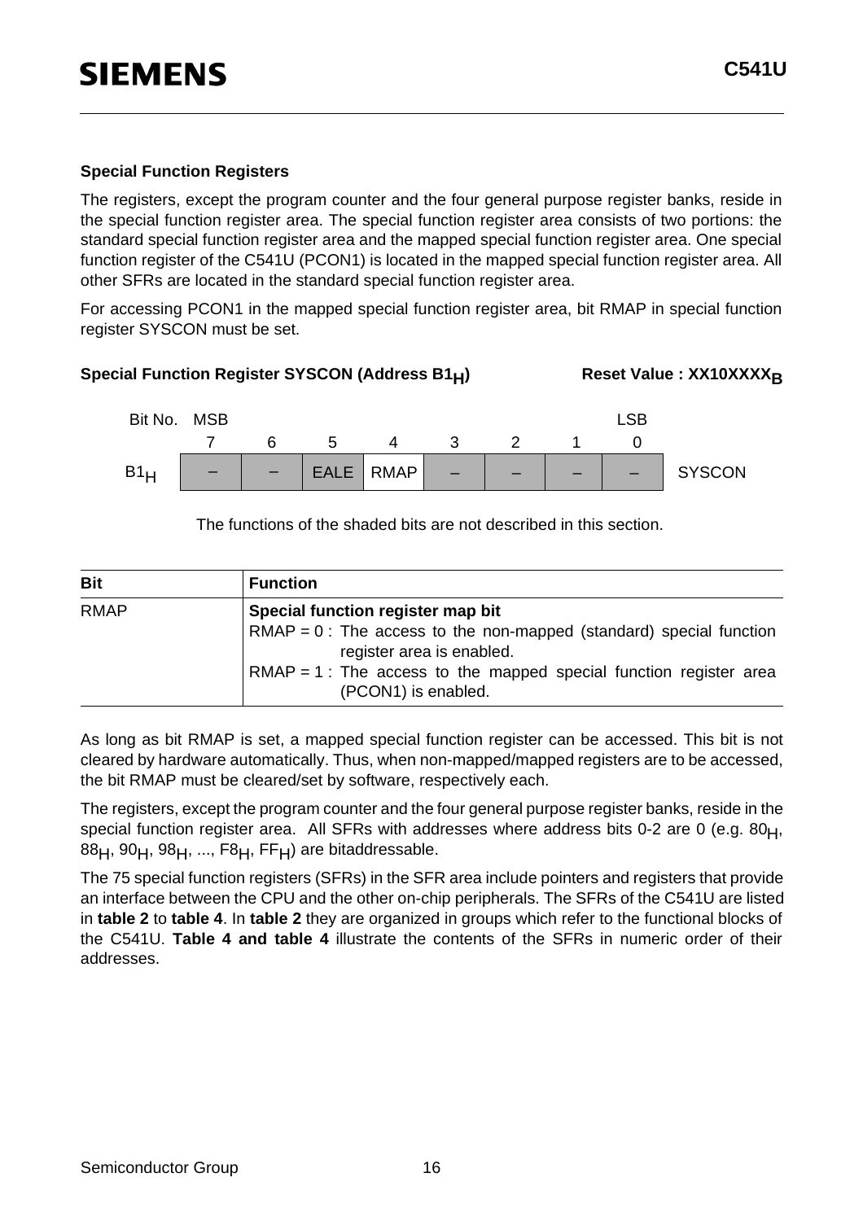**Special Function Registers**

The registers, except the program counter and the four general purpose register banks, reside in the special function register area. The special function register area consists of two portions: the standard special function register area and the mapped special function register area. One special function register of the C541U (PCON1) is located in the mapped special function register area. All other SFRs are located in the standard special function register area.

For accessing PCON1 in the mapped special function register area, bit RMAP in special function register SYSCON must be set.

**Special Function Register SYSCON (Address $B1_H$)** **Reset Value : $XX10XXXX_B$**

| Bit No. | MSB 7 | 6 | 5 | 4 | 3 | 2 | 1 | LSB 0 | |
|---|---|---|---|---|---|---|---|---|---|
| $B1_H$ | – | – | EALE | RMAP | – | – | – | – | SYSCON |

The functions of the shaded bits are not described in this section.

| Bit | Function |
|---|---|
| RMAP | **Special function register map bit**<br>RMAP = 0 : The access to the non-mapped (standard) special function register area is enabled.<br>RMAP = 1 : The access to the mapped special function register area (PCON1) is enabled. |

As long as bit RMAP is set, a mapped special function register can be accessed. This bit is not cleared by hardware automatically. Thus, when non-mapped/mapped registers are to be accessed, the bit RMAP must be cleared/set by software, respectively each.

The registers, except the program counter and the four general purpose register banks, reside in the special function register area. All SFRs with addresses where address bits 0-2 are 0 (e.g. $80_H$, $88_H$, $90_H$, $98_H$, ..., $F8_H$, $FF_H$) are bitaddressable.

The 75 special function registers (SFRs) in the SFR area include pointers and registers that provide an interface between the CPU and the other on-chip peripherals. The SFRs of the C541U are listed in **table 2** to **table 4**. In **table 2** they are organized in groups which refer to the functional blocks of the C541U. **Table 4 and table 4** illustrate the contents of the SFRs in numeric order of their addresses.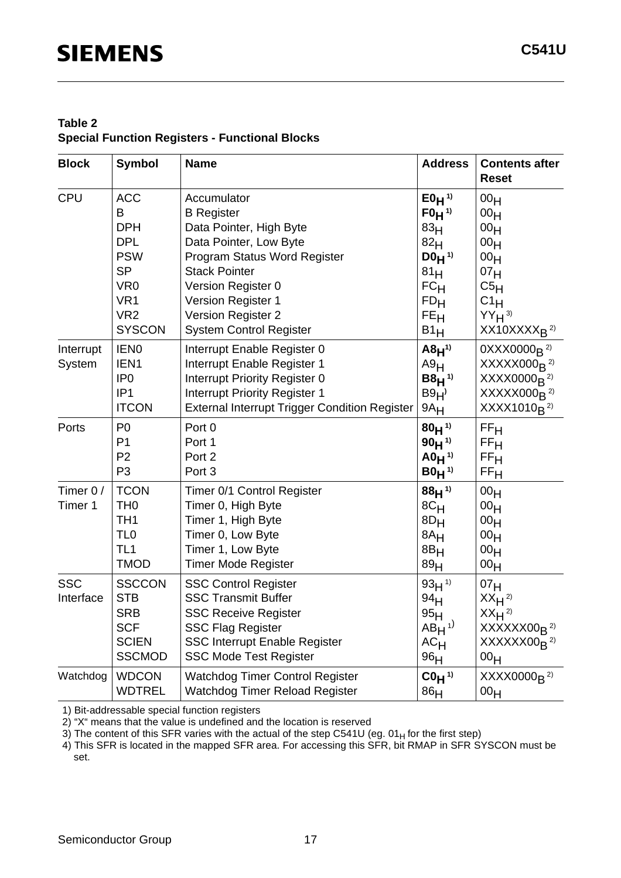**Table 2**
**Special Function Registers - Functional Blocks**

| Block | Symbol | Name | Address | Contents after Reset |
|---|---|---|---|---|
| CPU | ACC | Accumulator | **$E0_H$** [1] | $00_H$ |
| | B | B Register | **$F0_H$** [1] | $00_H$ |
| | DPH | Data Pointer, High Byte | $83_H$ | $00_H$ |
| | DPL | Data Pointer, Low Byte | $82_H$ | $00_H$ |
| | PSW | Program Status Word Register | **$D0_H$** [1] | $00_H$ |
| | SP | Stack Pointer | $81_H$ | $07_H$ |
| | VR0 | Version Register 0 | $FC_H$ | $C5_H$ |
| | VR1 | Version Register 1 | $FD_H$ | $C1_H$ |
| | VR2 | Version Register 2 | $FE_H$ | $YY_H$ [3] |
| | SYSCON | System Control Register | $B1_H$ | $XX10XXXX_B$ [2] |
| Interrupt System | IEN0 | Interrupt Enable Register 0 | **$A8_H$** [1] | $0XXX0000_B$ [2] |
| | IEN1 | Interrupt Enable Register 1 | $A9_H$ | $XXXXX000_B$ [2] |
| | IP0 | Interrupt Priority Register 0 | **$B8_H$** [1] | $XXXX0000_B$ [2] |
| | IP1 | Interrupt Priority Register 1 | $B9_H$ | $XXXXX000_B$ [2] |
| | ITCON | External Interrupt Trigger Condition Register | $9A_H$ | $XXXX1010_B$ [2] |
| Ports | P0 | Port 0 | **$80_H$** [1] | $FF_H$ |
| | P1 | Port 1 | **$90_H$** [1] | $FF_H$ |
| | P2 | Port 2 | **$A0_H$** [1] | $FF_H$ |
| | P3 | Port 3 | **$B0_H$** [1] | $FF_H$ |
| Timer 0 / Timer 1 | TCON | Timer 0/1 Control Register | **$88_H$** [1] | $00_H$ |
| | TH0 | Timer 0, High Byte | $8C_H$ | $00_H$ |
| | TH1 | Timer 1, High Byte | $8D_H$ | $00_H$ |
| | TL0 | Timer 0, Low Byte | $8A_H$ | $00_H$ |
| | TL1 | Timer 1, Low Byte | $8B_H$ | $00_H$ |
| | TMOD | Timer Mode Register | $89_H$ | $00_H$ |
| SSC Interface | SSCCON | SSC Control Register | $93_H$ [1] | $07_H$ |
| | STB | SSC Transmit Buffer | $94_H$ | $XX_H$ [2] |
| | SRB | SSC Receive Register | $95_H$ | $XX_H$ [2] |
| | SCF | SSC Flag Register | $AB_H$ [1] | $XXXXXX00_B$ [2] |
| | SCIEN | SSC Interrupt Enable Register | $AC_H$ | $XXXXXX00_B$ [2] |
| | SSCMOD | SSC Mode Test Register | $96_H$ | $00_H$ |
| Watchdog | WDCON | Watchdog Timer Control Register | **$C0_H$** [1] | $XXXX0000_B$ [2] |
| | WDTREL | Watchdog Timer Reload Register | $86_H$ | $00_H$ |

1) Bit-addressable special function registers
2) "X" means that the value is undefined and the location is reserved
3) The content of this SFR varies with the actual of the step C541U (eg. $01_H$ for the first step)
4) This SFR is located in the mapped SFR area. For accessing this SFR, bit RMAP in SFR SYSCON must be set.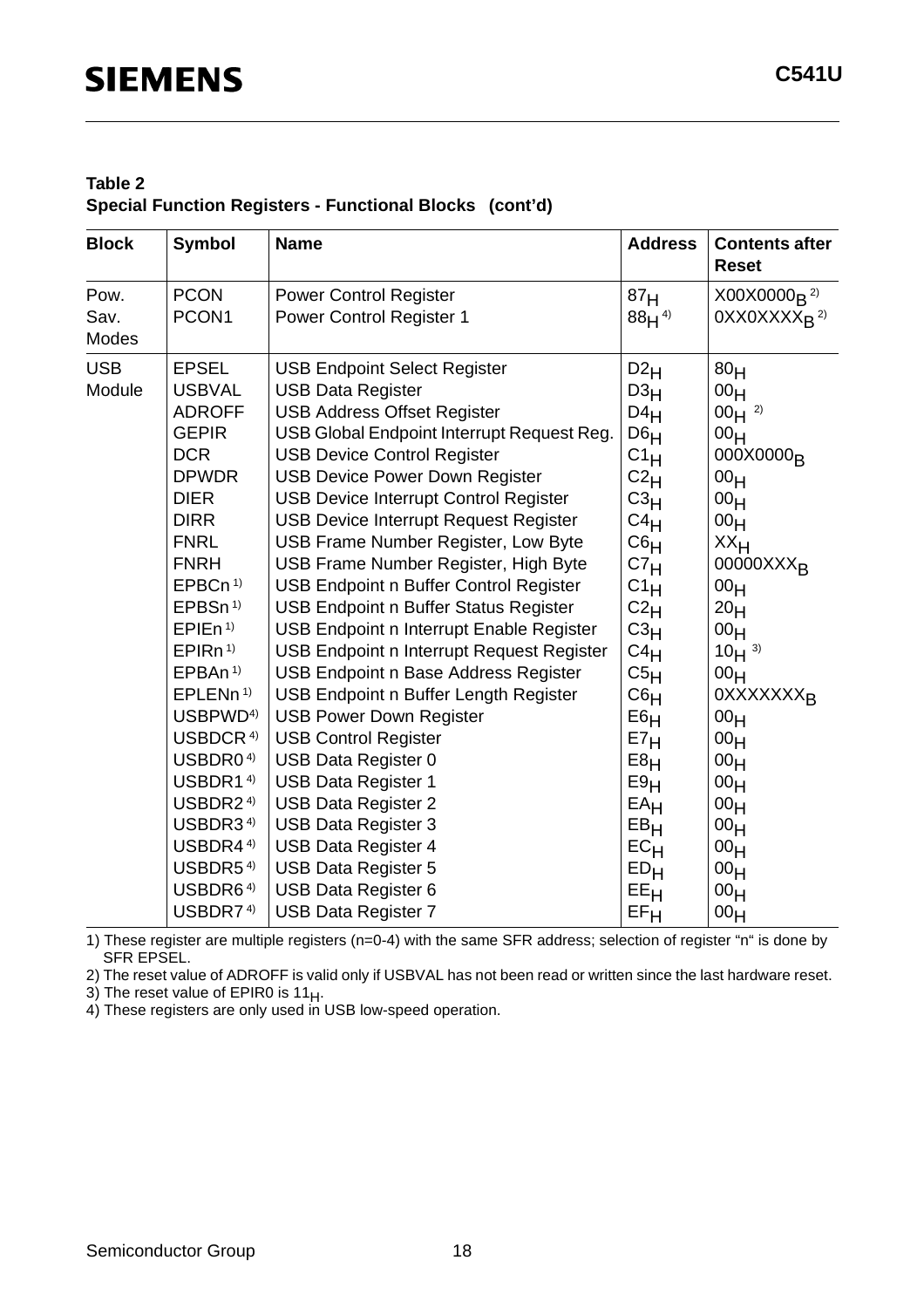**Table 2**
**Special Function Registers - Functional Blocks (cont'd)**

| Block | Symbol | Name | Address | Contents after Reset |
|---|---|---|---|---|
| Pow. Sav. Modes | PCON<br>PCON1 | Power Control Register<br>Power Control Register 1 | $87_H$<br>$88_H$ [4] | $X00X0000_B$ [2]<br>$0XX0XXXX_B$ [2] |
| USB Module | EPSEL | USB Endpoint Select Register | $D2_H$ | $80_H$ |
| | USBVAL | USB Data Register | $D3_H$ | $00_H$ |
| | ADROFF | USB Address Offset Register | $D4_H$ | $00_H$ [2] |
| | GEPIR | USB Global Endpoint Interrupt Request Reg. | $D6_H$ | $00_H$ |
| | DCR | USB Device Control Register | $C1_H$ | $000X0000_B$ |
| | DPWDR | USB Device Power Down Register | $C2_H$ | $00_H$ |
| | DIER | USB Device Interrupt Control Register | $C3_H$ | $00_H$ |
| | DIRR | USB Device Interrupt Request Register | $C4_H$ | $00_H$ |
| | FNRL | USB Frame Number Register, Low Byte | $C6_H$ | $XX_H$ |
| | FNRH | USB Frame Number Register, High Byte | $C7_H$ | $00000XXX_B$ |
| | EPBCn [1] | USB Endpoint n Buffer Control Register | $C1_H$ | $00_H$ |
| | EPBSn [1] | USB Endpoint n Buffer Status Register | $C2_H$ | $20_H$ |
| | EPIEn [1] | USB Endpoint n Interrupt Enable Register | $C3_H$ | $00_H$ |
| | EPIRn [1] | USB Endpoint n Interrupt Request Register | $C4_H$ | $10_H$ [3] |
| | EPBAn [1] | USB Endpoint n Base Address Register | $C5_H$ | $00_H$ |
| | EPLENn [1] | USB Endpoint n Buffer Length Register | $C6_H$ | $0XXXXXXX_B$ |
| | USBPWD [4] | USB Power Down Register | $E6_H$ | $00_H$ |
| | USBDCR [4] | USB Control Register | $E7_H$ | $00_H$ |
| | USBDR0 [4] | USB Data Register 0 | $E8_H$ | $00_H$ |
| | USBDR1 [4] | USB Data Register 1 | $E9_H$ | $00_H$ |
| | USBDR2 [4] | USB Data Register 2 | $EA_H$ | $00_H$ |
| | USBDR3 [4] | USB Data Register 3 | $EB_H$ | $00_H$ |
| | USBDR4 [4] | USB Data Register 4 | $EC_H$ | $00_H$ |
| | USBDR5 [4] | USB Data Register 5 | $ED_H$ | $00_H$ |
| | USBDR6 [4] | USB Data Register 6 | $EE_H$ | $00_H$ |
| | USBDR7 [4] | USB Data Register 7 | $EF_H$ | $00_H$ |

1) These register are multiple registers (n=0-4) with the same SFR address; selection of register "n" is done by SFR EPSEL.

2) The reset value of ADROFF is valid only if USBVAL has not been read or written since the last hardware reset.

3) The reset value of EPIR0 is $11_H$.

4) These registers are only used in USB low-speed operation.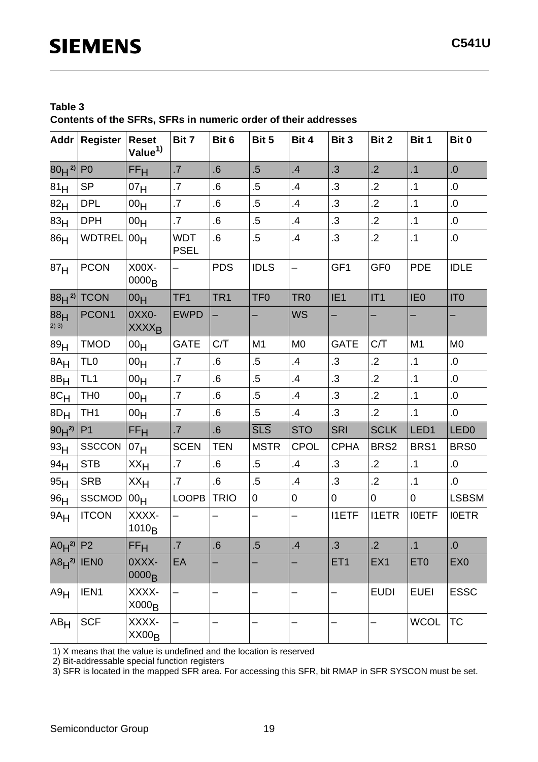**Table 3**
**Contents of the SFRs, SFRs in numeric order of their addresses**

| Addr | Register | Reset Value[1] | Bit 7 | Bit 6 | Bit 5 | Bit 4 | Bit 3 | Bit 2 | Bit 1 | Bit 0 |
|---|---|---|---|---|---|---|---|---|---|---|
| $80_H$ [2] | P0 | $FF_H$ | .7 | .6 | .5 | .4 | .3 | .2 | .1 | .0 |
| $81_H$ | SP | $07_H$ | .7 | .6 | .5 | .4 | .3 | .2 | .1 | .0 |
| $82_H$ | DPL | $00_H$ | .7 | .6 | .5 | .4 | .3 | .2 | .1 | .0 |
| $83_H$ | DPH | $00_H$ | .7 | .6 | .5 | .4 | .3 | .2 | .1 | .0 |
| $86_H$ | WDTREL | $00_H$ | WDT PSEL | .6 | .5 | .4 | .3 | .2 | .1 | .0 |
| $87_H$ | PCON | $X00X\text{-}0000_B$ | – | PDS | IDLS | – | GF1 | GF0 | PDE | IDLE |
| $88_H$ [2] | TCON | $00_H$ | TF1 | TR1 | TF0 | TR0 | IE1 | IT1 | IE0 | IT0 |
| $88_H$ [2] [3] | PCON1 | $0XX0\text{-}XXXX_B$ | EWPD | – | – | WS | – | – | – | – |
| $89_H$ | TMOD | $00_H$ | GATE | $C/\overline{T}$ | M1 | M0 | GATE | $C/\overline{T}$ | M1 | M0 |
| $8A_H$ | TL0 | $00_H$ | .7 | .6 | .5 | .4 | .3 | .2 | .1 | .0 |
| $8B_H$ | TL1 | $00_H$ | .7 | .6 | .5 | .4 | .3 | .2 | .1 | .0 |
| $8C_H$ | TH0 | $00_H$ | .7 | .6 | .5 | .4 | .3 | .2 | .1 | .0 |
| $8D_H$ | TH1 | $00_H$ | .7 | .6 | .5 | .4 | .3 | .2 | .1 | .0 |
| $90_H$ [2] | P1 | $FF_H$ | .7 | .6 | $\overline{SLS}$ | STO | SRI | SCLK | LED1 | LED0 |
| $93_H$ | SSCCON | $07_H$ | SCEN | TEN | MSTR | CPOL | CPHA | BRS2 | BRS1 | BRS0 |
| $94_H$ | STB | $XX_H$ | .7 | .6 | .5 | .4 | .3 | .2 | .1 | .0 |
| $95_H$ | SRB | $XX_H$ | .7 | .6 | .5 | .4 | .3 | .2 | .1 | .0 |
| $96_H$ | SSCMOD | $00_H$ | LOOPB | TRIO | 0 | 0 | 0 | 0 | 0 | LSBSM |
| $9A_H$ | ITCON | $XXXX\text{-}1010_B$ | – | – | – | – | I1ETF | I1ETR | I0ETF | I0ETR |
| $A0_H$ [2] | P2 | $FF_H$ | .7 | .6 | .5 | .4 | .3 | .2 | .1 | .0 |
| $A8_H$ [2] | IEN0 | $0XXX\text{-}0000_B$ | EA | – | – | – | ET1 | EX1 | ET0 | EX0 |
| $A9_H$ | IEN1 | $XXXX\text{-}X000_B$ | – | – | – | – | – | EUDI | EUEI | ESSC |
| $AB_H$ | SCF | $XXXX\text{-}XX00_B$ | – | – | – | – | – | – | WCOL | TC |

1) X means that the value is undefined and the location is reserved
2) Bit-addressable special function registers
3) SFR is located in the mapped SFR area. For accessing this SFR, bit RMAP in SFR SYSCON must be set.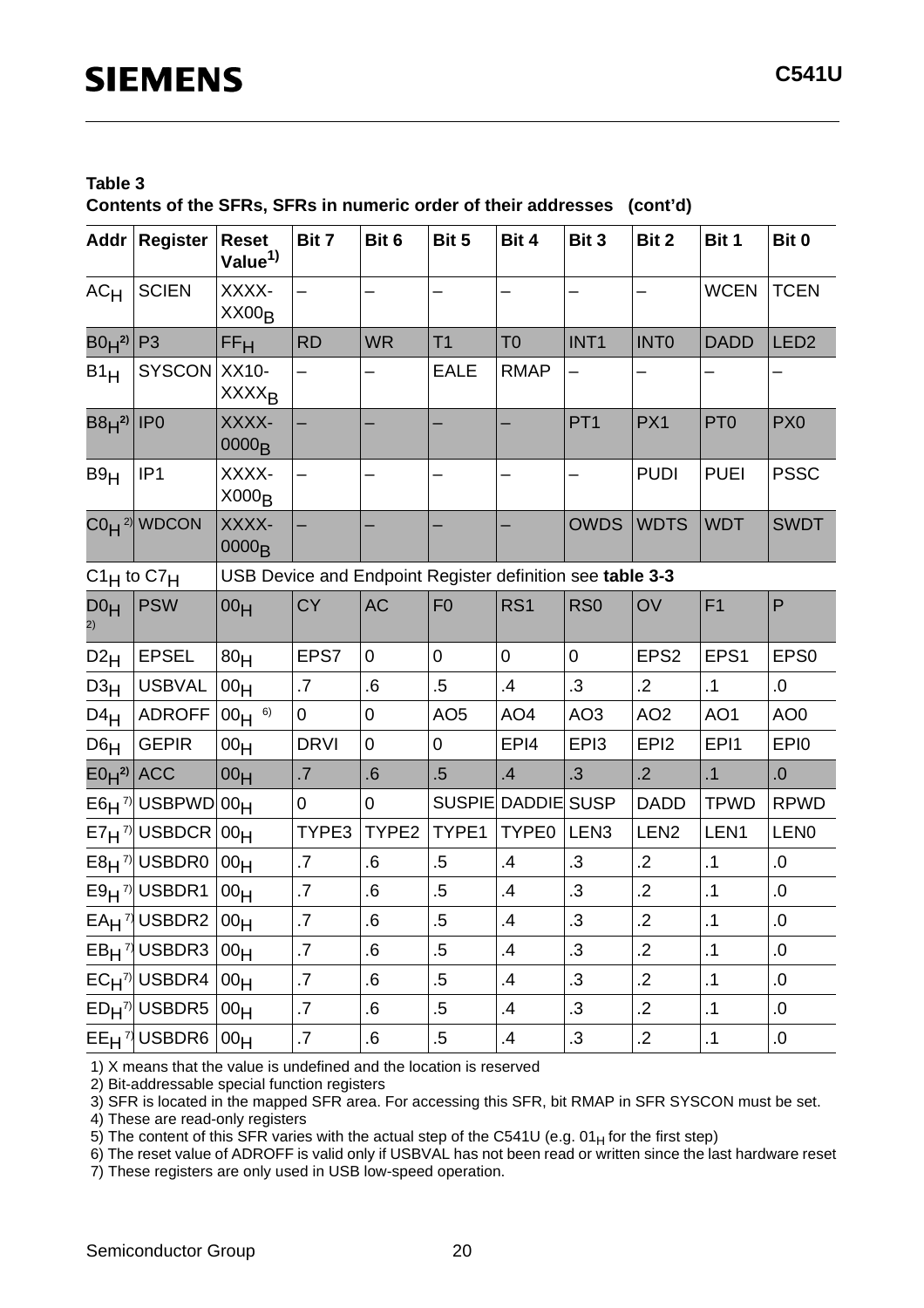**Table 3**
**Contents of the SFRs, SFRs in numeric order of their addresses (cont'd)**

| Addr | Register | Reset Value[1)] | Bit 7 | Bit 6 | Bit 5 | Bit 4 | Bit 3 | Bit 2 | Bit 1 | Bit 0 |
|---|---|---|---|---|---|---|---|---|---|---|
| $AC_H$ | SCIEN | XXXX-$XX00_B$ | – | – | – | – | – | – | WCEN | TCEN |
| $B0_H$[2)] | P3 | $FF_H$ | RD | WR | T1 | T0 | INT1 | INT0 | DADD | LED2 |
| $B1_H$ | SYSCON | XX10-$XXXX_B$ | – | – | EALE | RMAP | – | – | – | – |
| $B8_H$[2)] | IP0 | XXXX-$0000_B$ | – | – | – | – | PT1 | PX1 | PT0 | PX0 |
| $B9_H$ | IP1 | XXXX-$X000_B$ | – | – | – | – | – | PUDI | PUEI | PSSC |
| $C0_H$[2)] | WDCON | XXXX-$0000_B$ | – | – | – | – | OWDS | WDTS | WDT | SWDT |
| $C1_H$ to $C7_H$ | | USB Device and Endpoint Register definition see **table 3-3** | | | | | | | | |
| $D0_H$[2)] | PSW | $00_H$ | CY | AC | F0 | RS1 | RS0 | OV | F1 | P |
| $D2_H$ | EPSEL | $80_H$ | EPS7 | 0 | 0 | 0 | 0 | EPS2 | EPS1 | EPS0 |
| $D3_H$ | USBVAL | $00_H$ | .7 | .6 | .5 | .4 | .3 | .2 | .1 | .0 |
| $D4_H$ | ADROFF | $00_H$[6)] | 0 | 0 | AO5 | AO4 | AO3 | AO2 | AO1 | AO0 |
| $D6_H$ | GEPIR | $00_H$ | DRVI | 0 | 0 | EPI4 | EPI3 | EPI2 | EPI1 | EPI0 |
| $E0_H$[2)] | ACC | $00_H$ | .7 | .6 | .5 | .4 | .3 | .2 | .1 | .0 |
| $E6_H$[7)] | USBPWD | $00_H$ | 0 | 0 | SUSPIE | DADDIE | SUSP | DADD | TPWD | RPWD |
| $E7_H$[7)] | USBDCR | $00_H$ | TYPE3 | TYPE2 | TYPE1 | TYPE0 | LEN3 | LEN2 | LEN1 | LEN0 |
| $E8_H$[7)] | USBDR0 | $00_H$ | .7 | .6 | .5 | .4 | .3 | .2 | .1 | .0 |
| $E9_H$[7)] | USBDR1 | $00_H$ | .7 | .6 | .5 | .4 | .3 | .2 | .1 | .0 |
| $EA_H$[7)] | USBDR2 | $00_H$ | .7 | .6 | .5 | .4 | .3 | .2 | .1 | .0 |
| $EB_H$[7)] | USBDR3 | $00_H$ | .7 | .6 | .5 | .4 | .3 | .2 | .1 | .0 |
| $EC_H$[7)] | USBDR4 | $00_H$ | .7 | .6 | .5 | .4 | .3 | .2 | .1 | .0 |
| $ED_H$[7)] | USBDR5 | $00_H$ | .7 | .6 | .5 | .4 | .3 | .2 | .1 | .0 |
| $EE_H$[7)] | USBDR6 | $00_H$ | .7 | .6 | .5 | .4 | .3 | .2 | .1 | .0 |

1) X means that the value is undefined and the location is reserved
2) Bit-addressable special function registers
3) SFR is located in the mapped SFR area. For accessing this SFR, bit RMAP in SFR SYSCON must be set.
4) These are read-only registers
5) The content of this SFR varies with the actual step of the C541U (e.g. $01_H$ for the first step)
6) The reset value of ADROFF is valid only if USBVAL has not been read or written since the last hardware reset
7) These registers are only used in USB low-speed operation.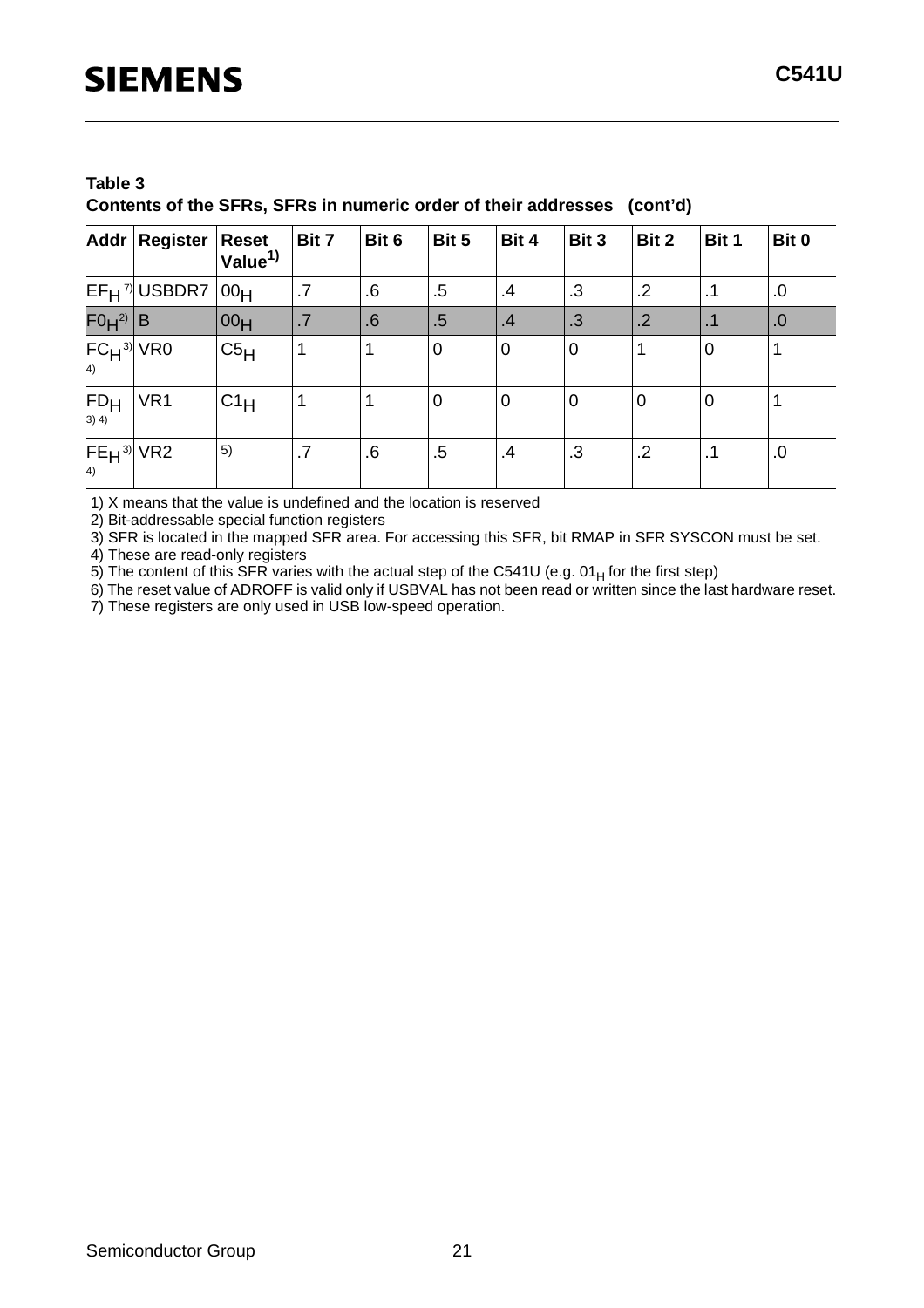**Table 3**
**Contents of the SFRs, SFRs in numeric order of their addresses (cont'd)**

| Addr | Register | Reset Value[1)] | Bit 7 | Bit 6 | Bit 5 | Bit 4 | Bit 3 | Bit 2 | Bit 1 | Bit 0 |
|---|---|---|---|---|---|---|---|---|---|---|
| $EF_H$ [7)] | USBDR7 | $00_H$ | .7 | .6 | .5 | .4 | .3 | .2 | .1 | .0 |
| $F0_H$ [2)] | B | $00_H$ | .7 | .6 | .5 | .4 | .3 | .2 | .1 | .0 |
| $FC_H$ [3)] [4)] | VR0 | $C5_H$ | 1 | 1 | 0 | 0 | 0 | 1 | 0 | 1 |
| $FD_H$ [3) 4)] | VR1 | $C1_H$ | 1 | 1 | 0 | 0 | 0 | 0 | 0 | 1 |
| $FE_H$ [3)] [4)] | VR2 | [5)] | .7 | .6 | .5 | .4 | .3 | .2 | .1 | .0 |

1) X means that the value is undefined and the location is reserved
2) Bit-addressable special function registers
3) SFR is located in the mapped SFR area. For accessing this SFR, bit RMAP in SFR SYSCON must be set.
4) These are read-only registers
5) The content of this SFR varies with the actual step of the C541U (e.g. $01_H$ for the first step)
6) The reset value of ADROFF is valid only if USBVAL has not been read or written since the last hardware reset.
7) These registers are only used in USB low-speed operation.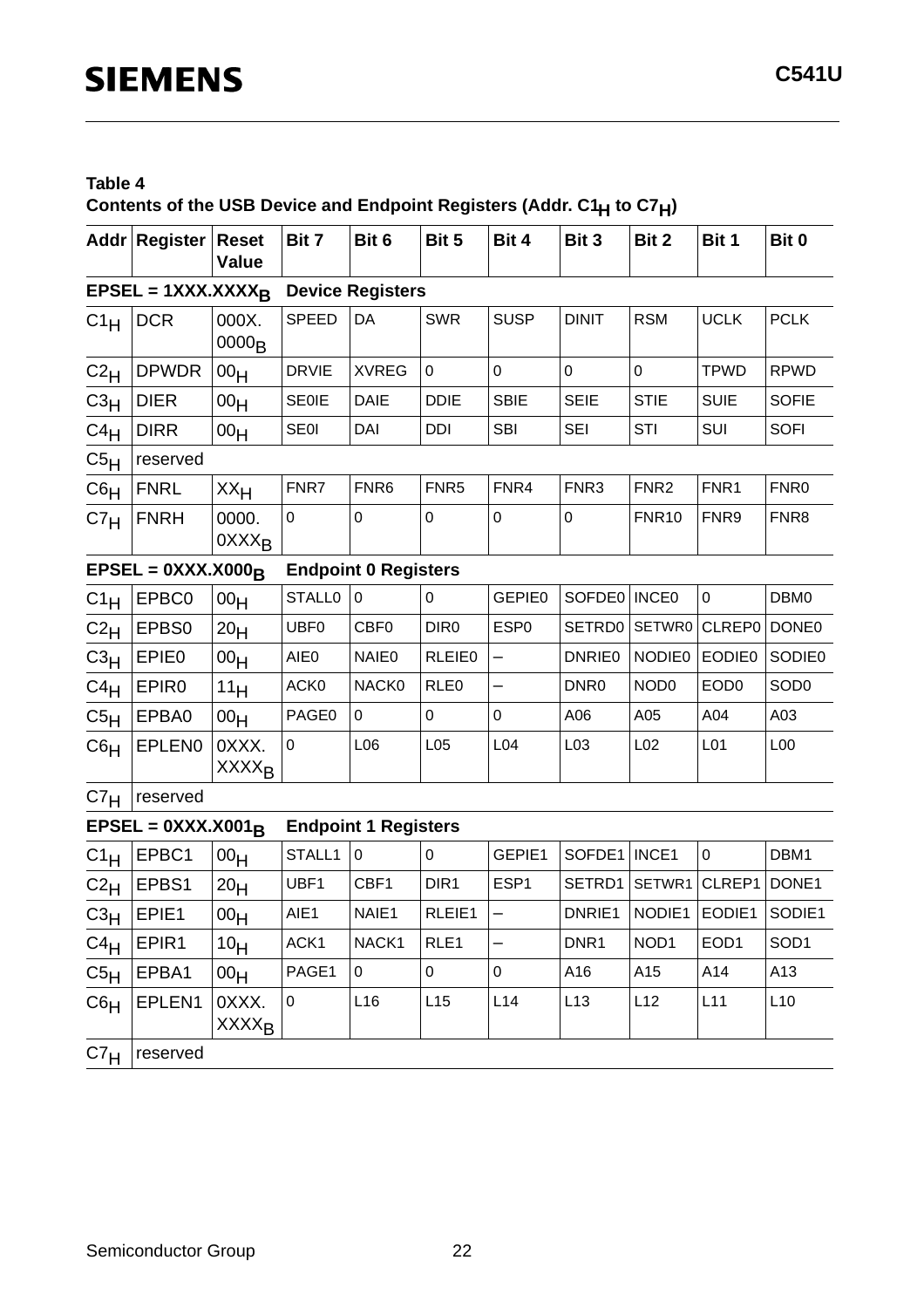**Table 4**
**Contents of the USB Device and Endpoint Registers (Addr. $C1_H$ to $C7_H$)**

| Addr | Register | Reset Value | Bit 7 | Bit 6 | Bit 5 | Bit 4 | Bit 3 | Bit 2 | Bit 1 | Bit 0 |
|---|---|---|---|---|---|---|---|---|---|---|
| **EPSEL = 1XXX.XXXX$_B$** | | | **Device Registers** | | | | | | | |
| $C1_H$ | DCR | 000X.0000$_B$ | SPEED | DA | SWR | SUSP | DINIT | RSM | UCLK | PCLK |
| $C2_H$ | DPWDR | $00_H$ | DRVIE | XVREG | 0 | 0 | 0 | 0 | TPWD | RPWD |
| $C3_H$ | DIER | $00_H$ | SE0IE | DAIE | DDIE | SBIE | SEIE | STIE | SUIE | SOFIE |
| $C4_H$ | DIRR | $00_H$ | SE0I | DAI | DDI | SBI | SEI | STI | SUI | SOFI |
| $C5_H$ | reserved | | | | | | | | | |
| $C6_H$ | FNRL | $XX_H$ | FNR7 | FNR6 | FNR5 | FNR4 | FNR3 | FNR2 | FNR1 | FNR0 |
| $C7_H$ | FNRH | 0000.0XXX$_B$ | 0 | 0 | 0 | 0 | 0 | FNR10 | FNR9 | FNR8 |
| **EPSEL = 0XXX.X000$_B$** | | | **Endpoint 0 Registers** | | | | | | | |
| $C1_H$ | EPBC0 | $00_H$ | STALL0 | 0 | 0 | GEPIE0 | SOFDE0 | INCE0 | 0 | DBM0 |
| $C2_H$ | EPBS0 | $20_H$ | UBF0 | CBF0 | DIR0 | ESP0 | SETRD0 | SETWR0 | CLREP0 | DONE0 |
| $C3_H$ | EPIE0 | $00_H$ | AIE0 | NAIE0 | RLEIE0 | – | DNRIE0 | NODIE0 | EODIE0 | SODIE0 |
| $C4_H$ | EPIR0 | $11_H$ | ACK0 | NACK0 | RLE0 | – | DNR0 | NOD0 | EOD0 | SOD0 |
| $C5_H$ | EPBA0 | $00_H$ | PAGE0 | 0 | 0 | 0 | A06 | A05 | A04 | A03 |
| $C6_H$ | EPLEN0 | 0XXX.XXXX$_B$ | 0 | L06 | L05 | L04 | L03 | L02 | L01 | L00 |
| $C7_H$ | reserved | | | | | | | | | |
| **EPSEL = 0XXX.X001$_B$** | | | **Endpoint 1 Registers** | | | | | | | |
| $C1_H$ | EPBC1 | $00_H$ | STALL1 | 0 | 0 | GEPIE1 | SOFDE1 | INCE1 | 0 | DBM1 |
| $C2_H$ | EPBS1 | $20_H$ | UBF1 | CBF1 | DIR1 | ESP1 | SETRD1 | SETWR1 | CLREP1 | DONE1 |
| $C3_H$ | EPIE1 | $00_H$ | AIE1 | NAIE1 | RLEIE1 | – | DNRIE1 | NODIE1 | EODIE1 | SODIE1 |
| $C4_H$ | EPIR1 | $10_H$ | ACK1 | NACK1 | RLE1 | – | DNR1 | NOD1 | EOD1 | SOD1 |
| $C5_H$ | EPBA1 | $00_H$ | PAGE1 | 0 | 0 | 0 | A16 | A15 | A14 | A13 |
| $C6_H$ | EPLEN1 | 0XXX.XXXX$_B$ | 0 | L16 | L15 | L14 | L13 | L12 | L11 | L10 |
| $C7_H$ | reserved | | | | | | | | | |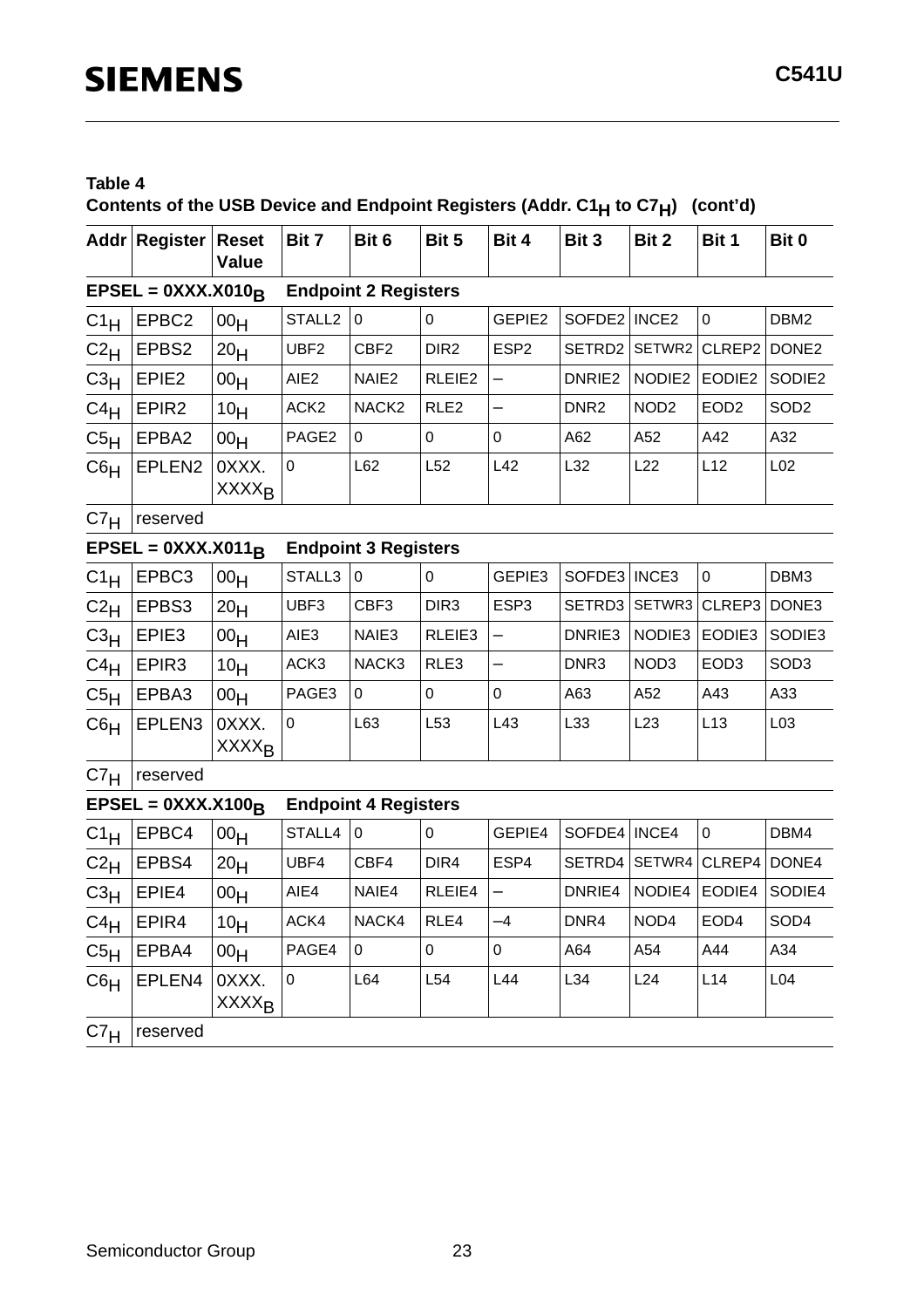**Table 4**
**Contents of the USB Device and Endpoint Registers (Addr. $C1_H$ to $C7_H$) (cont'd)**

| Addr | Register | Reset Value | Bit 7 | Bit 6 | Bit 5 | Bit 4 | Bit 3 | Bit 2 | Bit 1 | Bit 0 |
|---|---|---|---|---|---|---|---|---|---|---|
| **EPSEL = $0XXX.X010_B$** | | | **Endpoint 2 Registers** | | | | | | | |
| $C1_H$ | EPBC2 | $00_H$ | STALL2 | 0 | 0 | GEPIE2 | SOFDE2 | INCE2 | 0 | DBM2 |
| $C2_H$ | EPBS2 | $20_H$ | UBF2 | CBF2 | DIR2 | ESP2 | SETRD2 | SETWR2 | CLREP2 | DONE2 |
| $C3_H$ | EPIE2 | $00_H$ | AIE2 | NAIE2 | RLEIE2 | – | DNRIE2 | NODIE2 | EODIE2 | SODIE2 |
| $C4_H$ | EPIR2 | $10_H$ | ACK2 | NACK2 | RLE2 | – | DNR2 | NOD2 | EOD2 | SOD2 |
| $C5_H$ | EPBA2 | $00_H$ | PAGE2 | 0 | 0 | 0 | A62 | A52 | A42 | A32 |
| $C6_H$ | EPLEN2 | $0XXX.XXXX_B$ | 0 | L62 | L52 | L42 | L32 | L22 | L12 | L02 |
| $C7_H$ | reserved | | | | | | | | | |
| **EPSEL = $0XXX.X011_B$** | | | **Endpoint 3 Registers** | | | | | | | |
| $C1_H$ | EPBC3 | $00_H$ | STALL3 | 0 | 0 | GEPIE3 | SOFDE3 | INCE3 | 0 | DBM3 |
| $C2_H$ | EPBS3 | $20_H$ | UBF3 | CBF3 | DIR3 | ESP3 | SETRD3 | SETWR3 | CLREP3 | DONE3 |
| $C3_H$ | EPIE3 | $00_H$ | AIE3 | NAIE3 | RLEIE3 | – | DNRIE3 | NODIE3 | EODIE3 | SODIE3 |
| $C4_H$ | EPIR3 | $10_H$ | ACK3 | NACK3 | RLE3 | – | DNR3 | NOD3 | EOD3 | SOD3 |
| $C5_H$ | EPBA3 | $00_H$ | PAGE3 | 0 | 0 | 0 | A63 | A52 | A43 | A33 |
| $C6_H$ | EPLEN3 | $0XXX.XXXX_B$ | 0 | L63 | L53 | L43 | L33 | L23 | L13 | L03 |
| $C7_H$ | reserved | | | | | | | | | |
| **EPSEL = $0XXX.X100_B$** | | | **Endpoint 4 Registers** | | | | | | | |
| $C1_H$ | EPBC4 | $00_H$ | STALL4 | 0 | 0 | GEPIE4 | SOFDE4 | INCE4 | 0 | DBM4 |
| $C2_H$ | EPBS4 | $20_H$ | UBF4 | CBF4 | DIR4 | ESP4 | SETRD4 | SETWR4 | CLREP4 | DONE4 |
| $C3_H$ | EPIE4 | $00_H$ | AIE4 | NAIE4 | RLEIE4 | – | DNRIE4 | NODIE4 | EODIE4 | SODIE4 |
| $C4_H$ | EPIR4 | $10_H$ | ACK4 | NACK4 | RLE4 | –4 | DNR4 | NOD4 | EOD4 | SOD4 |
| $C5_H$ | EPBA4 | $00_H$ | PAGE4 | 0 | 0 | 0 | A64 | A54 | A44 | A34 |
| $C6_H$ | EPLEN4 | $0XXX.XXXX_B$ | 0 | L64 | L54 | L44 | L34 | L24 | L14 | L04 |
| $C7_H$ | reserved | | | | | | | | | |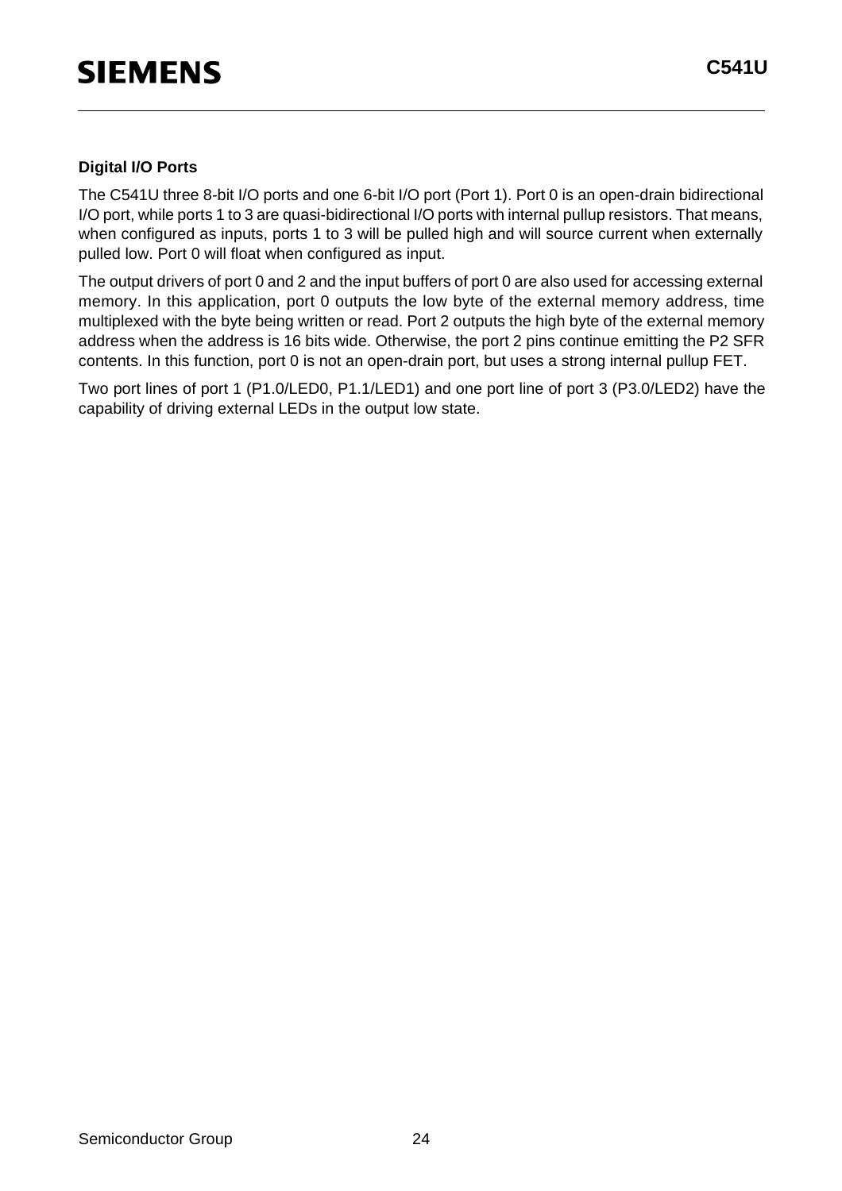**Digital I/O Ports**

The C541U three 8-bit I/O ports and one 6-bit I/O port (Port 1). Port 0 is an open-drain bidirectional I/O port, while ports 1 to 3 are quasi-bidirectional I/O ports with internal pullup resistors. That means, when configured as inputs, ports 1 to 3 will be pulled high and will source current when externally pulled low. Port 0 will float when configured as input.

The output drivers of port 0 and 2 and the input buffers of port 0 are also used for accessing external memory. In this application, port 0 outputs the low byte of the external memory address, time multiplexed with the byte being written or read. Port 2 outputs the high byte of the external memory address when the address is 16 bits wide. Otherwise, the port 2 pins continue emitting the P2 SFR contents. In this function, port 0 is not an open-drain port, but uses a strong internal pullup FET.

Two port lines of port 1 (P1.0/LED0, P1.1/LED1) and one port line of port 3 (P3.0/LED2) have the capability of driving external LEDs in the output low state.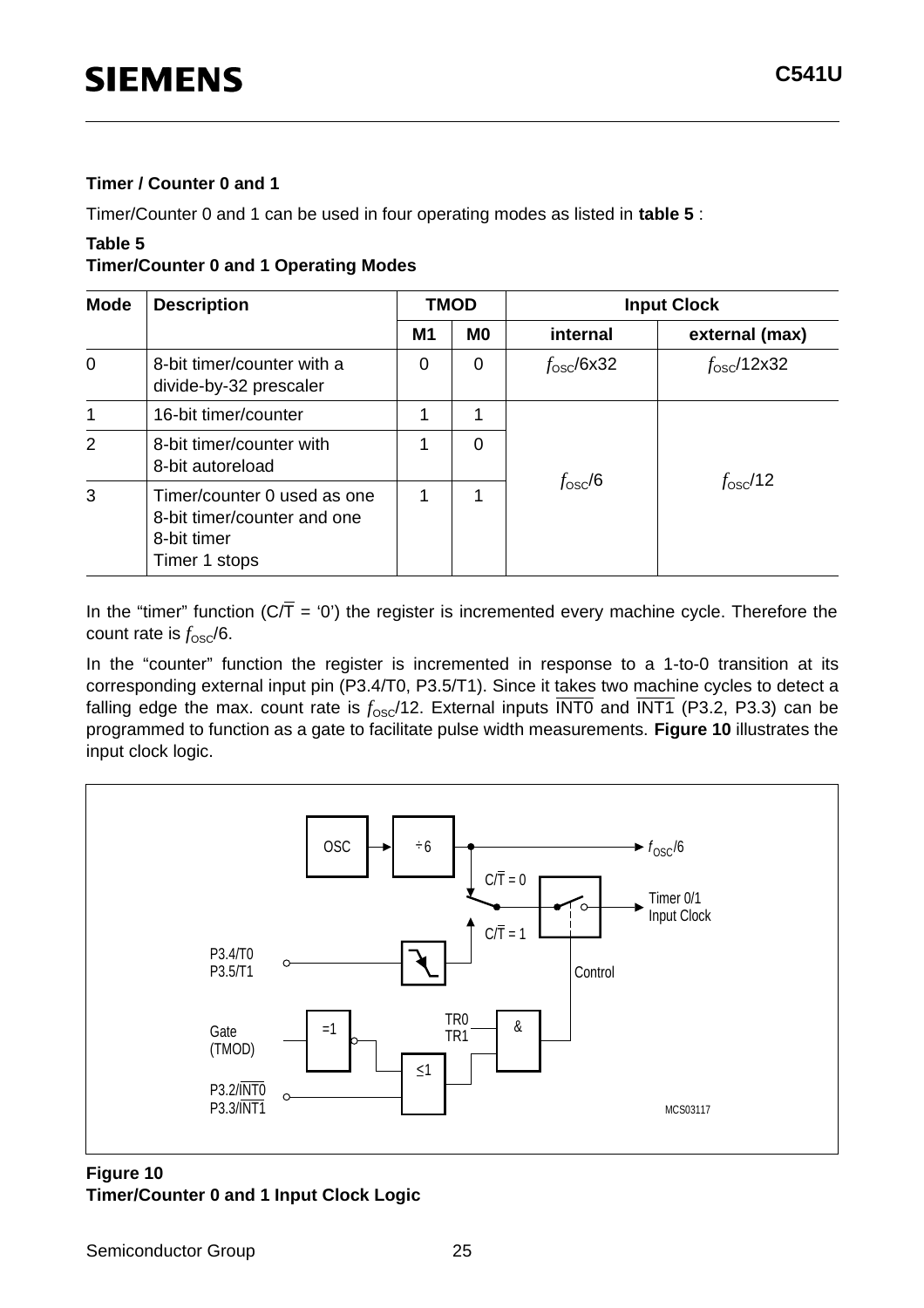### Timer / Counter 0 and 1

Timer/Counter 0 and 1 can be used in four operating modes as listed in **table 5** :

**Table 5**
**Timer/Counter 0 and 1 Operating Modes**

| Mode | Description | TMOD | | Input Clock | |
|---|---|---|---|---|---|
| | | M1 | M0 | internal | external (max) |
| 0 | 8-bit timer/counter with a divide-by-32 prescaler | 0 | 0 | $f_{OSC}$/6x32 | $f_{OSC}$/12x32 |
| 1 | 16-bit timer/counter | 1 | 1 | $f_{OSC}$/6 | $f_{OSC}$/12 |
| 2 | 8-bit timer/counter with 8-bit autoreload | 1 | 0 | $f_{OSC}$/6 | $f_{OSC}$/12 |
| 3 | Timer/counter 0 used as one 8-bit timer/counter and one 8-bit timer<br>Timer 1 stops | 1 | 1 | $f_{OSC}$/6 | $f_{OSC}$/12 |

In the "timer" function ($C/\overline{T}$ = '0') the register is incremented every machine cycle. Therefore the count rate is $f_{OSC}$/6.

In the "counter" function the register is incremented in response to a 1-to-0 transition at its corresponding external input pin (P3.4/T0, P3.5/T1). Since it takes two machine cycles to detect a falling edge the max. count rate is $f_{OSC}$/12. External inputs $\overline{INT0}$ and $\overline{INT1}$ (P3.2, P3.3) can be programmed to function as a gate to facilitate pulse width measurements. **Figure 10** illustrates the input clock logic.

**Figure 10**
**Timer/Counter 0 and 1 Input Clock Logic**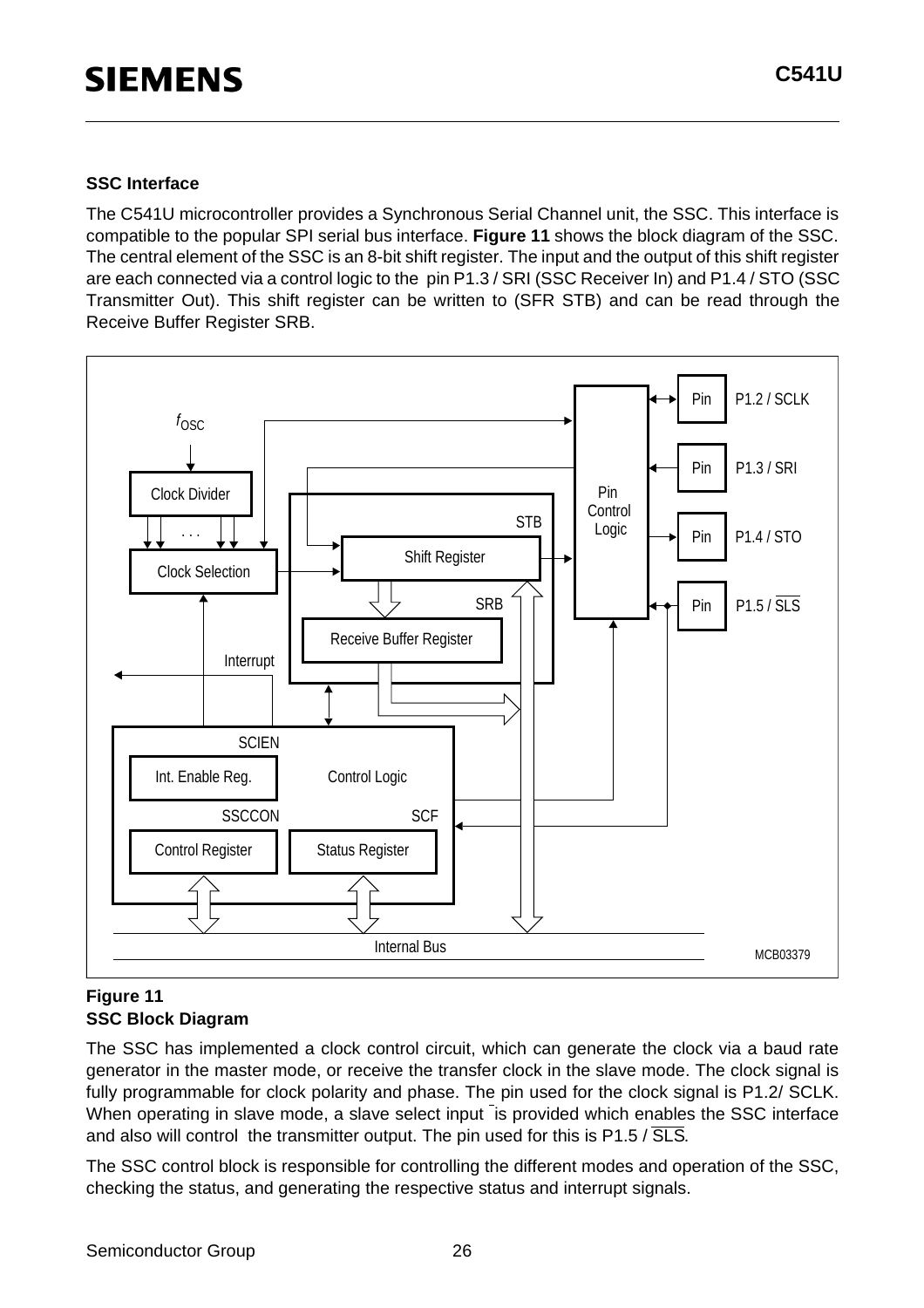## SSC Interface

The C541U microcontroller provides a Synchronous Serial Channel unit, the SSC. This interface is compatible to the popular SPI serial bus interface. **Figure 11** shows the block diagram of the SSC. The central element of the SSC is an 8-bit shift register. The input and the output of this shift register are each connected via a control logic to the pin P1.3 / SRI (SSC Receiver In) and P1.4 / STO (SSC Transmitter Out). This shift register can be written to (SFR STB) and can be read through the Receive Buffer Register SRB.

**Figure 11**
**SSC Block Diagram**

The SSC has implemented a clock control circuit, which can generate the clock via a baud rate generator in the master mode, or receive the transfer clock in the slave mode. The clock signal is fully programmable for clock polarity and phase. The pin used for the clock signal is P1.2/ SCLK. When operating in slave mode, a slave select input is provided which enables the SSC interface and also will control the transmitter output. The pin used for this is P1.5 / $\overline{SLS}$.

The SSC control block is responsible for controlling the different modes and operation of the SSC, checking the status, and generating the respective status and interrupt signals.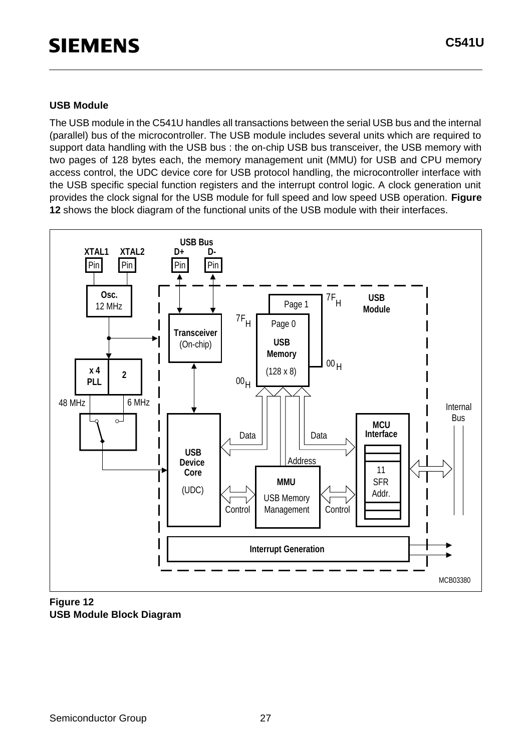### USB Module

The USB module in the C541U handles all transactions between the serial USB bus and the internal (parallel) bus of the microcontroller. The USB module includes several units which are required to support data handling with the USB bus : the on-chip USB bus transceiver, the USB memory with two pages of 128 bytes each, the memory management unit (MMU) for USB and CPU memory access control, the UDC device core for USB protocol handling, the microcontroller interface with the USB specific special function registers and the interrupt control logic. A clock generation unit provides the clock signal for the USB module for full speed and low speed USB operation. **Figure 12** shows the block diagram of the functional units of the USB module with their interfaces.

**Figure 12**
**USB Module Block Diagram**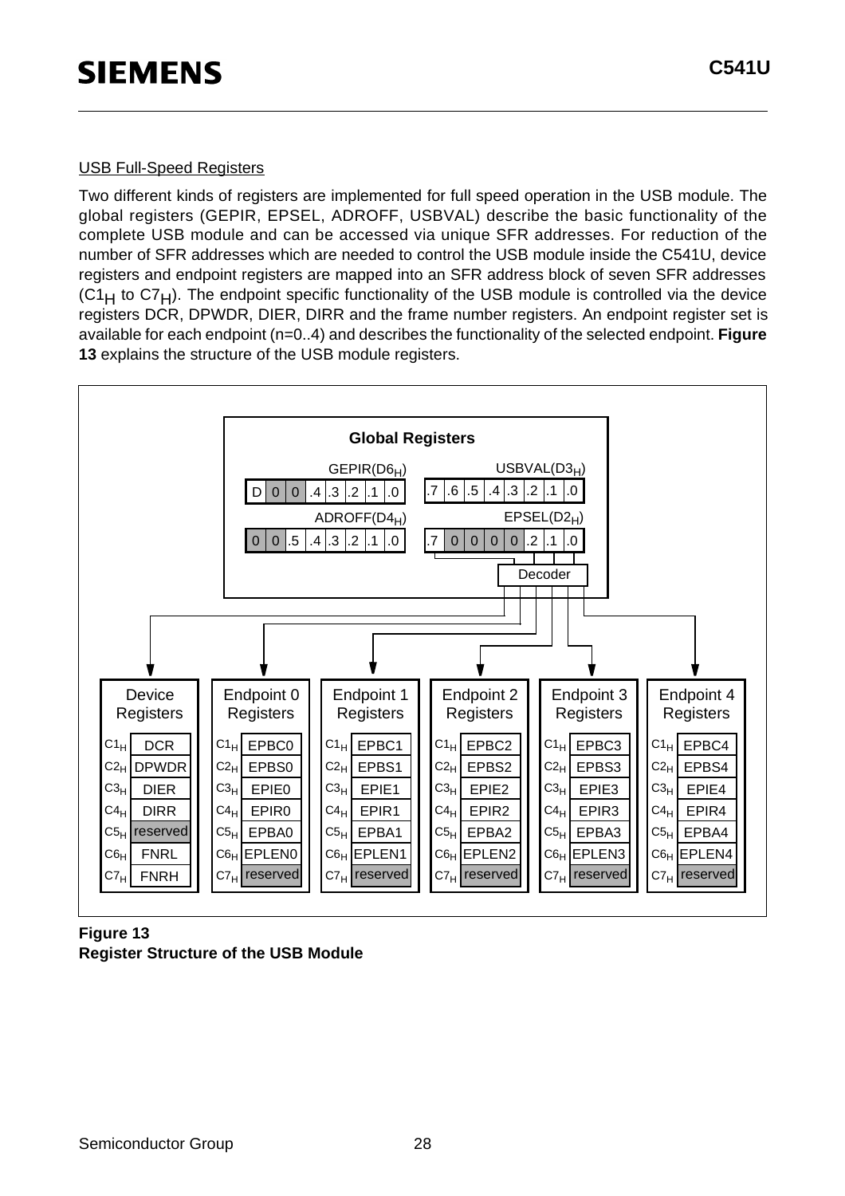USB Full-Speed Registers

Two different kinds of registers are implemented for full speed operation in the USB module. The global registers (GEPIR, EPSEL, ADROFF, USBVAL) describe the basic functionality of the complete USB module and can be accessed via unique SFR addresses. For reduction of the number of SFR addresses which are needed to control the USB module inside the C541U, device registers and endpoint registers are mapped into an SFR address block of seven SFR addresses ($C1_H$ to $C7_H$). The endpoint specific functionality of the USB module is controlled via the device registers DCR, DPWDR, DIER, DIRR and the frame number registers. An endpoint register set is available for each endpoint (n=0..4) and describes the functionality of the selected endpoint. **Figure 13** explains the structure of the USB module registers.

**Global Registers**

| Register | Bit 7 | Bit 6 | Bit 5 | Bit 4 | Bit 3 | Bit 2 | Bit 1 | Bit 0 |
|---|---|---|---|---|---|---|---|---|
| GEPIR($D6_H$) | D | 0 | 0 | .4 | .3 | .2 | .1 | .0 |
| USBVAL($D3_H$) | .7 | .6 | .5 | .4 | .3 | .2 | .1 | .0 |
| ADROFF($D4_H$) | 0 | 0 | .5 | .4 | .3 | .2 | .1 | .0 |
| EPSEL($D2_H$) | .7 | 0 | 0 | 0 | 0 | .2 | .1 | .0 |

EPSEL → Decoder → selects Device Registers or Endpoint 0–4 Registers

| Address | Device Registers | Endpoint 0 Registers | Endpoint 1 Registers | Endpoint 2 Registers | Endpoint 3 Registers | Endpoint 4 Registers |
|---|---|---|---|---|---|---|
| $C1_H$ | DCR | EPBC0 | EPBC1 | EPBC2 | EPBC3 | EPBC4 |
| $C2_H$ | DPWDR | EPBS0 | EPBS1 | EPBS2 | EPBS3 | EPBS4 |
| $C3_H$ | DIER | EPIE0 | EPIE1 | EPIE2 | EPIE3 | EPIE4 |
| $C4_H$ | DIRR | EPIR0 | EPIR1 | EPIR2 | EPIR3 | EPIR4 |
| $C5_H$ | reserved | EPBA0 | EPBA1 | EPBA2 | EPBA3 | EPBA4 |
| $C6_H$ | FNRL | EPLEN0 | EPLEN1 | EPLEN2 | EPLEN3 | EPLEN4 |
| $C7_H$ | FNRH | reserved | reserved | reserved | reserved | reserved |

**Figure 13**
**Register Structure of the USB Module**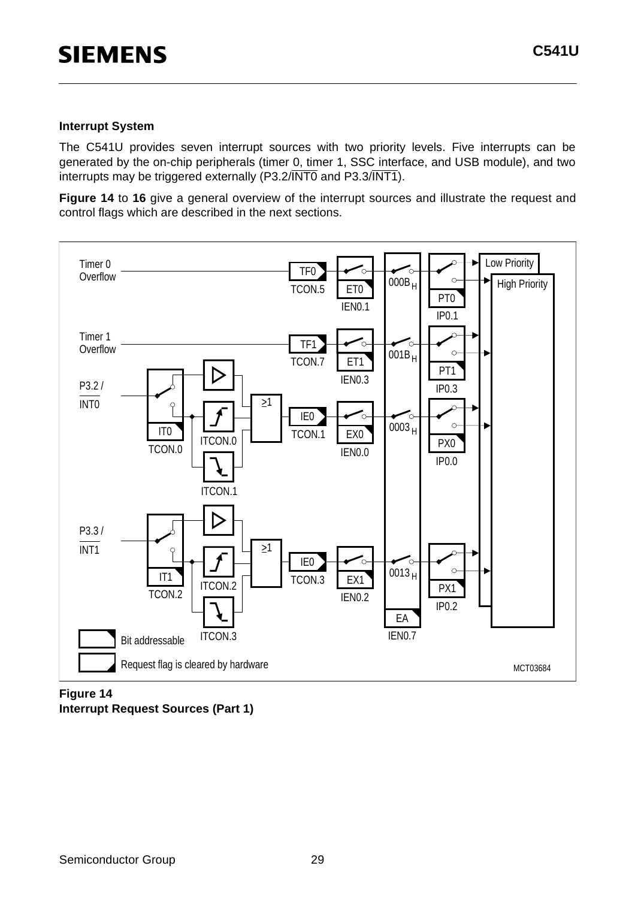## Interrupt System

The C541U provides seven interrupt sources with two priority levels. Five interrupts can be generated by the on-chip peripherals (timer 0, timer 1, SSC interface, and USB module), and two interrupts may be triggered externally (P3.2/$\overline{INT0}$ and P3.3/$\overline{INT1}$).

**Figure 14** to **16** give a general overview of the interrupt sources and illustrate the request and control flags which are described in the next sections.

**Figure 14**
**Interrupt Request Sources (Part 1)**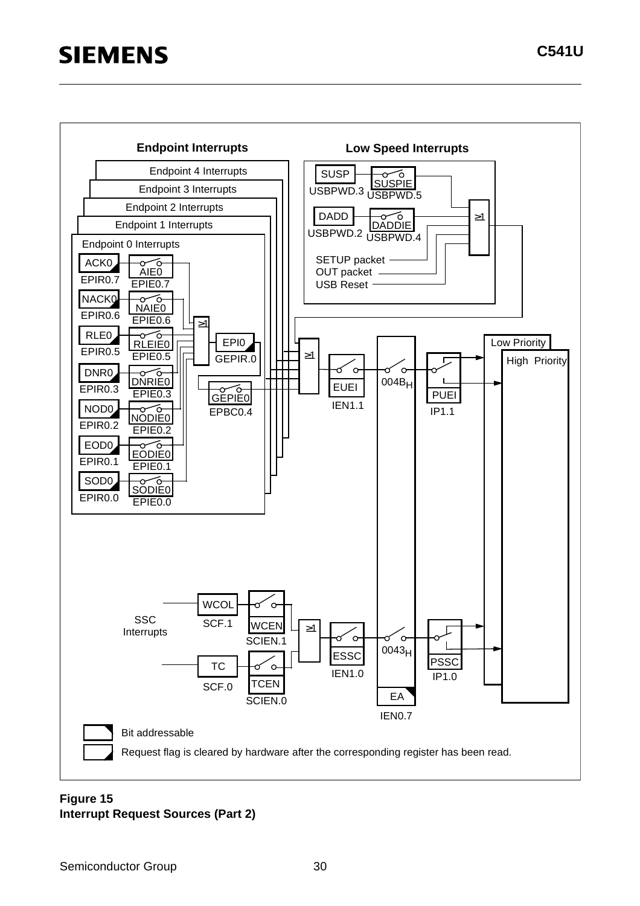Endpoint Interrupts

Low Speed Interrupts

Endpoint 4 Interrupts
Endpoint 3 Interrupts
Endpoint 2 Interrupts
Endpoint 1 Interrupts
Endpoint 0 Interrupts

ACK0 EPIR0.7 — AIE0 EPIE0.7
NACK0 EPIR0.6 — NAIE0 EPIE0.6
RLE0 EPIR0.5 — RLEIE0 EPIE0.5
DNR0 EPIR0.3 — DNRIE0 EPIE0.3
NOD0 EPIR0.2 — NODIE0 EPIE0.2
EOD0 EPIR0.1 — EODIE0 EPIE0.1
SOD0 EPIR0.0 — SODIE0 EPIE0.0

≥1

EPI0 GEPIR.0
GEPIE0 EPBC0.4

SUSP USBPWD.3 — SUSPIE USBPWD.5
DADD USBPWD.2 — DADDIE USBPWD.4
SETUP packet
OUT packet
USB Reset

≥1

≥1

EUEI IEN1.1
004BH
PUEI IP1.1

Low Priority
High Priority

SSC Interrupts
WCOL SCF.1 — WCEN SCIEN.1
TC SCF.0 — TCEN SCIEN.0
≥1
ESSC IEN1.0
0043H
PSSC IP1.0

EA IEN0.7

Bit addressable

Request flag is cleared by hardware after the corresponding register has been read.

**Figure 15**
**Interrupt Request Sources (Part 2)**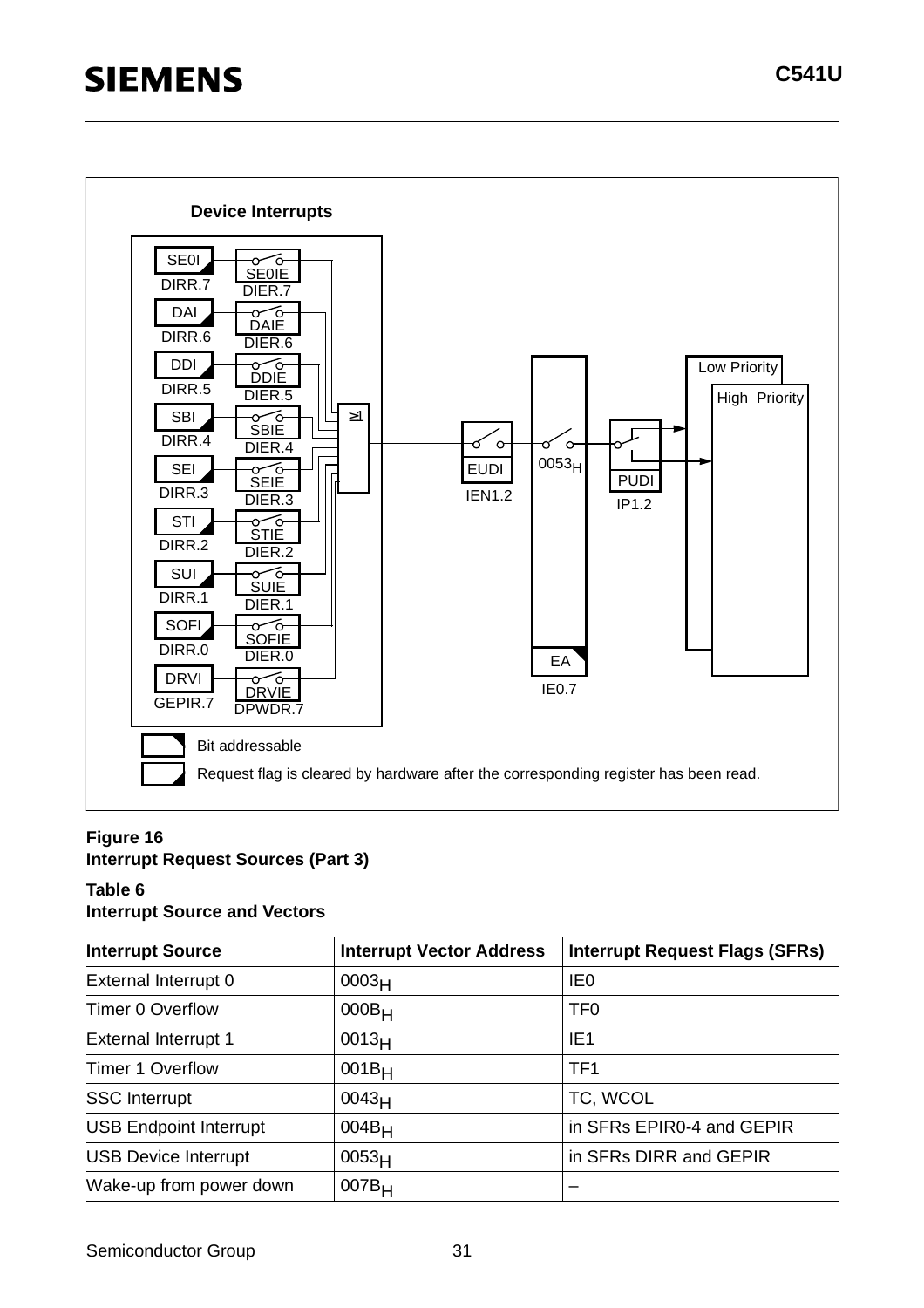**Device Interrupts**

SE0I DIRR.7 — SE0IE DIER.7
DAI DIRR.6 — DAIE DIER.6
DDI DIRR.5 — DDIE DIER.5
SBI DIRR.4 — SBIE DIER.4
SEI DIRR.3 — SEIE DIER.3
STI DIRR.2 — STIE DIER.2
SUI DIRR.1 — SUIE DIER.1
SOFI DIRR.0 — SOFIE DIER.0
DRVI GEPIR.7 — DRVIE DPWDR.7

≥1 — EUDI IEN1.2 — $0053_H$ — EA IE0.7 — PUDI IP1.2 — Low Priority / High Priority

Bit addressable

Request flag is cleared by hardware after the corresponding register has been read.

**Figure 16**
**Interrupt Request Sources (Part 3)**

**Table 6**
**Interrupt Source and Vectors**

| Interrupt Source | Interrupt Vector Address | Interrupt Request Flags (SFRs) |
|---|---|---|
| External Interrupt 0 | $0003_H$ | IE0 |
| Timer 0 Overflow | $000B_H$ | TF0 |
| External Interrupt 1 | $0013_H$ | IE1 |
| Timer 1 Overflow | $001B_H$ | TF1 |
| SSC Interrupt | $0043_H$ | TC, WCOL |
| USB Endpoint Interrupt | $004B_H$ | in SFRs EPIR0-4 and GEPIR |
| USB Device Interrupt | $0053_H$ | in SFRs DIRR and GEPIR |
| Wake-up from power down | $007B_H$ | – |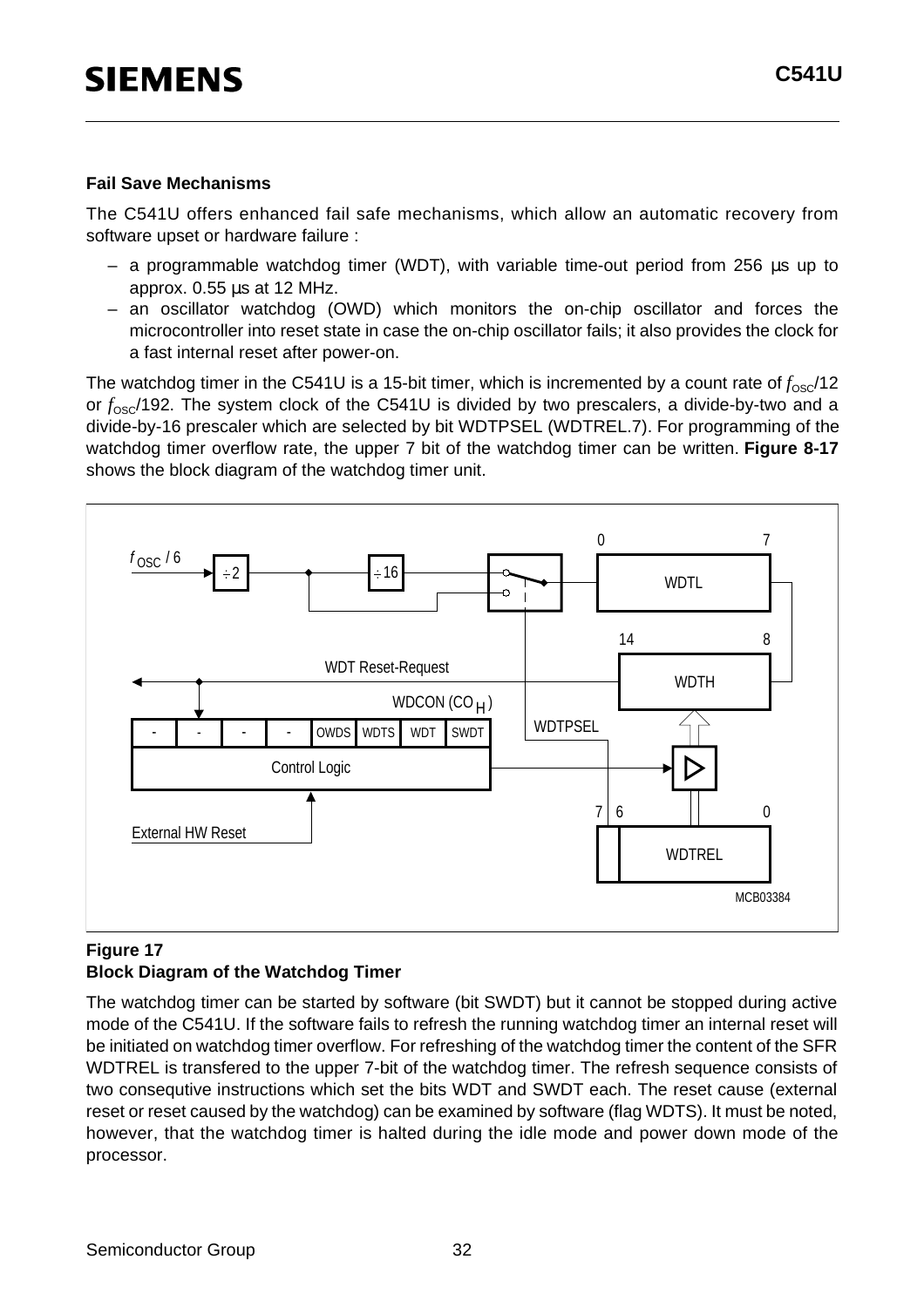### Fail Save Mechanisms

The C541U offers enhanced fail safe mechanisms, which allow an automatic recovery from software upset or hardware failure :

- a programmable watchdog timer (WDT), with variable time-out period from 256 µs up to approx. 0.55 µs at 12 MHz.
- an oscillator watchdog (OWD) which monitors the on-chip oscillator and forces the microcontroller into reset state in case the on-chip oscillator fails; it also provides the clock for a fast internal reset after power-on.

The watchdog timer in the C541U is a 15-bit timer, which is incremented by a count rate of $f_{OSC}$/12 or $f_{OSC}$/192. The system clock of the C541U is divided by two prescalers, a divide-by-two and a divide-by-16 prescaler which are selected by bit WDTPSEL (WDTREL.7). For programming of the watchdog timer overflow rate, the upper 7 bit of the watchdog timer can be written. **Figure 8-17** shows the block diagram of the watchdog timer unit.

$f_{OSC}$ / 6 ÷2 ÷16 WDTL 0 7 WDTH 14 8 WDT Reset-Request WDCON ($CO_H$) - - - - OWDS WDTS WDT SWDT WDTPSEL Control Logic External HW Reset WDTREL 7 6 0 MCB03384

**Figure 17**
**Block Diagram of the Watchdog Timer**

The watchdog timer can be started by software (bit SWDT) but it cannot be stopped during active mode of the C541U. If the software fails to refresh the running watchdog timer an internal reset will be initiated on watchdog timer overflow. For refreshing of the watchdog timer the content of the SFR WDTREL is transfered to the upper 7-bit of the watchdog timer. The refresh sequence consists of two consequtive instructions which set the bits WDT and SWDT each. The reset cause (external reset or reset caused by the watchdog) can be examined by software (flag WDTS). It must be noted, however, that the watchdog timer is halted during the idle mode and power down mode of the processor.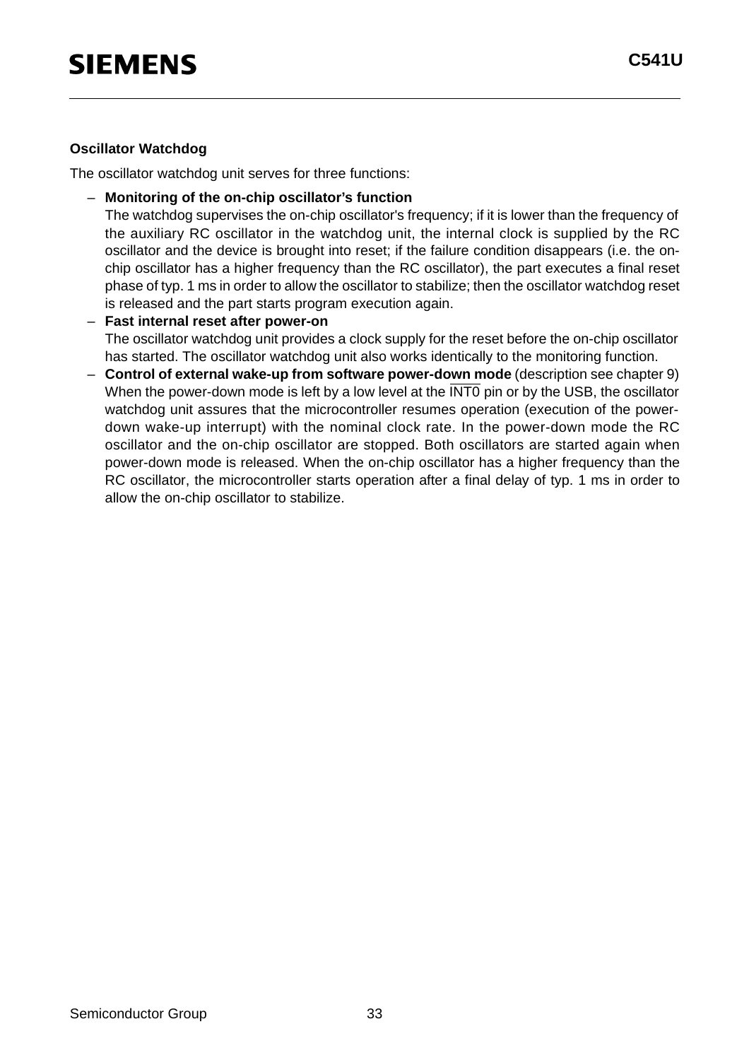### Oscillator Watchdog

The oscillator watchdog unit serves for three functions:

- **Monitoring of the on-chip oscillator's function**
  The watchdog supervises the on-chip oscillator's frequency; if it is lower than the frequency of the auxiliary RC oscillator in the watchdog unit, the internal clock is supplied by the RC oscillator and the device is brought into reset; if the failure condition disappears (i.e. the on-chip oscillator has a higher frequency than the RC oscillator), the part executes a final reset phase of typ. 1 ms in order to allow the oscillator to stabilize; then the oscillator watchdog reset is released and the part starts program execution again.
- **Fast internal reset after power-on**
  The oscillator watchdog unit provides a clock supply for the reset before the on-chip oscillator has started. The oscillator watchdog unit also works identically to the monitoring function.
- **Control of external wake-up from software power-down mode** (description see chapter 9)
  When the power-down mode is left by a low level at the $\overline{\text{INT0}}$ pin or by the USB, the oscillator watchdog unit assures that the microcontroller resumes operation (execution of the power-down wake-up interrupt) with the nominal clock rate. In the power-down mode the RC oscillator and the on-chip oscillator are stopped. Both oscillators are started again when power-down mode is released. When the on-chip oscillator has a higher frequency than the RC oscillator, the microcontroller starts operation after a final delay of typ. 1 ms in order to allow the on-chip oscillator to stabilize.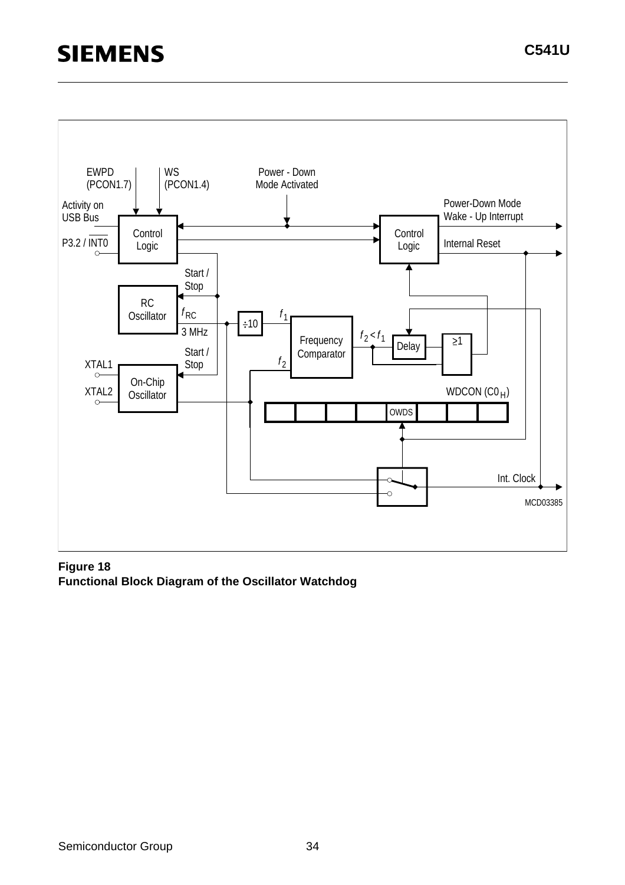**Figure 18**
**Functional Block Diagram of the Oscillator Watchdog**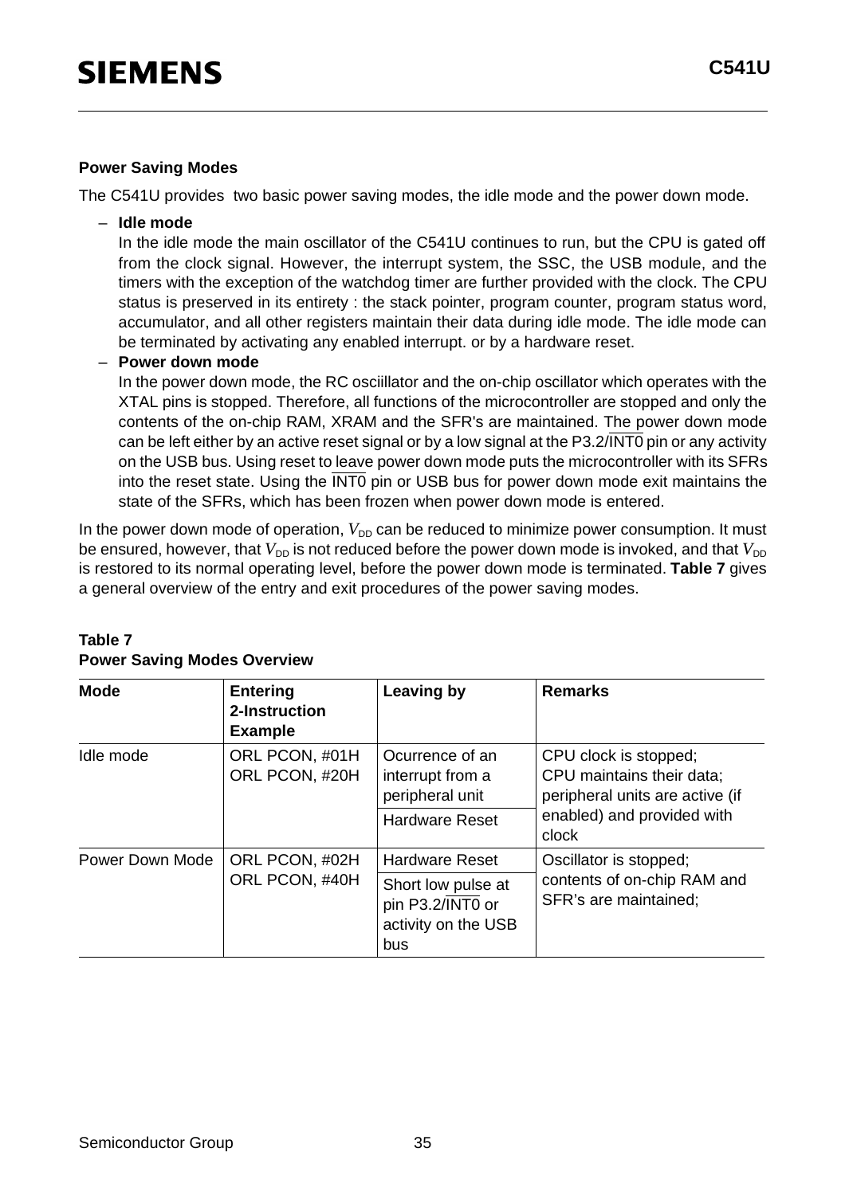### Power Saving Modes

The C541U provides two basic power saving modes, the idle mode and the power down mode.

- **Idle mode**
  In the idle mode the main oscillator of the C541U continues to run, but the CPU is gated off from the clock signal. However, the interrupt system, the SSC, the USB module, and the timers with the exception of the watchdog timer are further provided with the clock. The CPU status is preserved in its entirety : the stack pointer, program counter, program status word, accumulator, and all other registers maintain their data during idle mode. The idle mode can be terminated by activating any enabled interrupt. or by a hardware reset.
- **Power down mode**
  In the power down mode, the RC osciillator and the on-chip oscillator which operates with the XTAL pins is stopped. Therefore, all functions of the microcontroller are stopped and only the contents of the on-chip RAM, XRAM and the SFR's are maintained. The power down mode can be left either by an active reset signal or by a low signal at the P3.2/$\overline{\text{INT0}}$ pin or any activity on the USB bus. Using reset to leave power down mode puts the microcontroller with its SFRs into the reset state. Using the $\overline{\text{INT0}}$ pin or USB bus for power down mode exit maintains the state of the SFRs, which has been frozen when power down mode is entered.

In the power down mode of operation, $V_{DD}$ can be reduced to minimize power consumption. It must be ensured, however, that $V_{DD}$ is not reduced before the power down mode is invoked, and that $V_{DD}$ is restored to its normal operating level, before the power down mode is terminated. **Table 7** gives a general overview of the entry and exit procedures of the power saving modes.

**Table 7**
**Power Saving Modes Overview**

| Mode | Entering 2-Instruction Example | Leaving by | Remarks |
|---|---|---|---|
| Idle mode | ORL PCON, #01H<br>ORL PCON, #20H | Ocurrence of an interrupt from a peripheral unit | CPU clock is stopped;<br>CPU maintains their data;<br>peripheral units are active (if enabled) and provided with clock |
| | | Hardware Reset | |
| Power Down Mode | ORL PCON, #02H<br>ORL PCON, #40H | Hardware Reset | Oscillator is stopped;<br>contents of on-chip RAM and SFR's are maintained; |
| | | Short low pulse at pin P3.2/$\overline{\text{INT0}}$ or activity on the USB bus | |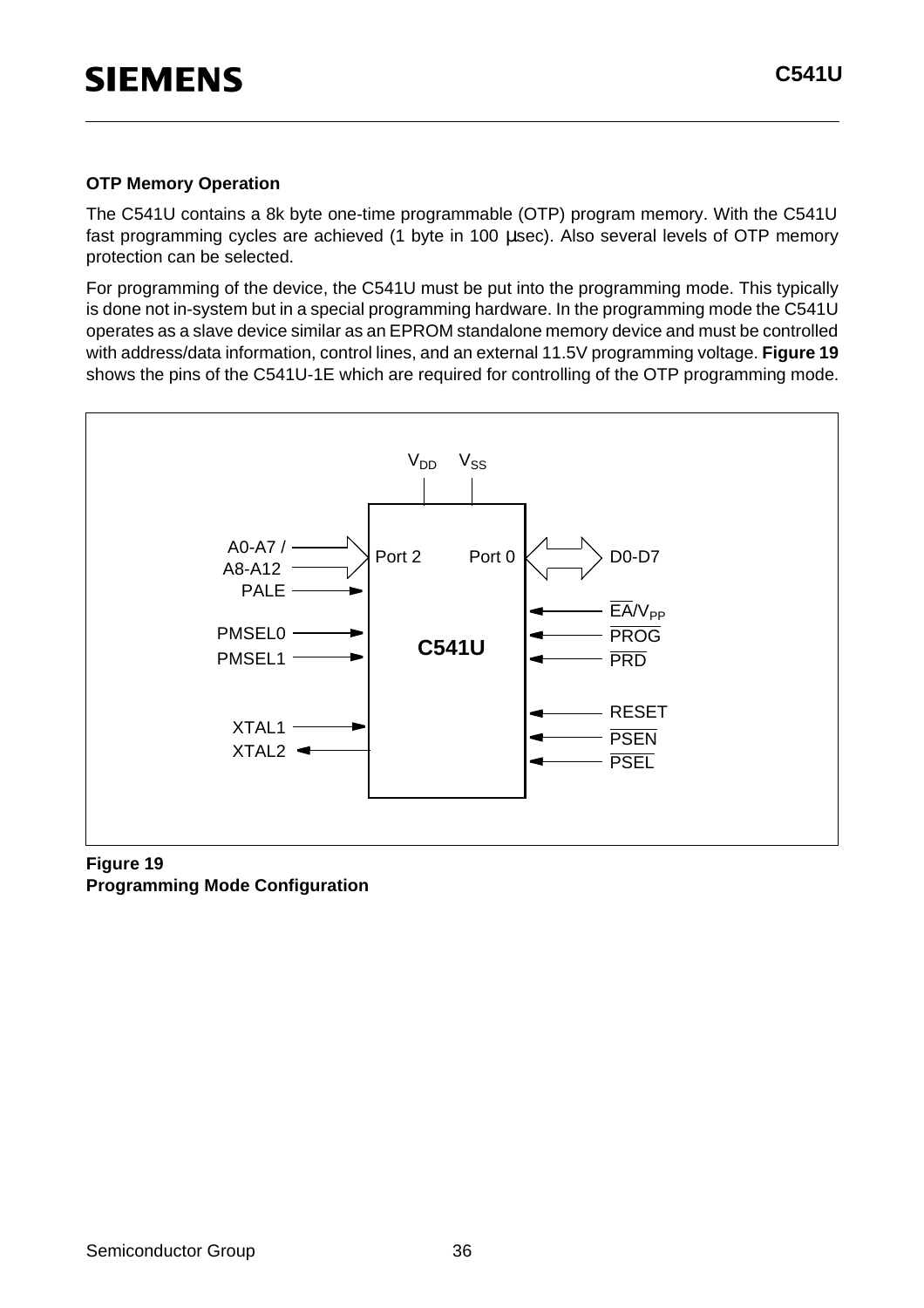**OTP Memory Operation**

The C541U contains a 8k byte one-time programmable (OTP) program memory. With the C541U fast programming cycles are achieved (1 byte in 100 µsec). Also several levels of OTP memory protection can be selected.

For programming of the device, the C541U must be put into the programming mode. This typically is done not in-system but in a special programming hardware. In the programming mode the C541U operates as a slave device similar as an EPROM standalone memory device and must be controlled with address/data information, control lines, and an external 11.5V programming voltage. **Figure 19** shows the pins of the C541U-1E which are required for controlling of the OTP programming mode.

**Figure 19**
**Programming Mode Configuration**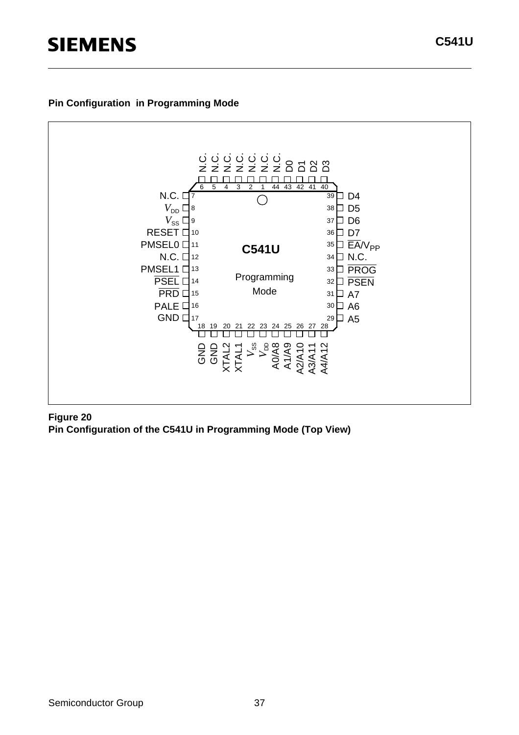## Pin Configuration in Programming Mode

**Figure 20**
**Pin Configuration of the C541U in Programming Mode (Top View)**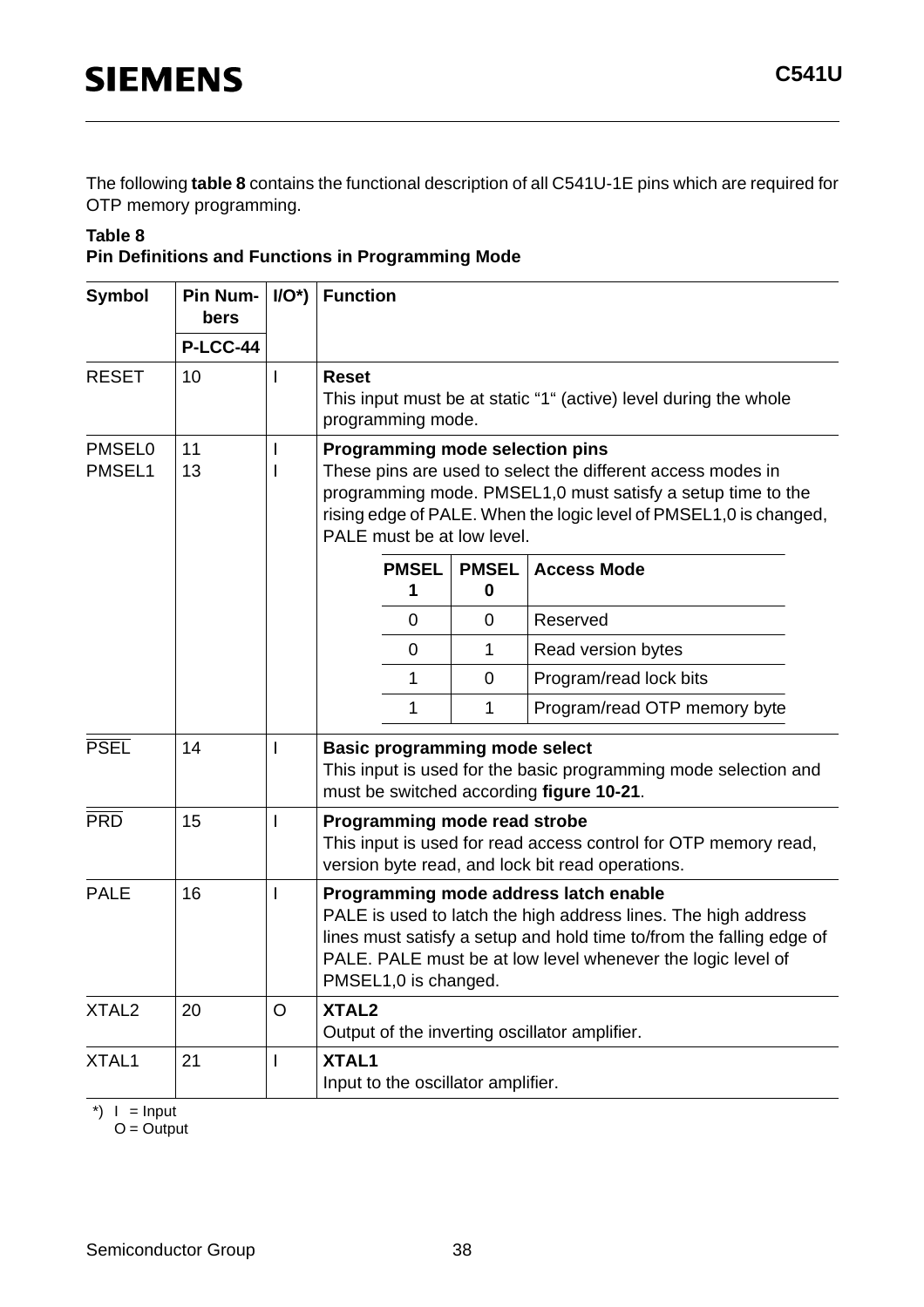The following **table 8** contains the functional description of all C541U-1E pins which are required for OTP memory programming.

**Table 8**
**Pin Definitions and Functions in Programming Mode**

| Symbol | Pin Numbers P-LCC-44 | I/O*) | Function |
|---|---|---|---|
| RESET | 10 | I | **Reset**<br>This input must be at static “1“ (active) level during the whole programming mode. |
| PMSEL0<br>PMSEL1 | 11<br>13 | I<br>I | **Programming mode selection pins**<br>These pins are used to select the different access modes in programming mode. PMSEL1,0 must satisfy a setup time to the rising edge of PALE. When the logic level of PMSEL1,0 is changed, PALE must be at low level.<br><br>PMSEL1 / PMSEL0 / Access Mode:<br>0 / 0 / Reserved<br>0 / 1 / Read version bytes<br>1 / 0 / Program/read lock bits<br>1 / 1 / Program/read OTP memory byte |
| $\overline{PSEL}$ | 14 | I | **Basic programming mode select**<br>This input is used for the basic programming mode selection and must be switched according **figure 10-21**. |
| $\overline{PRD}$ | 15 | I | **Programming mode read strobe**<br>This input is used for read access control for OTP memory read, version byte read, and lock bit read operations. |
| PALE | 16 | I | **Programming mode address latch enable**<br>PALE is used to latch the high address lines. The high address lines must satisfy a setup and hold time to/from the falling edge of PALE. PALE must be at low level whenever the logic level of PMSEL1,0 is changed. |
| XTAL2 | 20 | O | **XTAL2**<br>Output of the inverting oscillator amplifier. |
| XTAL1 | 21 | I | **XTAL1**<br>Input to the oscillator amplifier. |

| PMSEL 1 | PMSEL 0 | Access Mode |
|---|---|---|
| 0 | 0 | Reserved |
| 0 | 1 | Read version bytes |
| 1 | 0 | Program/read lock bits |
| 1 | 1 | Program/read OTP memory byte |

*) I = Input
O = Output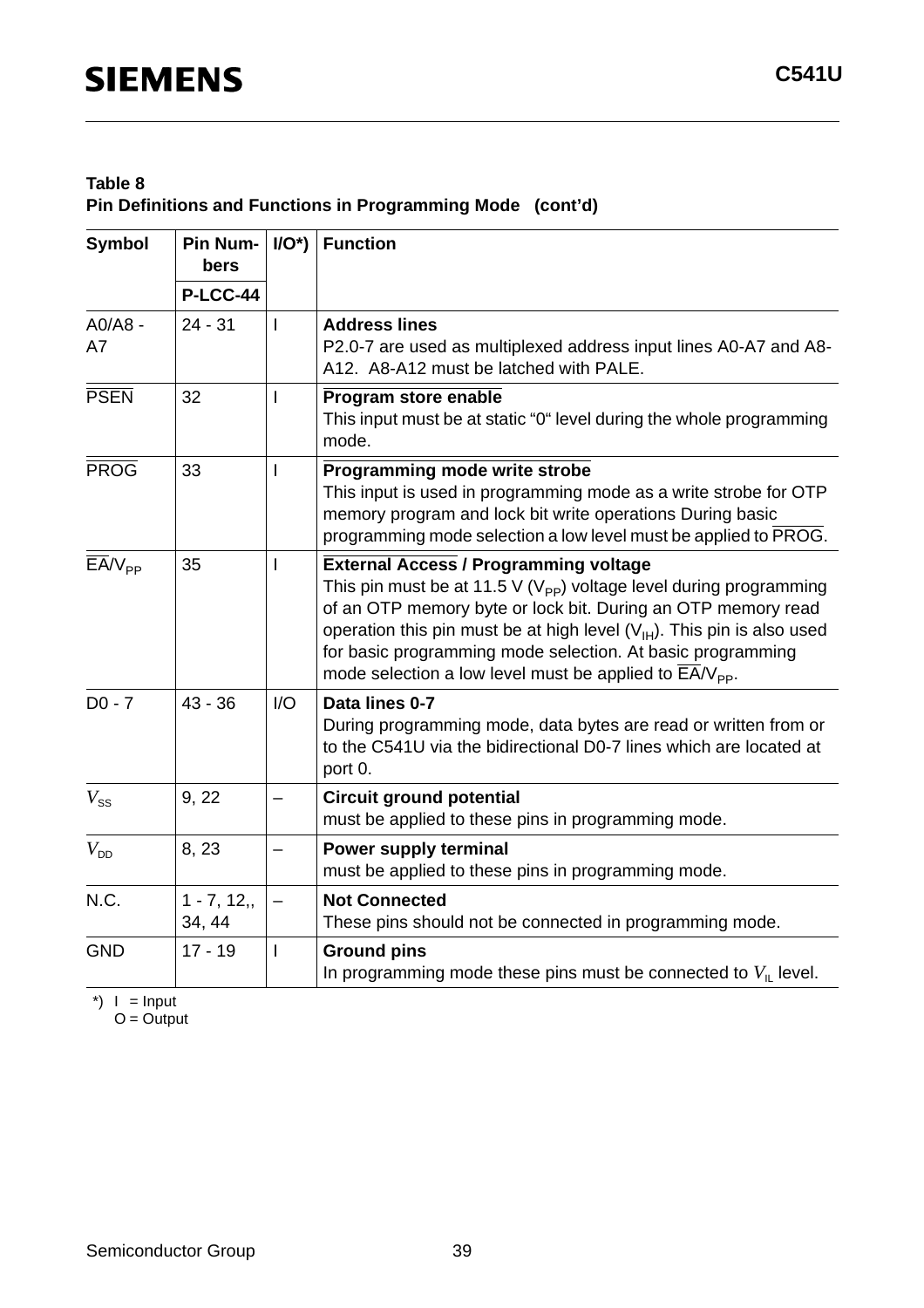**Table 8**
**Pin Definitions and Functions in Programming Mode (cont'd)**

| Symbol | Pin Numbers P-LCC-44 | I/O*) | Function |
|---|---|---|---|
| A0/A8 - A7 | 24 - 31 | I | **Address lines**<br>P2.0-7 are used as multiplexed address input lines A0-A7 and A8-A12. A8-A12 must be latched with PALE. |
| $\overline{\text{PSEN}}$ | 32 | I | **Program store enable**<br>This input must be at static "0" level during the whole programming mode. |
| $\overline{\text{PROG}}$ | 33 | I | **Programming mode write strobe**<br>This input is used in programming mode as a write strobe for OTP memory program and lock bit write operations During basic programming mode selection a low level must be applied to $\overline{\text{PROG}}$. |
| $\overline{\text{EA}}/V_{PP}$ | 35 | I | **External Access / Programming voltage**<br>This pin must be at 11.5 V ($V_{PP}$) voltage level during programming of an OTP memory byte or lock bit. During an OTP memory read operation this pin must be at high level ($V_{IH}$). This pin is also used for basic programming mode selection. At basic programming mode selection a low level must be applied to $\overline{\text{EA}}/V_{PP}$. |
| D0 - 7 | 43 - 36 | I/O | **Data lines 0-7**<br>During programming mode, data bytes are read or written from or to the C541U via the bidirectional D0-7 lines which are located at port 0. |
| $V_{SS}$ | 9, 22 | – | **Circuit ground potential**<br>must be applied to these pins in programming mode. |
| $V_{DD}$ | 8, 23 | – | **Power supply terminal**<br>must be applied to these pins in programming mode. |
| N.C. | 1 - 7, 12,, 34, 44 | – | **Not Connected**<br>These pins should not be connected in programming mode. |
| GND | 17 - 19 | I | **Ground pins**<br>In programming mode these pins must be connected to $V_{IL}$ level. |

*) I = Input
O = Output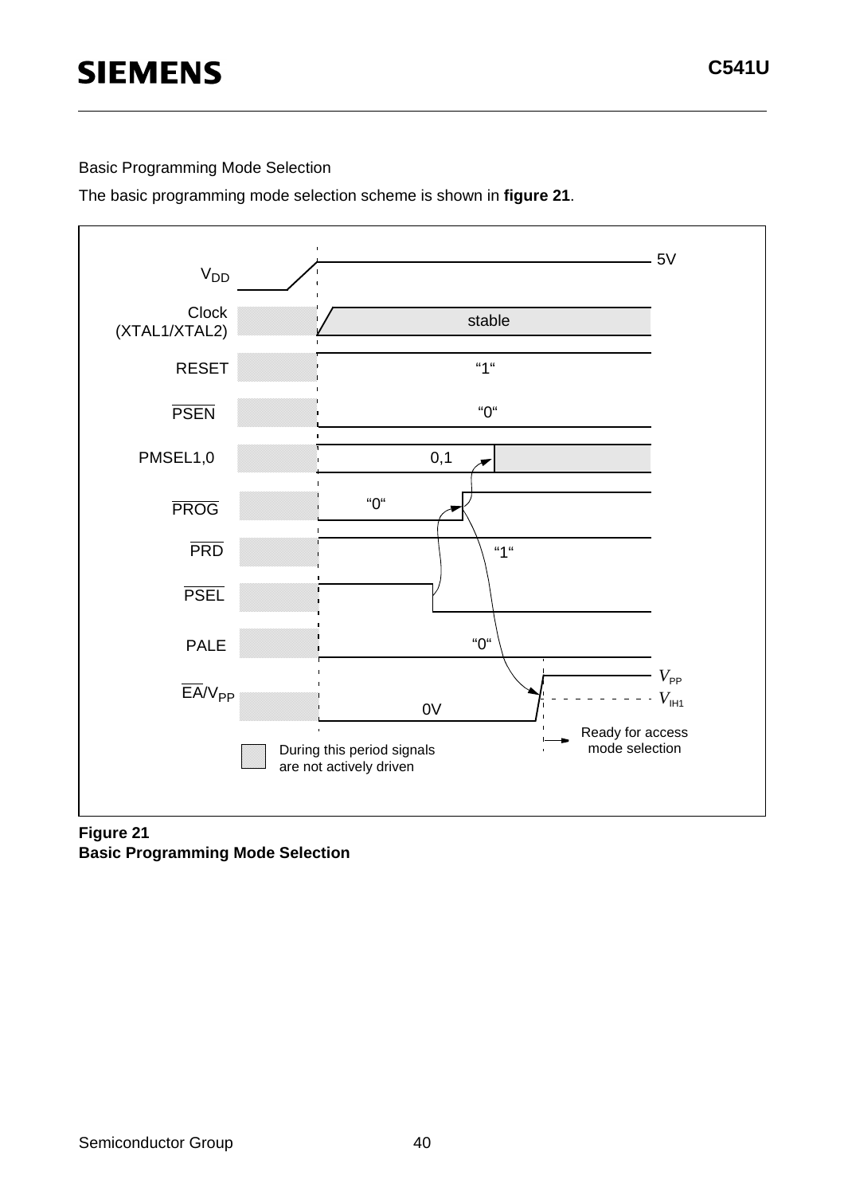Basic Programming Mode Selection

The basic programming mode selection scheme is shown in **figure 21**.

**Figure 21**
**Basic Programming Mode Selection**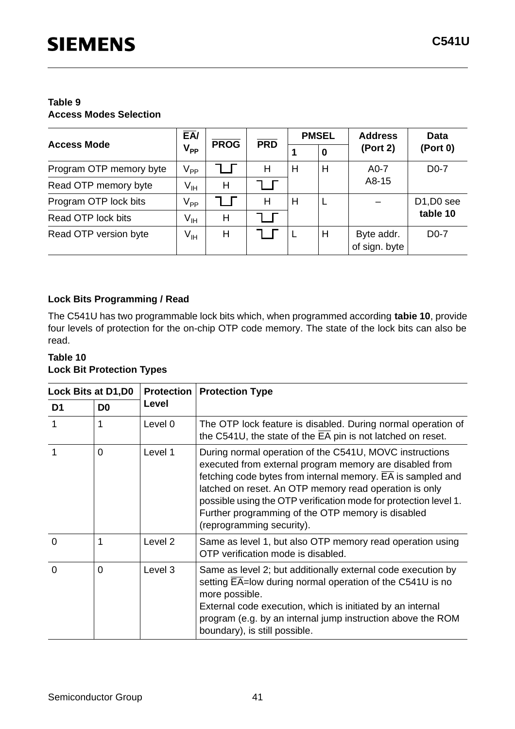**Table 9**
**Access Modes Selection**

| Access Mode | $\overline{EA}$/ $V_{PP}$ | $\overline{PROG}$ | $\overline{PRD}$ | PMSEL | | Address (Port 2) | Data (Port 0) |
|---|---|---|---|---|---|---|---|
| | | | | 1 | 0 | | |
| Program OTP memory byte | $V_{PP}$ | ⎺\_⎺ | H | H | H | A0-7 A8-15 | D0-7 |
| Read OTP memory byte | $V_{IH}$ | H | ⎺\_⎺ | | | | |
| Program OTP lock bits | $V_{PP}$ | ⎺\_⎺ | H | H | L | – | D1,D0 see **table 10** |
| Read OTP lock bits | $V_{IH}$ | H | ⎺\_⎺ | | | | |
| Read OTP version byte | $V_{IH}$ | H | ⎺\_⎺ | L | H | Byte addr. of sign. byte | D0-7 |

**Lock Bits Programming / Read**

The C541U has two programmable lock bits which, when programmed according **tabie 10**, provide four levels of protection for the on-chip OTP code memory. The state of the lock bits can also be read.

**Table 10**
**Lock Bit Protection Types**

| Lock Bits at D1,D0 | | Protection Level | Protection Type |
|---|---|---|---|
| D1 | D0 | | |
| 1 | 1 | Level 0 | The OTP lock feature is disabled. During normal operation of the C541U, the state of the $\overline{EA}$ pin is not latched on reset. |
| 1 | 0 | Level 1 | During normal operation of the C541U, MOVC instructions executed from external program memory are disabled from fetching code bytes from internal memory. $\overline{EA}$ is sampled and latched on reset. An OTP memory read operation is only possible using the OTP verification mode for protection level 1. Further programming of the OTP memory is disabled (reprogramming security). |
| 0 | 1 | Level 2 | Same as level 1, but also OTP memory read operation using OTP verification mode is disabled. |
| 0 | 0 | Level 3 | Same as level 2; but additionally external code execution by setting $\overline{EA}$=low during normal operation of the C541U is no more possible. External code execution, which is initiated by an internal program (e.g. by an internal jump instruction above the ROM boundary), is still possible. |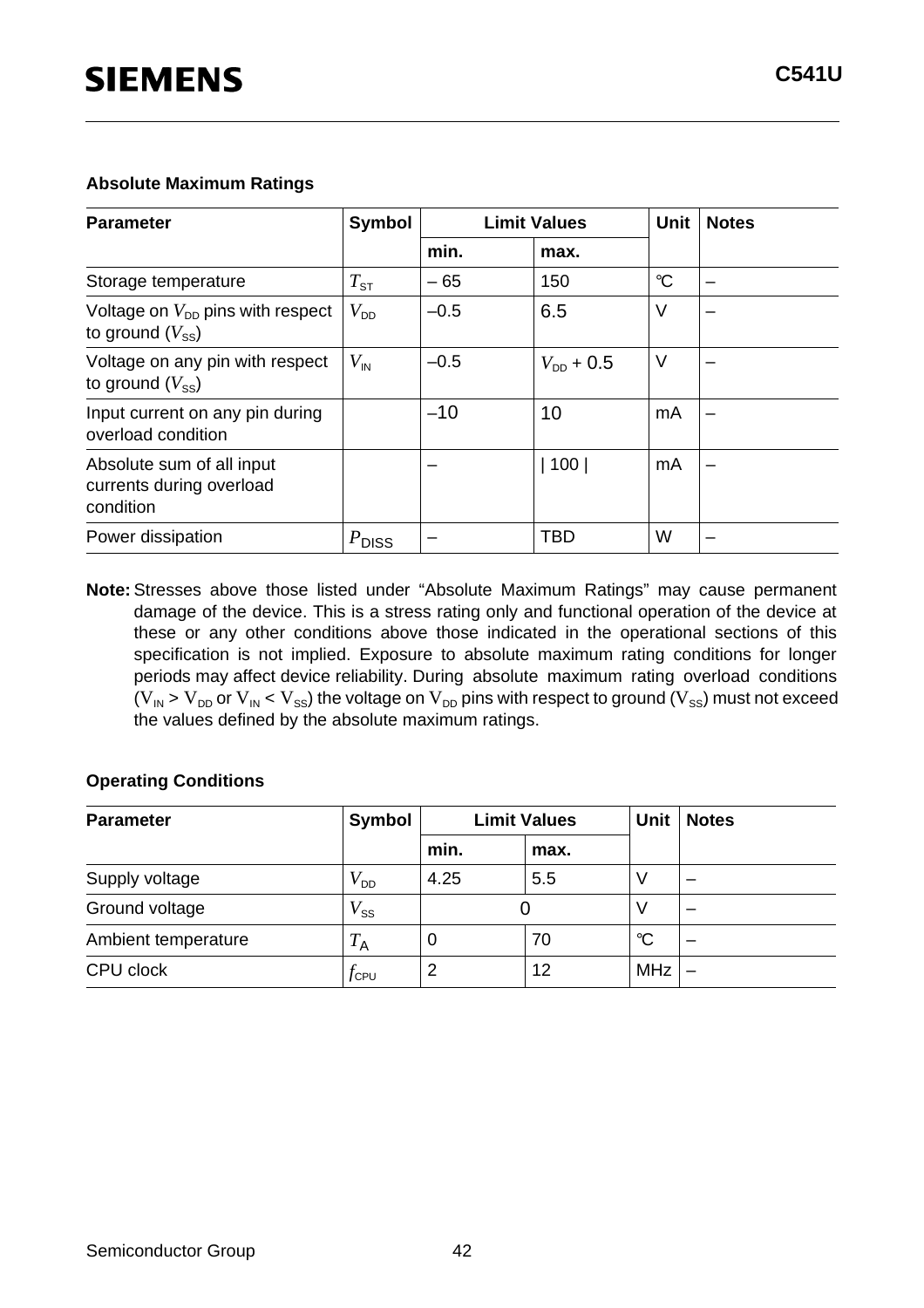**Absolute Maximum Ratings**

| Parameter | Symbol | Limit Values | | Unit | Notes |
|---|---|---|---|---|---|
| | | min. | max. | | |
| Storage temperature | $T_{ST}$ | – 65 | 150 | °C | – |
| Voltage on $V_{DD}$ pins with respect to ground ($V_{SS}$) | $V_{DD}$ | –0.5 | 6.5 | V | – |
| Voltage on any pin with respect to ground ($V_{SS}$) | $V_{IN}$ | –0.5 | $V_{DD}$ + 0.5 | V | – |
| Input current on any pin during overload condition | | –10 | 10 | mA | – |
| Absolute sum of all input currents during overload condition | | – | \| 100 \| | mA | – |
| Power dissipation | $P_{DISS}$ | – | TBD | W | – |

**Note:** Stresses above those listed under "Absolute Maximum Ratings" may cause permanent damage of the device. This is a stress rating only and functional operation of the device at these or any other conditions above those indicated in the operational sections of this specification is not implied. Exposure to absolute maximum rating conditions for longer periods may affect device reliability. During absolute maximum rating overload conditions ($V_{IN} > V_{DD}$ or $V_{IN} < V_{SS}$) the voltage on $V_{DD}$ pins with respect to ground ($V_{SS}$) must not exceed the values defined by the absolute maximum ratings.

**Operating Conditions**

| Parameter | Symbol | Limit Values | | Unit | Notes |
|---|---|---|---|---|---|
| | | min. | max. | | |
| Supply voltage | $V_{DD}$ | 4.25 | 5.5 | V | – |
| Ground voltage | $V_{SS}$ | 0 | | V | – |
| Ambient temperature | $T_A$ | 0 | 70 | °C | – |
| CPU clock | $f_{CPU}$ | 2 | 12 | MHz | – |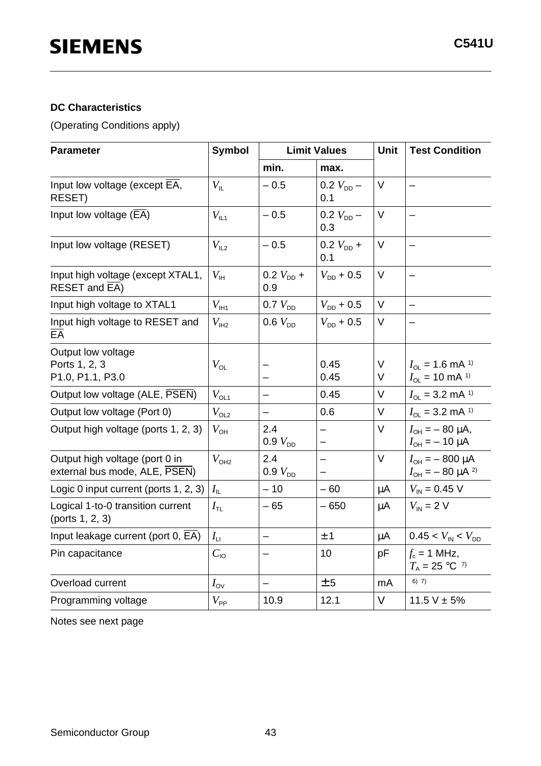**DC Characteristics**

(Operating Conditions apply)

| Parameter | Symbol | Limit Values | | Unit | Test Condition |
|---|---|---|---|---|---|
| | | min. | max. | | |
| Input low voltage (except $\overline{EA}$, RESET) | $V_{IL}$ | – 0.5 | 0.2 $V_{DD}$ – 0.1 | V | – |
| Input low voltage ($\overline{EA}$) | $V_{IL1}$ | – 0.5 | 0.2 $V_{DD}$ – 0.3 | V | – |
| Input low voltage (RESET) | $V_{IL2}$ | – 0.5 | 0.2 $V_{DD}$ + 0.1 | V | – |
| Input high voltage (except XTAL1, RESET and $\overline{EA}$) | $V_{IH}$ | 0.2 $V_{DD}$ + 0.9 | $V_{DD}$ + 0.5 | V | – |
| Input high voltage to XTAL1 | $V_{IH1}$ | 0.7 $V_{DD}$ | $V_{DD}$ + 0.5 | V | – |
| Input high voltage to RESET and $\overline{EA}$ | $V_{IH2}$ | 0.6 $V_{DD}$ | $V_{DD}$ + 0.5 | V | – |
| Output low voltage<br>Ports 1, 2, 3<br>P1.0, P1.1, P3.0 | $V_{OL}$ | <br>–<br>– | <br>0.45<br>0.45 | <br>V<br>V | <br>$I_{OL}$ = 1.6 mA [1)]<br>$I_{OL}$ = 10 mA [1)] |
| Output low voltage (ALE, $\overline{PSEN}$) | $V_{OL1}$ | – | 0.45 | V | $I_{OL}$ = 3.2 mA [1)] |
| Output low voltage (Port 0) | $V_{OL2}$ | – | 0.6 | V | $I_{OL}$ = 3.2 mA [1)] |
| Output high voltage (ports 1, 2, 3) | $V_{OH}$ | 2.4<br>0.9 $V_{DD}$ | –<br>– | V | $I_{OH}$ = – 80 µA,<br>$I_{OH}$ = – 10 µA |
| Output high voltage (port 0 in external bus mode, ALE, $\overline{PSEN}$) | $V_{OH2}$ | 2.4<br>0.9 $V_{DD}$ | –<br>– | V | $I_{OH}$ = – 800 µA<br>$I_{OH}$ = – 80 µA [2)] |
| Logic 0 input current (ports 1, 2, 3) | $I_{IL}$ | – 10 | – 60 | µA | $V_{IN}$ = 0.45 V |
| Logical 1-to-0 transition current (ports 1, 2, 3) | $I_{TL}$ | – 65 | – 650 | µA | $V_{IN}$ = 2 V |
| Input leakage current (port 0, $\overline{EA}$) | $I_{LI}$ | – | ± 1 | µA | 0.45 < $V_{IN}$ < $V_{DD}$ |
| Pin capacitance | $C_{IO}$ | – | 10 | pF | $f_c$ = 1 MHz,<br>$T_A$ = 25 °C [7)] |
| Overload current | $I_{OV}$ | – | ± 5 | mA | [6) 7)] |
| Programming voltage | $V_{PP}$ | 10.9 | 12.1 | V | 11.5 V ± 5% |

Notes see next page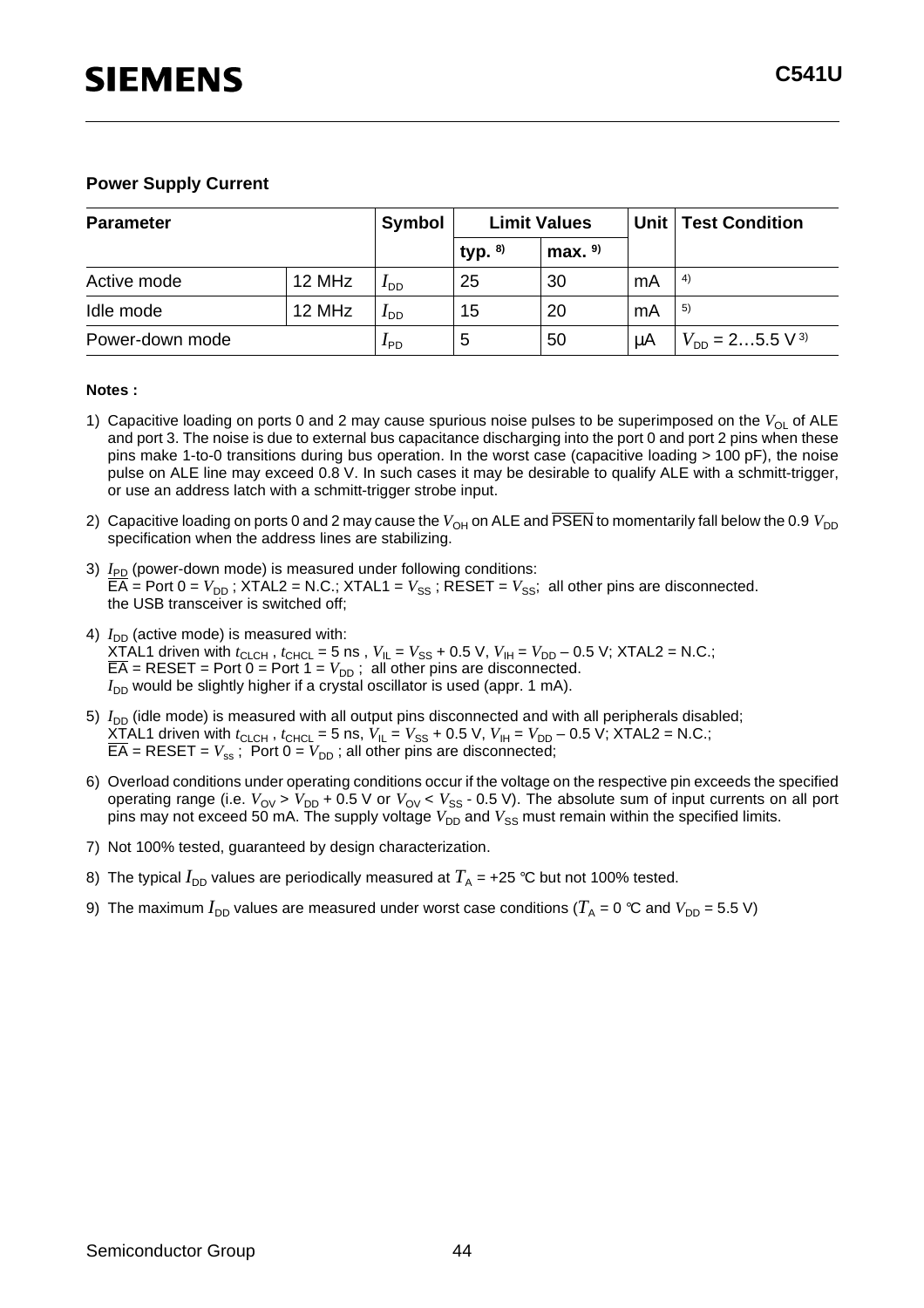### Power Supply Current

| Parameter | | Symbol | Limit Values | | Unit | Test Condition |
|---|---|---|---|---|---|---|
| | | | typ. [8)] | max. [9)] | | |
| Active mode | 12 MHz | $I_{DD}$ | 25 | 30 | mA | [4)] |
| Idle mode | 12 MHz | $I_{DD}$ | 15 | 20 | mA | [5)] |
| Power-down mode | | $I_{PD}$ | 5 | 50 | µA | $V_{DD}$ = 2…5.5 V [3)] |

**Notes :**

1) Capacitive loading on ports 0 and 2 may cause spurious noise pulses to be superimposed on the $V_{OL}$ of ALE and port 3. The noise is due to external bus capacitance discharging into the port 0 and port 2 pins when these pins make 1-to-0 transitions during bus operation. In the worst case (capacitive loading > 100 pF), the noise pulse on ALE line may exceed 0.8 V. In such cases it may be desirable to qualify ALE with a schmitt-trigger, or use an address latch with a schmitt-trigger strobe input.

2) Capacitive loading on ports 0 and 2 may cause the $V_{OH}$ on ALE and $\overline{\text{PSEN}}$ to momentarily fall below the 0.9 $V_{DD}$ specification when the address lines are stabilizing.

3) $I_{PD}$ (power-down mode) is measured under following conditions:
$\overline{\text{EA}}$ = Port 0 = $V_{DD}$ ; XTAL2 = N.C.; XTAL1 = $V_{SS}$ ; RESET = $V_{SS}$; all other pins are disconnected.
the USB transceiver is switched off;

4) $I_{DD}$ (active mode) is measured with:
XTAL1 driven with $t_{CLCH}$ , $t_{CHCL}$ = 5 ns , $V_{IL}$ = $V_{SS}$ + 0.5 V, $V_{IH}$ = $V_{DD}$ – 0.5 V; XTAL2 = N.C.;
$\overline{\text{EA}}$ = RESET = Port 0 = Port 1 = $V_{DD}$ ; all other pins are disconnected.
$I_{DD}$ would be slightly higher if a crystal oscillator is used (appr. 1 mA).

5) $I_{DD}$ (idle mode) is measured with all output pins disconnected and with all peripherals disabled;
XTAL1 driven with $t_{CLCH}$ , $t_{CHCL}$ = 5 ns, $V_{IL}$ = $V_{SS}$ + 0.5 V, $V_{IH}$ = $V_{DD}$ – 0.5 V; XTAL2 = N.C.;
$\overline{\text{EA}}$ = RESET = $V_{ss}$ ; Port 0 = $V_{DD}$ ; all other pins are disconnected;

6) Overload conditions under operating conditions occur if the voltage on the respective pin exceeds the specified operating range (i.e. $V_{OV}$ > $V_{DD}$ + 0.5 V or $V_{OV}$ < $V_{SS}$ - 0.5 V). The absolute sum of input currents on all port pins may not exceed 50 mA. The supply voltage $V_{DD}$ and $V_{SS}$ must remain within the specified limits.

7) Not 100% tested, guaranteed by design characterization.

8) The typical $I_{DD}$ values are periodically measured at $T_A$ = +25 °C but not 100% tested.

9) The maximum $I_{DD}$ values are measured under worst case conditions ($T_A$ = 0 °C and $V_{DD}$ = 5.5 V)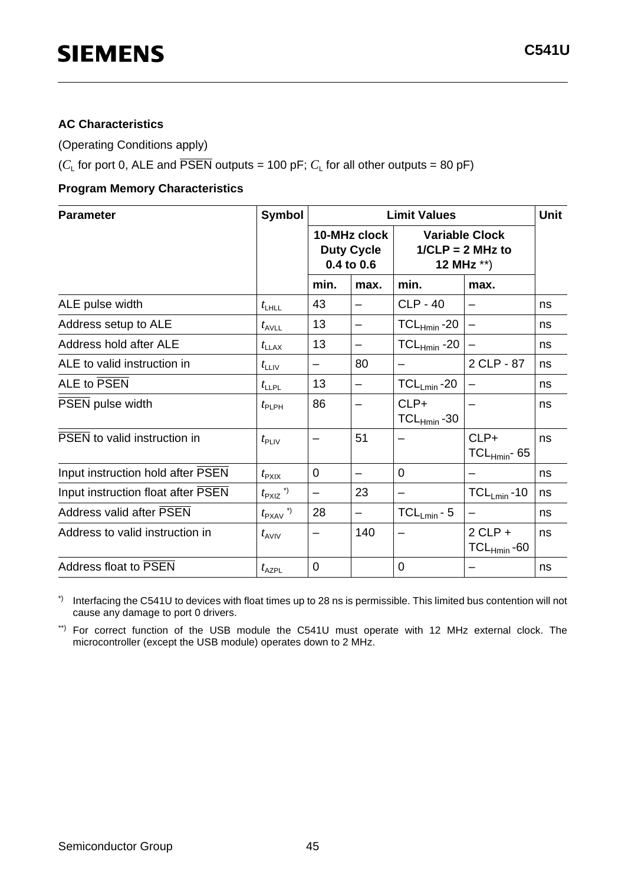**AC Characteristics**

(Operating Conditions apply)

($C_L$ for port 0, ALE and $\overline{PSEN}$ outputs = 100 pF; $C_L$ for all other outputs = 80 pF)

**Program Memory Characteristics**

| Parameter | Symbol | Limit Values | | | | Unit |
|---|---|---|---|---|---|---|
| | | 10-MHz clock Duty Cycle 0.4 to 0.6 | | Variable Clock 1/CLP = 2 MHz to 12 MHz **) | | |
| | | min. | max. | min. | max. | |
| ALE pulse width | $t_{LHLL}$ | 43 | – | CLP - 40 | – | ns |
| Address setup to ALE | $t_{AVLL}$ | 13 | – | $TCL_{Hmin}$ -20 | – | ns |
| Address hold after ALE | $t_{LLAX}$ | 13 | – | $TCL_{Hmin}$ -20 | – | ns |
| ALE to valid instruction in | $t_{LLIV}$ | – | 80 | – | 2 CLP - 87 | ns |
| ALE to $\overline{PSEN}$ | $t_{LLPL}$ | 13 | – | $TCL_{Lmin}$ -20 | – | ns |
| $\overline{PSEN}$ pulse width | $t_{PLPH}$ | 86 | – | CLP+ $TCL_{Hmin}$ -30 | – | ns |
| $\overline{PSEN}$ to valid instruction in | $t_{PLIV}$ | – | 51 | – | CLP+ $TCL_{Hmin}$- 65 | ns |
| Input instruction hold after $\overline{PSEN}$ | $t_{PXIX}$ | 0 | – | 0 | – | ns |
| Input instruction float after $\overline{PSEN}$ | $t_{PXIZ}$ *) | – | 23 | – | $TCL_{Lmin}$ -10 | ns |
| Address valid after $\overline{PSEN}$ | $t_{PXAV}$ *) | 28 | – | $TCL_{Lmin}$ - 5 | – | ns |
| Address to valid instruction in | $t_{AVIV}$ | – | 140 | – | 2 CLP + $TCL_{Hmin}$ -60 | ns |
| Address float to $\overline{PSEN}$ | $t_{AZPL}$ | 0 | | 0 | – | ns |

*) Interfacing the C541U to devices with float times up to 28 ns is permissible. This limited bus contention will not cause any damage to port 0 drivers.

**) For correct function of the USB module the C541U must operate with 12 MHz external clock. The microcontroller (except the USB module) operates down to 2 MHz.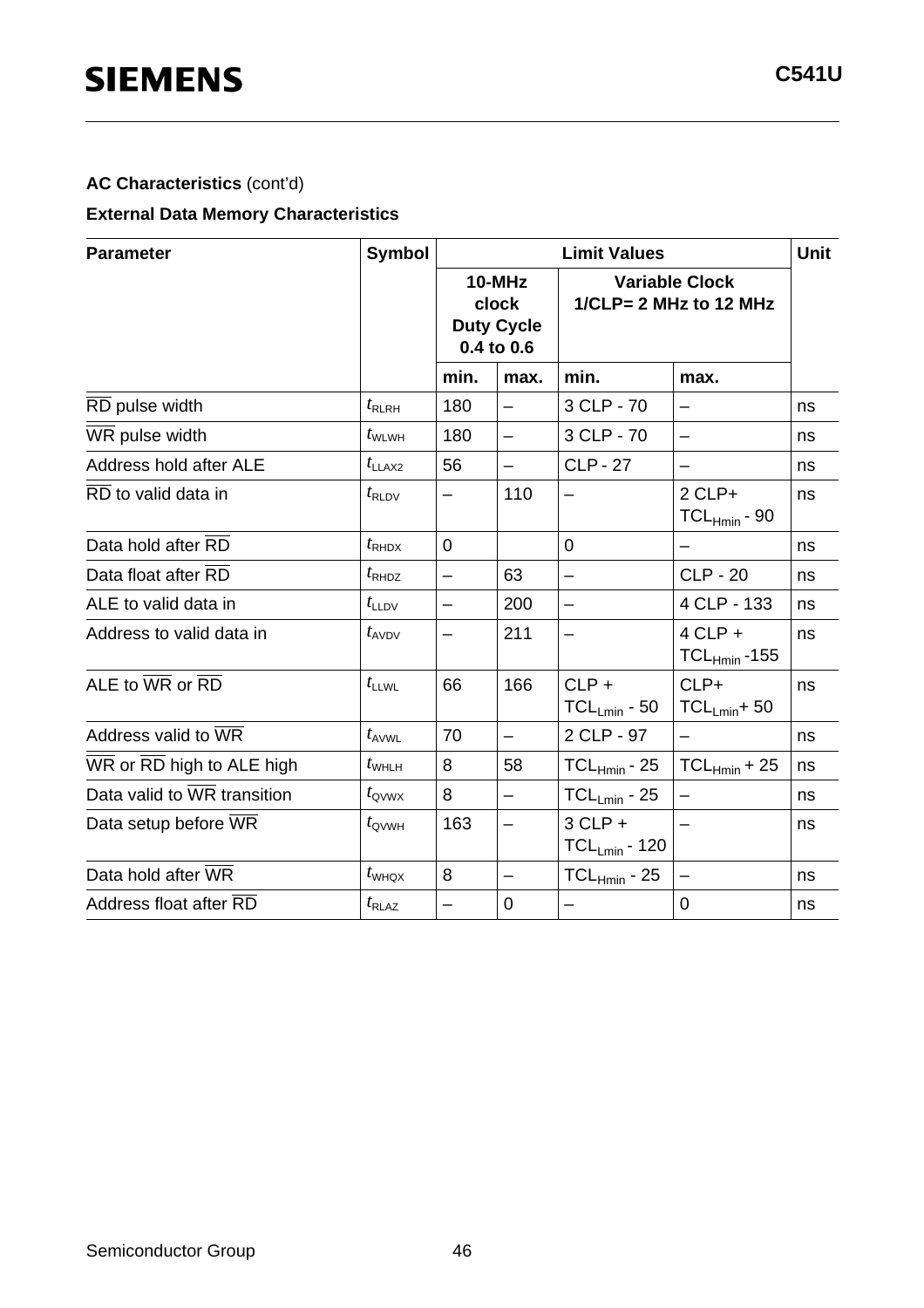**AC Characteristics** (cont'd)

**External Data Memory Characteristics**

| Parameter | Symbol | Limit Values | | | | Unit |
|---|---|---|---|---|---|---|
| | | 10-MHz clock Duty Cycle 0.4 to 0.6 | | Variable Clock 1/CLP= 2 MHz to 12 MHz | | |
| | | min. | max. | min. | max. | |
| $\overline{RD}$ pulse width | $t_{RLRH}$ | 180 | – | 3 CLP - 70 | – | ns |
| $\overline{WR}$ pulse width | $t_{WLWH}$ | 180 | – | 3 CLP - 70 | – | ns |
| Address hold after ALE | $t_{LLAX2}$ | 56 | – | CLP - 27 | – | ns |
| $\overline{RD}$ to valid data in | $t_{RLDV}$ | – | 110 | – | 2 CLP+ $TCL_{Hmin}$ - 90 | ns |
| Data hold after $\overline{RD}$ | $t_{RHDX}$ | 0 | | 0 | – | ns |
| Data float after $\overline{RD}$ | $t_{RHDZ}$ | – | 63 | – | CLP - 20 | ns |
| ALE to valid data in | $t_{LLDV}$ | – | 200 | – | 4 CLP - 133 | ns |
| Address to valid data in | $t_{AVDV}$ | – | 211 | – | 4 CLP + $TCL_{Hmin}$ -155 | ns |
| ALE to $\overline{WR}$ or $\overline{RD}$ | $t_{LLWL}$ | 66 | 166 | CLP + $TCL_{Lmin}$ - 50 | CLP+ $TCL_{Lmin}$+ 50 | ns |
| Address valid to $\overline{WR}$ | $t_{AVWL}$ | 70 | – | 2 CLP - 97 | – | ns |
| $\overline{WR}$ or $\overline{RD}$ high to ALE high | $t_{WHLH}$ | 8 | 58 | $TCL_{Hmin}$ - 25 | $TCL_{Hmin}$ + 25 | ns |
| Data valid to $\overline{WR}$ transition | $t_{QVWX}$ | 8 | – | $TCL_{Lmin}$ - 25 | – | ns |
| Data setup before $\overline{WR}$ | $t_{QVWH}$ | 163 | – | 3 CLP + $TCL_{Lmin}$ - 120 | – | ns |
| Data hold after $\overline{WR}$ | $t_{WHQX}$ | 8 | – | $TCL_{Hmin}$ - 25 | – | ns |
| Address float after $\overline{RD}$ | $t_{RLAZ}$ | – | 0 | – | 0 | ns |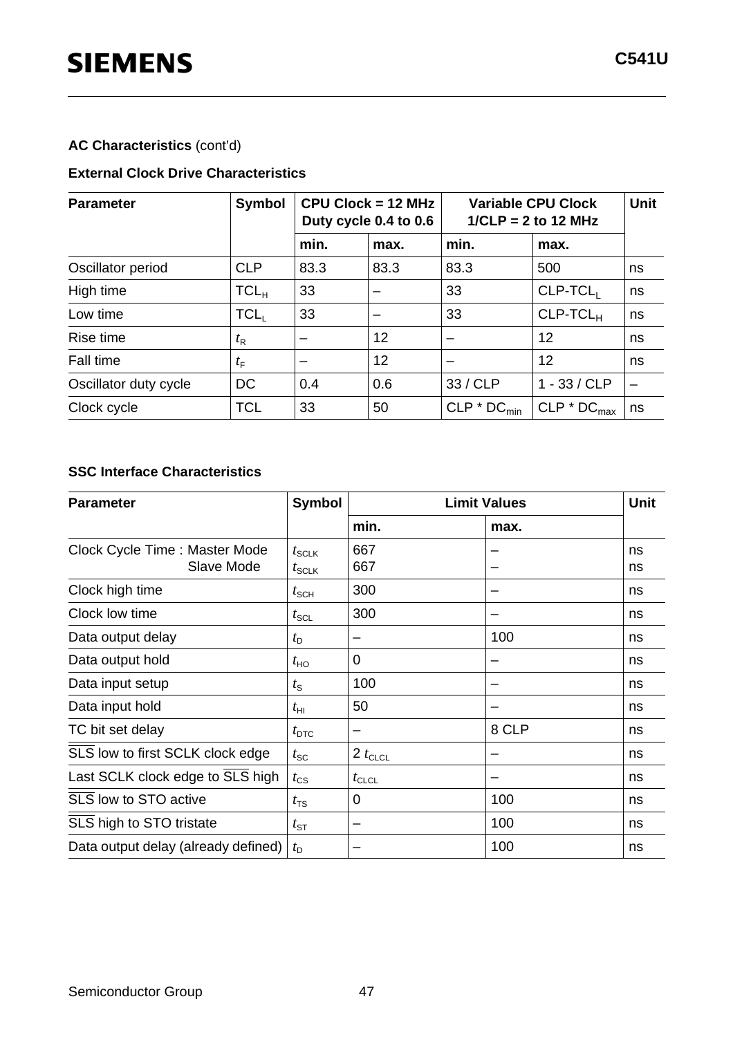**AC Characteristics** (cont'd)

**External Clock Drive Characteristics**

| Parameter | Symbol | CPU Clock = 12 MHz Duty cycle 0.4 to 0.6 | | Variable CPU Clock 1/CLP = 2 to 12 MHz | | Unit |
|---|---|---|---|---|---|---|
| | | min. | max. | min. | max. | |
| Oscillator period | CLP | 83.3 | 83.3 | 83.3 | 500 | ns |
| High time | $TCL_H$ | 33 | – | 33 | CLP-$TCL_L$ | ns |
| Low time | $TCL_L$ | 33 | – | 33 | CLP-$TCL_H$ | ns |
| Rise time | $t_R$ | – | 12 | – | 12 | ns |
| Fall time | $t_F$ | – | 12 | – | 12 | ns |
| Oscillator duty cycle | DC | 0.4 | 0.6 | 33 / CLP | 1 - 33 / CLP | – |
| Clock cycle | TCL | 33 | 50 | CLP * $DC_{min}$ | CLP * $DC_{max}$ | ns |

**SSC Interface Characteristics**

| Parameter | Symbol | Limit Values | | Unit |
|---|---|---|---|---|
| | | min. | max. | |
| Clock Cycle Time : Master Mode<br>Slave Mode | $t_{SCLK}$<br>$t_{SCLK}$ | 667<br>667 | –<br>– | ns<br>ns |
| Clock high time | $t_{SCH}$ | 300 | – | ns |
| Clock low time | $t_{SCL}$ | 300 | – | ns |
| Data output delay | $t_D$ | – | 100 | ns |
| Data output hold | $t_{HO}$ | 0 | – | ns |
| Data input setup | $t_S$ | 100 | – | ns |
| Data input hold | $t_{HI}$ | 50 | – | ns |
| TC bit set delay | $t_{DTC}$ | – | 8 CLP | ns |
| $\overline{SLS}$ low to first SCLK clock edge | $t_{SC}$ | 2 $t_{CLCL}$ | – | ns |
| Last SCLK clock edge to $\overline{SLS}$ high | $t_{CS}$ | $t_{CLCL}$ | – | ns |
| $\overline{SLS}$ low to STO active | $t_{TS}$ | 0 | 100 | ns |
| $\overline{SLS}$ high to STO tristate | $t_{ST}$ | – | 100 | ns |
| Data output delay (already defined) | $t_D$ | – | 100 | ns |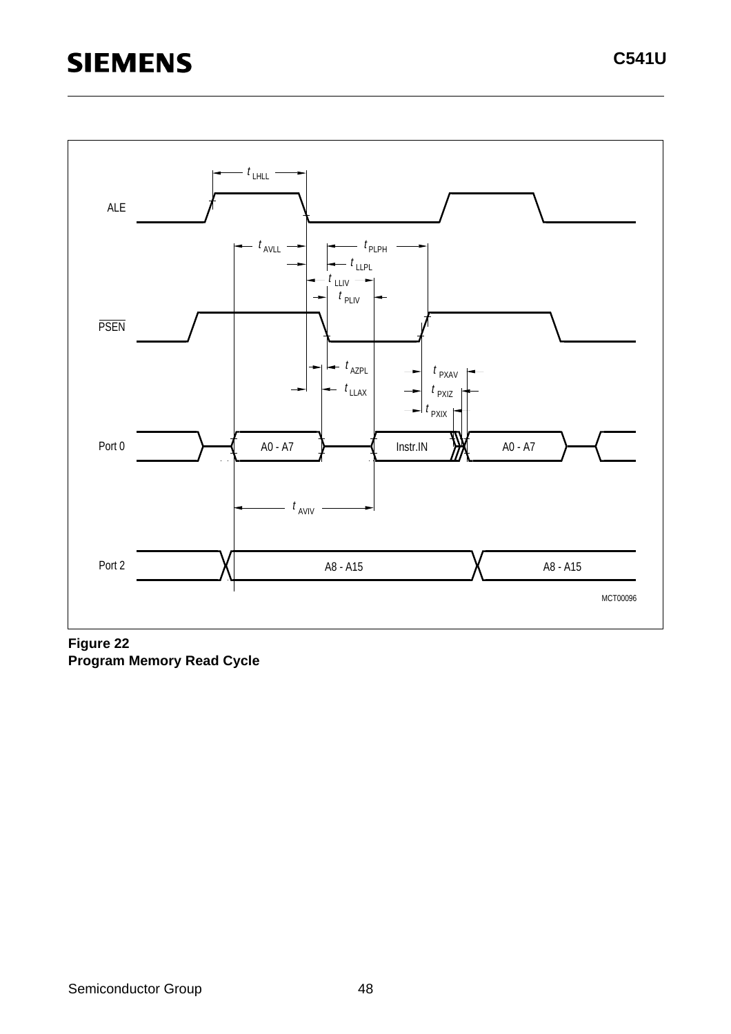**Figure 22**
**Program Memory Read Cycle**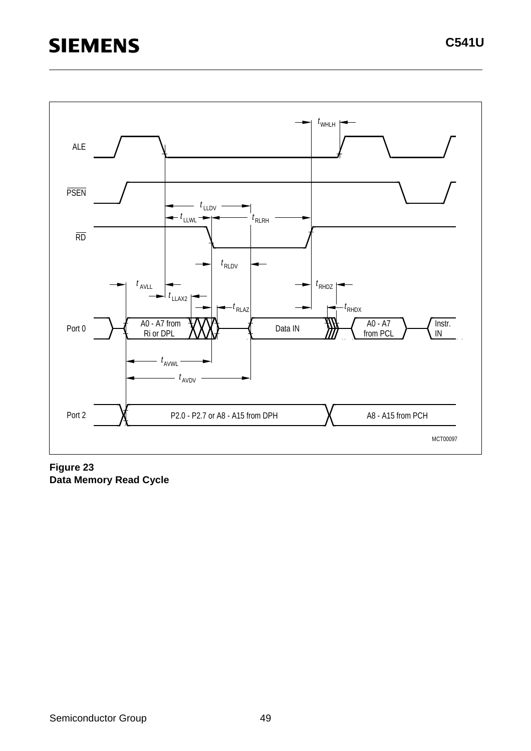**Figure 23**
**Data Memory Read Cycle**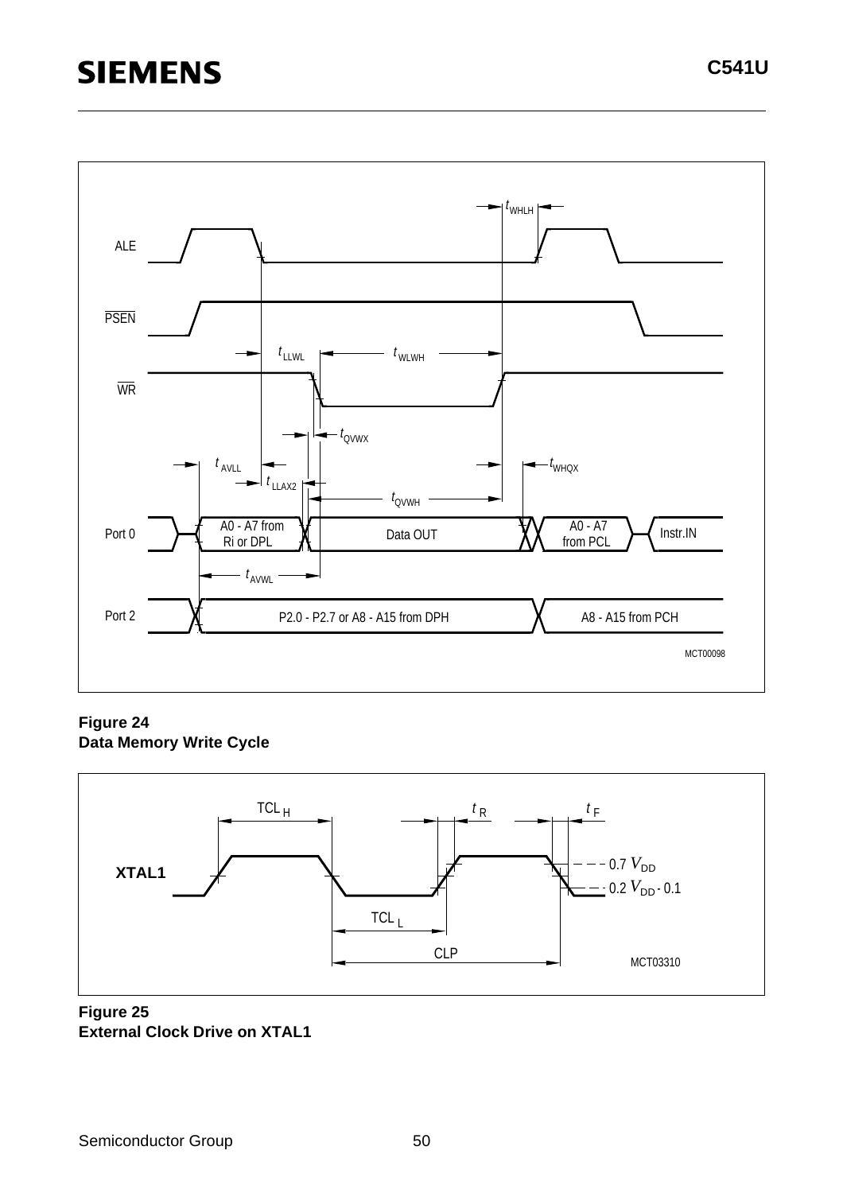**Figure 24**
**Data Memory Write Cycle**

**Figure 25**
**External Clock Drive on XTAL1**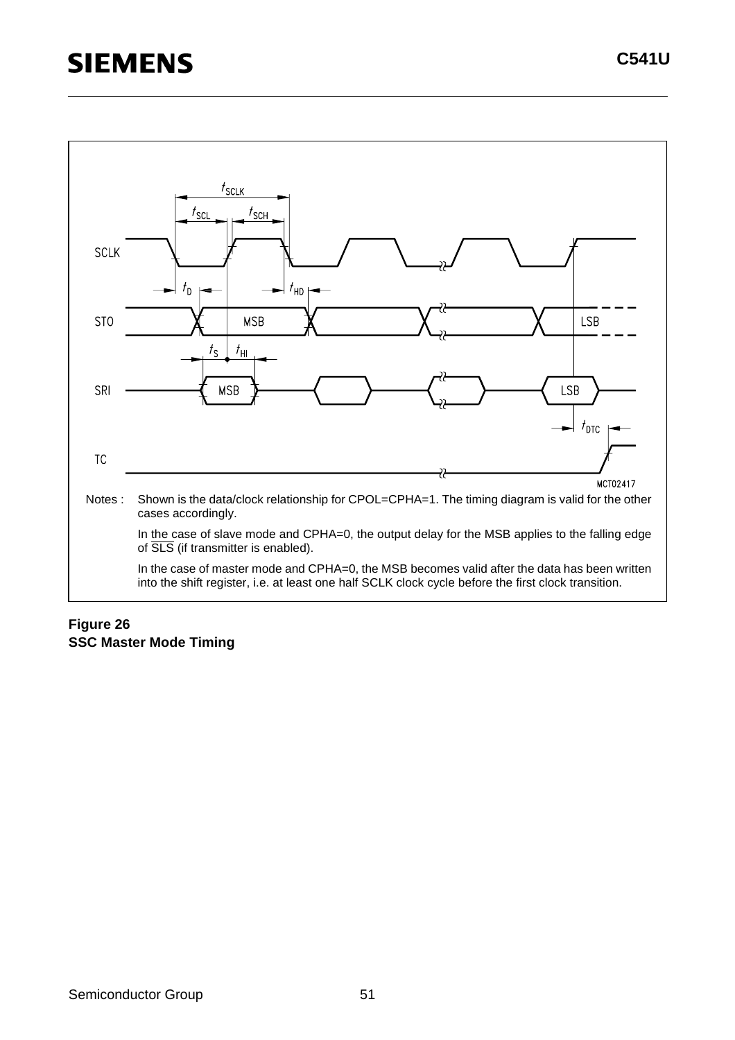Notes : Shown is the data/clock relationship for CPOL=CPHA=1. The timing diagram is valid for the other cases accordingly.

In the case of slave mode and CPHA=0, the output delay for the MSB applies to the falling edge of $\overline{\text{SLS}}$ (if transmitter is enabled).

In the case of master mode and CPHA=0, the MSB becomes valid after the data has been written into the shift register, i.e. at least one half SCLK clock cycle before the first clock transition.

**Figure 26**
**SSC Master Mode Timing**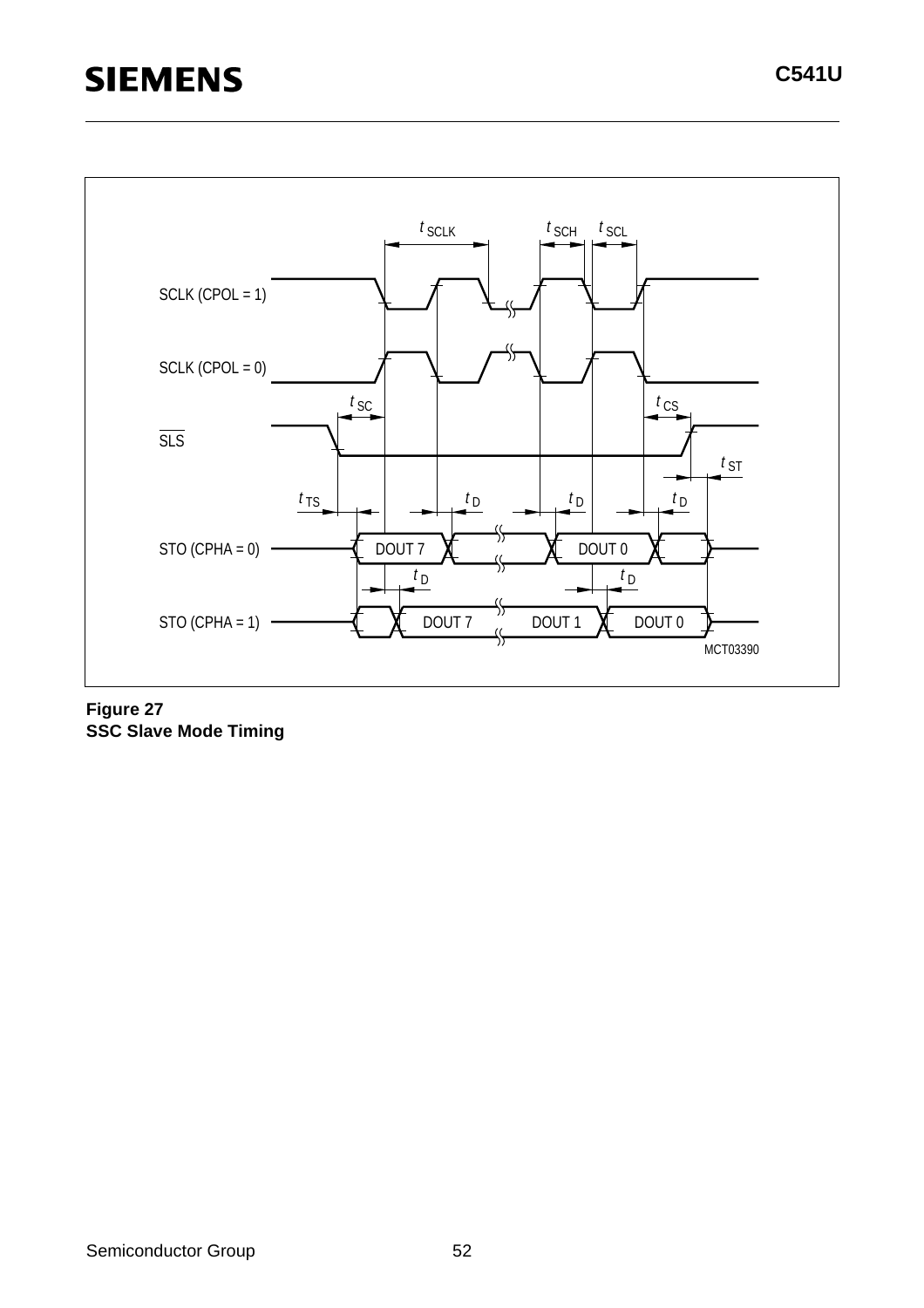**Figure 27**
**SSC Slave Mode Timing**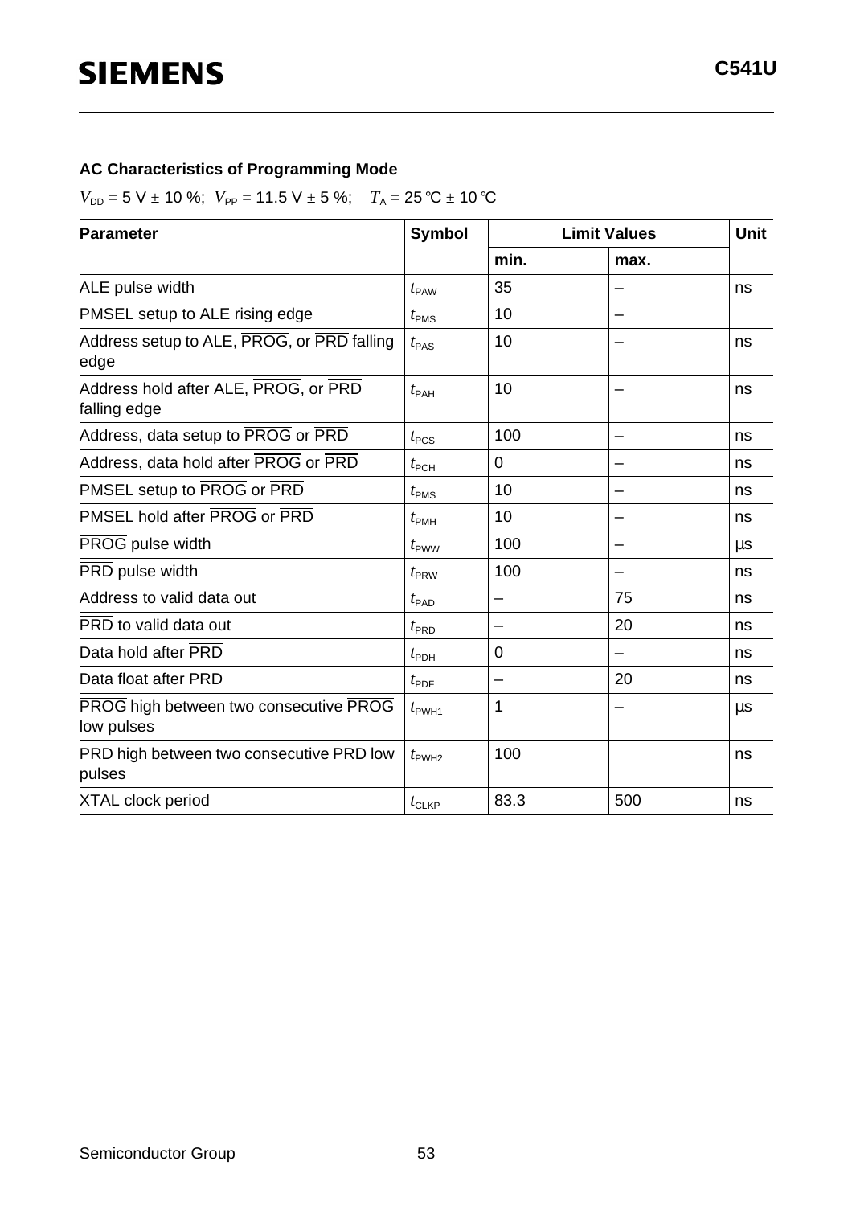**AC Characteristics of Programming Mode**

$V_{DD}$ = 5 V ± 10 %; $V_{PP}$ = 11.5 V ± 5 %; $T_A$ = 25 °C ± 10 °C

| Parameter | Symbol | Limit Values | | Unit |
|---|---|---|---|---|
| | | min. | max. | |
| ALE pulse width | $t_{PAW}$ | 35 | – | ns |
| PMSEL setup to ALE rising edge | $t_{PMS}$ | 10 | – | |
| Address setup to ALE, $\overline{\text{PROG}}$, or $\overline{\text{PRD}}$ falling edge | $t_{PAS}$ | 10 | – | ns |
| Address hold after ALE, $\overline{\text{PROG}}$, or $\overline{\text{PRD}}$ falling edge | $t_{PAH}$ | 10 | – | ns |
| Address, data setup to $\overline{\text{PROG}}$ or $\overline{\text{PRD}}$ | $t_{PCS}$ | 100 | – | ns |
| Address, data hold after $\overline{\text{PROG}}$ or $\overline{\text{PRD}}$ | $t_{PCH}$ | 0 | – | ns |
| PMSEL setup to $\overline{\text{PROG}}$ or $\overline{\text{PRD}}$ | $t_{PMS}$ | 10 | – | ns |
| PMSEL hold after $\overline{\text{PROG}}$ or $\overline{\text{PRD}}$ | $t_{PMH}$ | 10 | – | ns |
| $\overline{\text{PROG}}$ pulse width | $t_{PWW}$ | 100 | – | µs |
| $\overline{\text{PRD}}$ pulse width | $t_{PRW}$ | 100 | – | ns |
| Address to valid data out | $t_{PAD}$ | – | 75 | ns |
| $\overline{\text{PRD}}$ to valid data out | $t_{PRD}$ | – | 20 | ns |
| Data hold after $\overline{\text{PRD}}$ | $t_{PDH}$ | 0 | – | ns |
| Data float after $\overline{\text{PRD}}$ | $t_{PDF}$ | – | 20 | ns |
| $\overline{\text{PROG}}$ high between two consecutive $\overline{\text{PROG}}$ low pulses | $t_{PWH1}$ | 1 | – | µs |
| $\overline{\text{PRD}}$ high between two consecutive $\overline{\text{PRD}}$ low pulses | $t_{PWH2}$ | 100 | | ns |
| XTAL clock period | $t_{CLKP}$ | 83.3 | 500 | ns |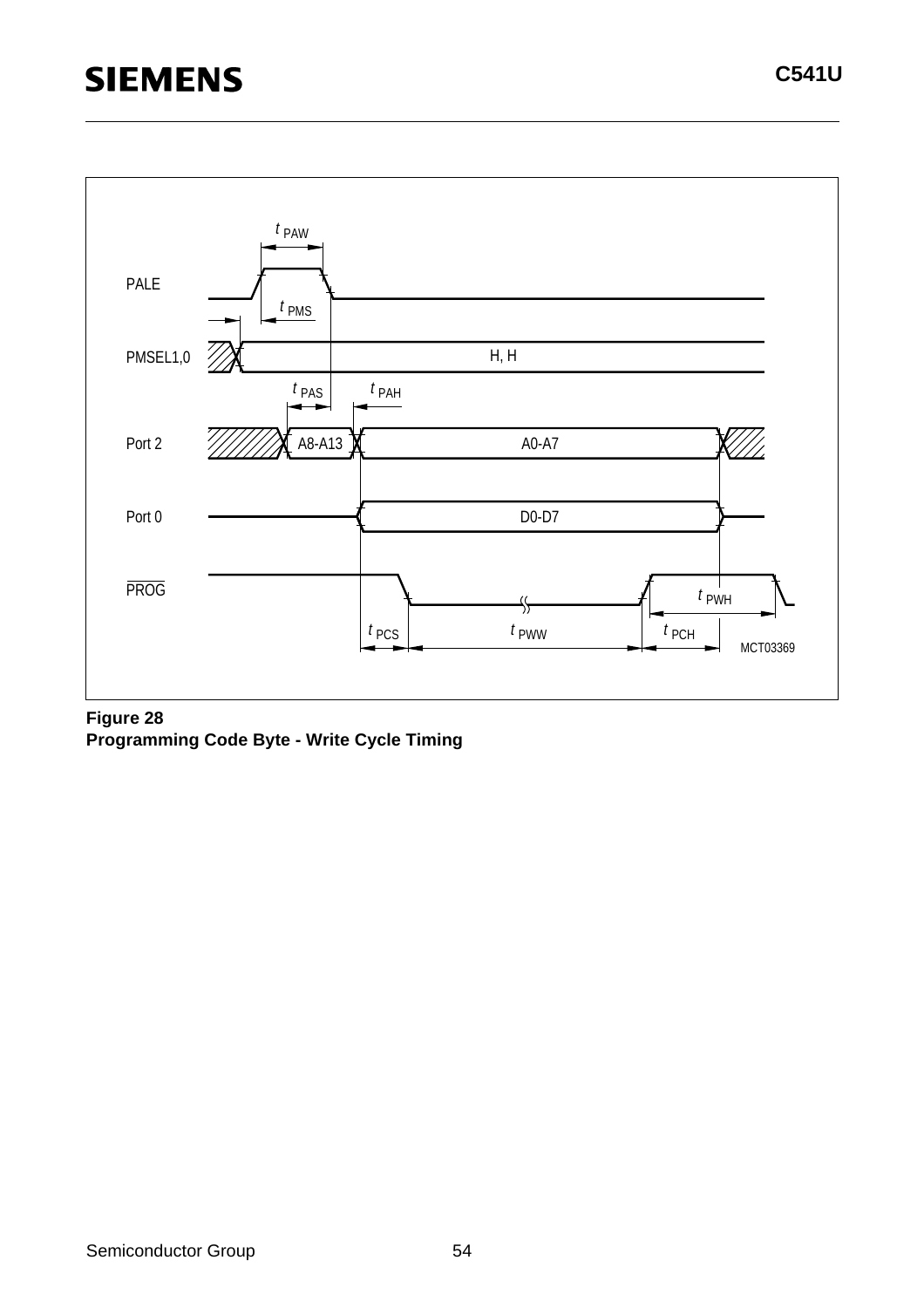**Figure 28**
**Programming Code Byte - Write Cycle Timing**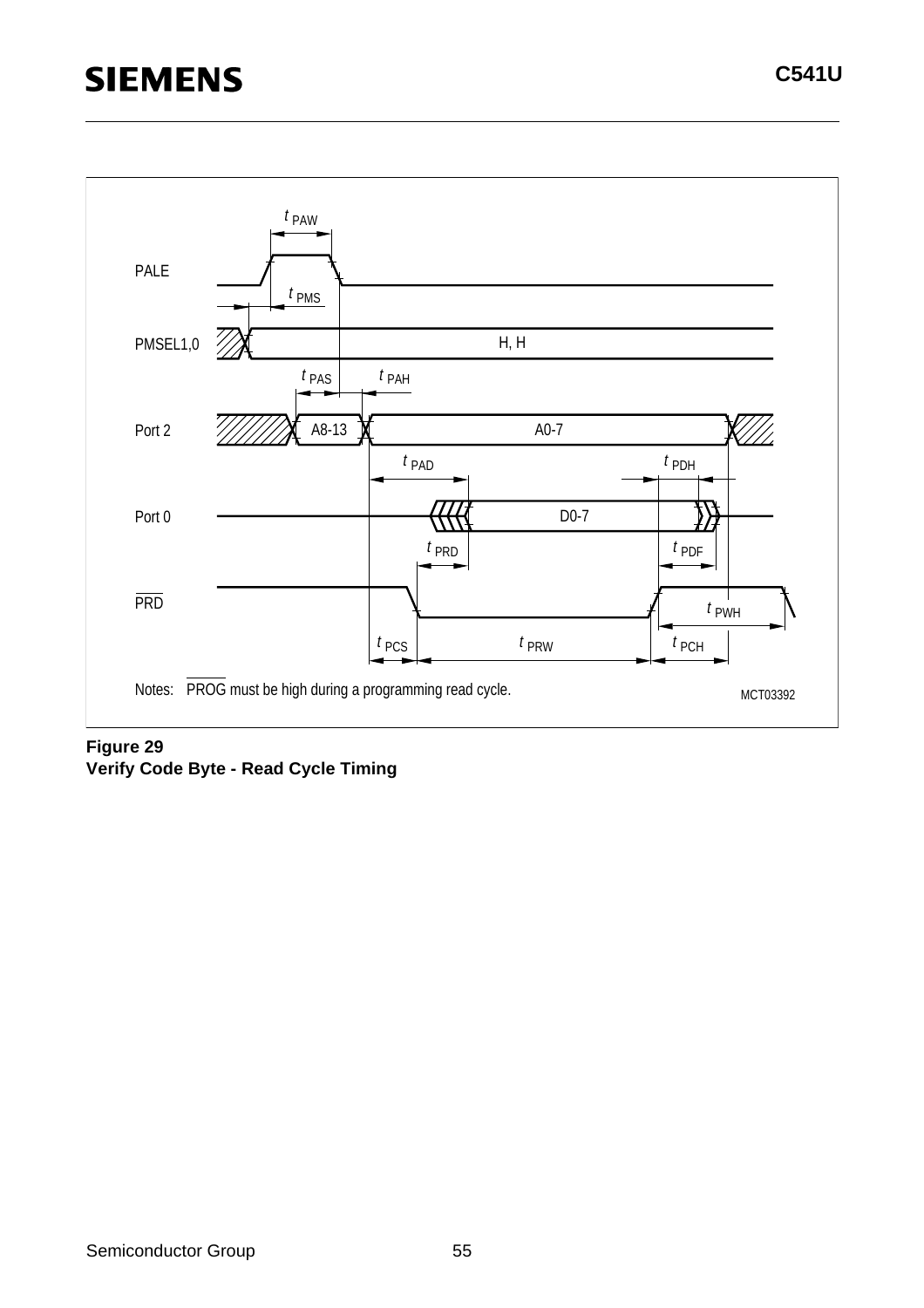PALE

PMSEL1,0

Port 2

Port 0

$\overline{\text{PRD}}$

$t_{PAW}$ $t_{PMS}$ H, H $t_{PAS}$ $t_{PAH}$ A8-13 A0-7 $t_{PAD}$ $t_{PDH}$ D0-7 $t_{PRD}$ $t_{PDF}$ $t_{PWH}$ $t_{PCS}$ $t_{PRW}$ $t_{PCH}$

Notes: $\overline{\text{PROG}}$ must be high during a programming read cycle.

MCT03392

**Figure 29**
**Verify Code Byte - Read Cycle Timing**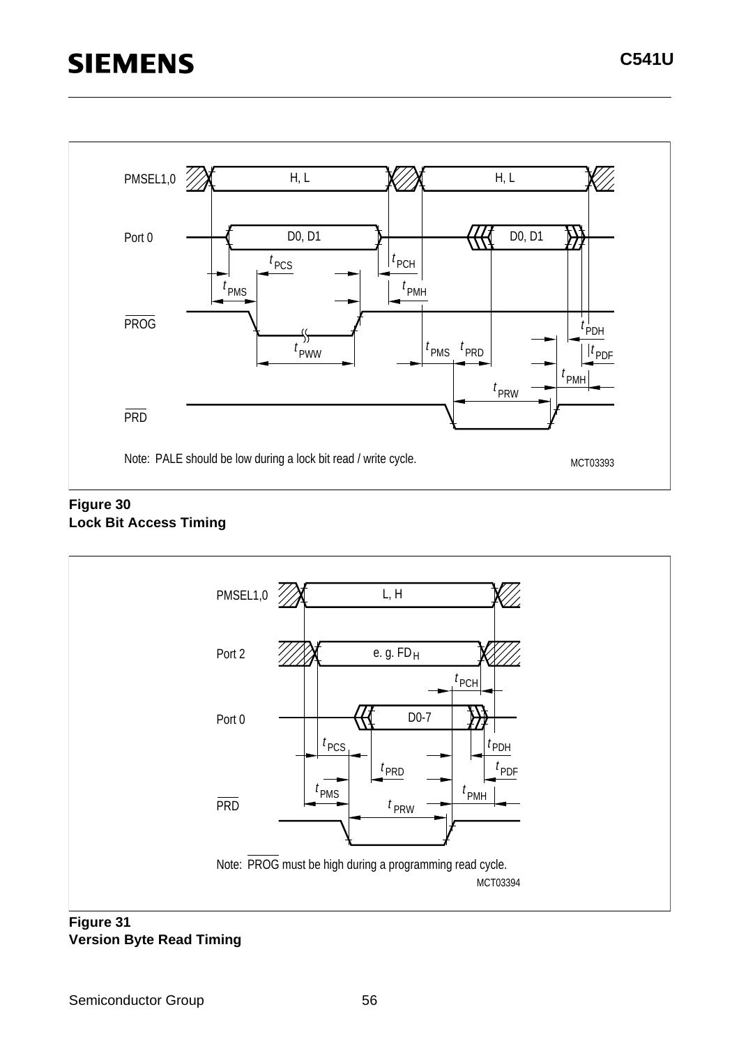Note: PALE should be low during a lock bit read / write cycle.

MCT03393

**Figure 30**
**Lock Bit Access Timing**

Note: $\overline{PROG}$ must be high during a programming read cycle.

MCT03394

**Figure 31**
**Version Byte Read Timing**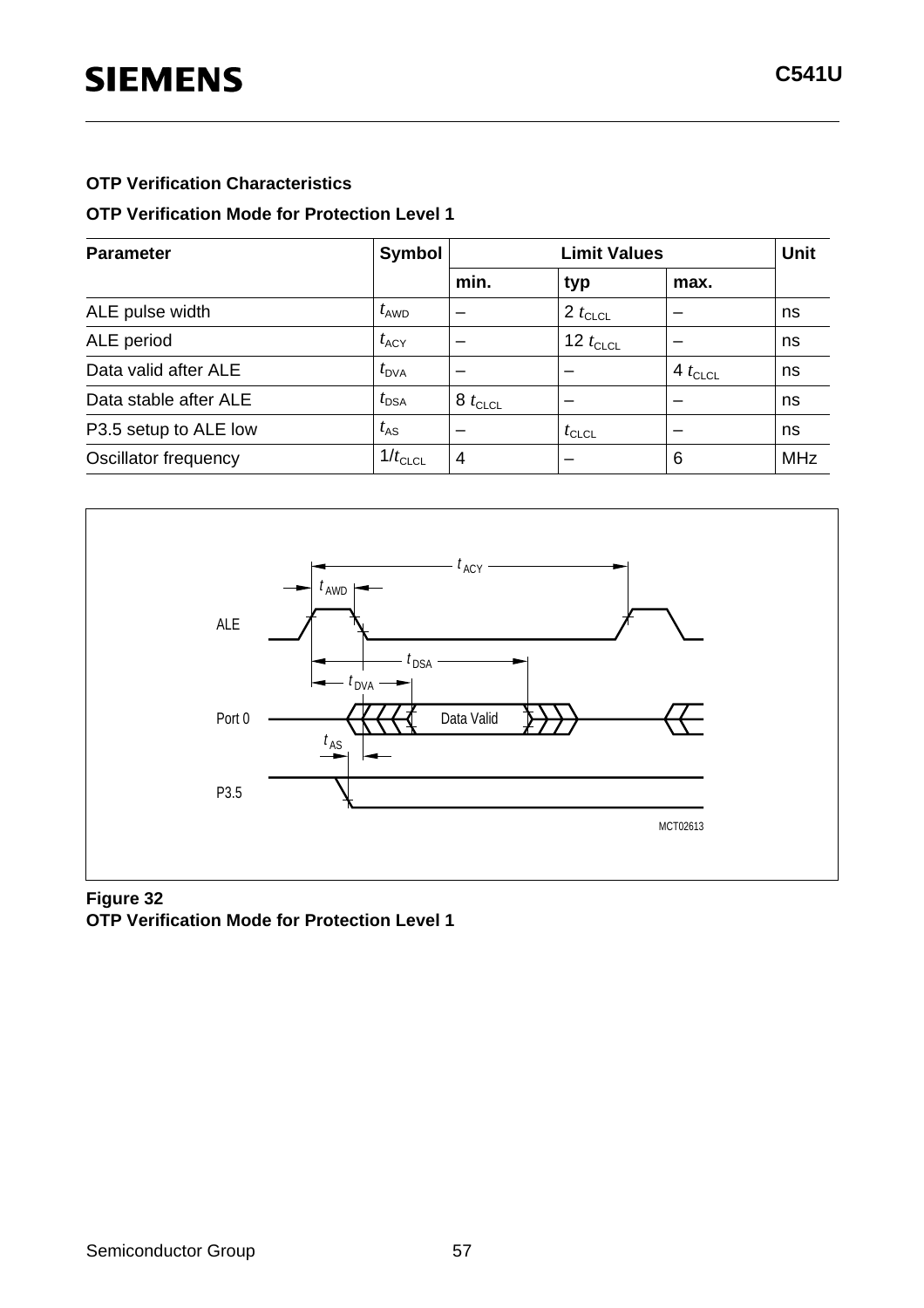**OTP Verification Characteristics**

**OTP Verification Mode for Protection Level 1**

| Parameter | Symbol | Limit Values | | | Unit |
|---|---|---|---|---|---|
| | | min. | typ | max. | |
| ALE pulse width | $t_{AWD}$ | – | 2 $t_{CLCL}$ | – | ns |
| ALE period | $t_{ACY}$ | – | 12 $t_{CLCL}$ | – | ns |
| Data valid after ALE | $t_{DVA}$ | – | – | 4 $t_{CLCL}$ | ns |
| Data stable after ALE | $t_{DSA}$ | 8 $t_{CLCL}$ | – | – | ns |
| P3.5 setup to ALE low | $t_{AS}$ | – | $t_{CLCL}$ | – | ns |
| Oscillator frequency | $1/t_{CLCL}$ | 4 | – | 6 | MHz |

**Figure 32**
**OTP Verification Mode for Protection Level 1**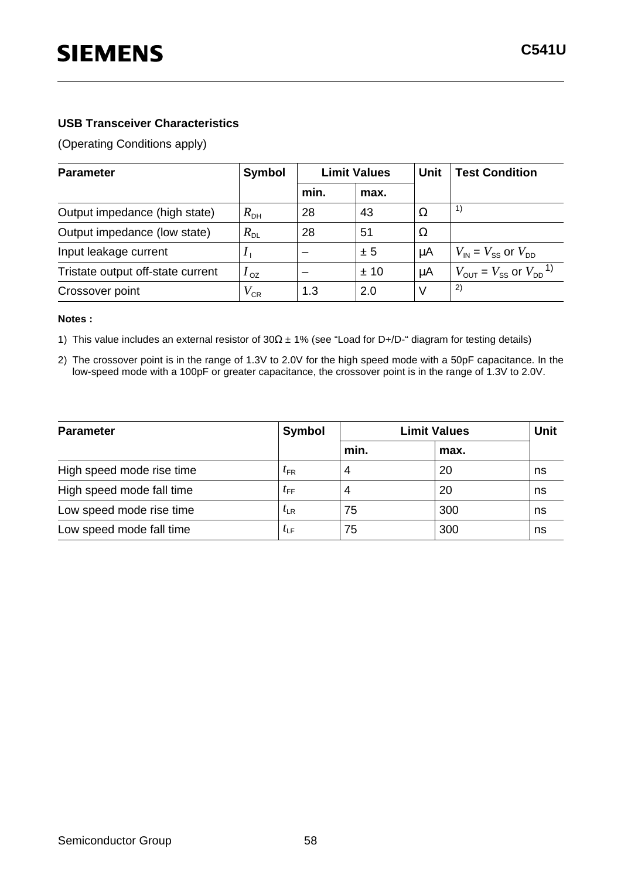### USB Transceiver Characteristics

(Operating Conditions apply)

| Parameter | Symbol | Limit Values | | Unit | Test Condition |
|---|---|---|---|---|---|
| | | min. | max. | | |
| Output impedance (high state) | $R_{DH}$ | 28 | 43 | Ω | 1) |
| Output impedance (low state) | $R_{DL}$ | 28 | 51 | Ω | |
| Input leakage current | $I_{I}$ | – | ± 5 | µA | $V_{IN} = V_{SS}$ or $V_{DD}$ |
| Tristate output off-state current | $I_{OZ}$ | – | ± 10 | µA | $V_{OUT} = V_{SS}$ or $V_{DD}$ 1) |
| Crossover point | $V_{CR}$ | 1.3 | 2.0 | V | 2) |

**Notes :**

1) This value includes an external resistor of 30Ω ± 1% (see “Load for D+/D-“ diagram for testing details)

2) The crossover point is in the range of 1.3V to 2.0V for the high speed mode with a 50pF capacitance. In the low-speed mode with a 100pF or greater capacitance, the crossover point is in the range of 1.3V to 2.0V.

| Parameter | Symbol | Limit Values | | Unit |
|---|---|---|---|---|
| | | min. | max. | |
| High speed mode rise time | $t_{FR}$ | 4 | 20 | ns |
| High speed mode fall time | $t_{FF}$ | 4 | 20 | ns |
| Low speed mode rise time | $t_{LR}$ | 75 | 300 | ns |
| Low speed mode fall time | $t_{LF}$ | 75 | 300 | ns |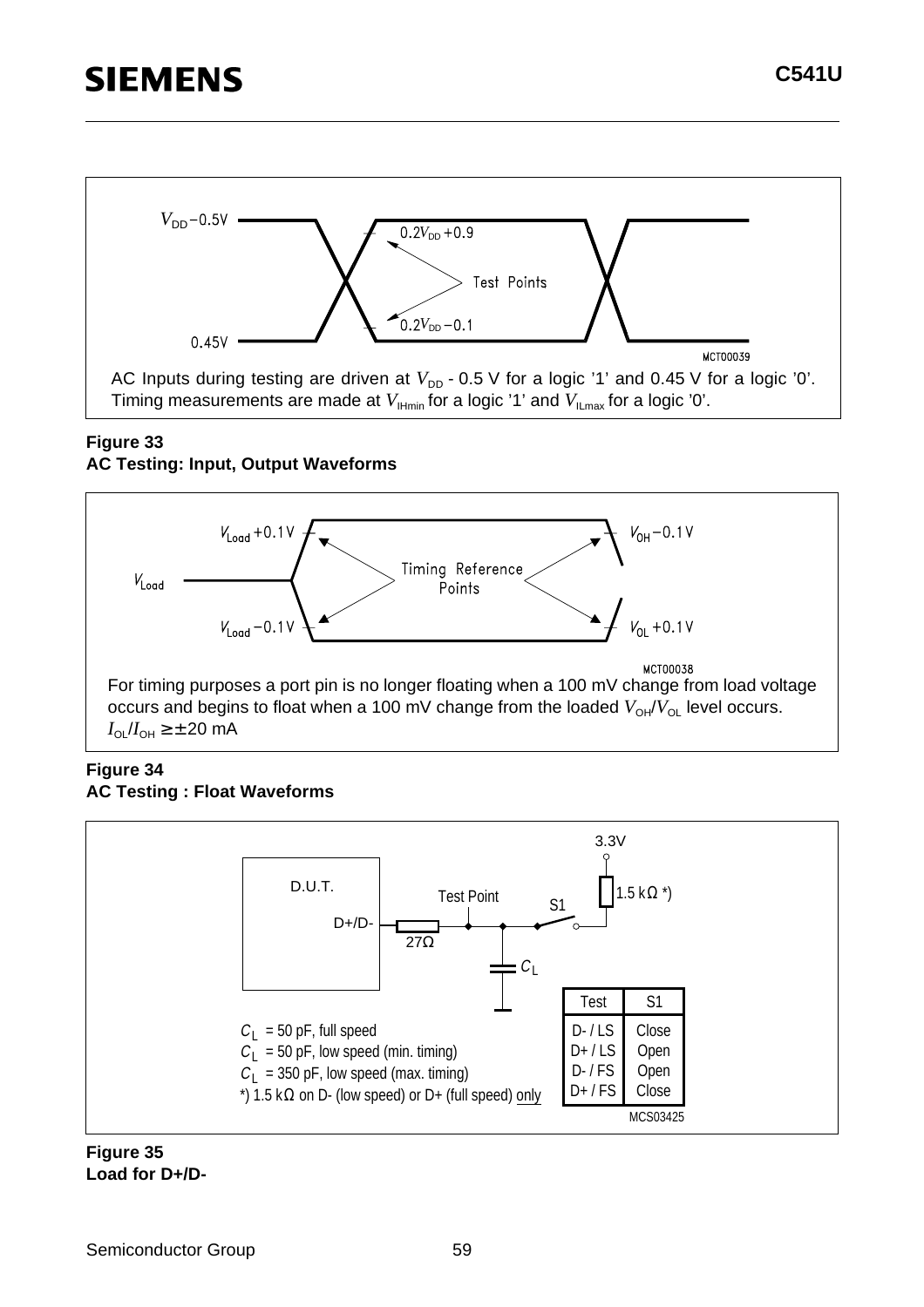$V_{DD} - 0.5V$

$0.2V_{DD} + 0.9$

Test Points

$0.2V_{DD} - 0.1$

0.45V

MCT00039

AC Inputs during testing are driven at $V_{DD}$ - 0.5 V for a logic '1' and 0.45 V for a logic '0'. Timing measurements are made at $V_{IHmin}$ for a logic '1' and $V_{ILmax}$ for a logic '0'.

**Figure 33**
**AC Testing: Input, Output Waveforms**

$V_{Load} + 0.1V$

$V_{Load}$

$V_{Load} - 0.1V$

Timing Reference Points

$V_{OH} - 0.1V$

$V_{OL} + 0.1V$

MCT00038

For timing purposes a port pin is no longer floating when a 100 mV change from load voltage occurs and begins to float when a 100 mV change from the loaded $V_{OH}/V_{OL}$ level occurs.
$I_{OL}/I_{OH} \geq \pm 20$ mA

**Figure 34**
**AC Testing : Float Waveforms**

D.U.T.

D+/D-

27Ω

Test Point

$C_L$

S1

3.3V

1.5 kΩ *)

$C_L$ = 50 pF, full speed
$C_L$ = 50 pF, low speed (min. timing)
$C_L$ = 350 pF, low speed (max. timing)
*) 1.5 kΩ on D- (low speed) or D+ (full speed) only

| Test | S1 |
|---|---|
| D- / LS | Close |
| D+ / LS | Open |
| D- / FS | Open |
| D+ / FS | Close |

MCS03425

**Figure 35**
**Load for D+/D-**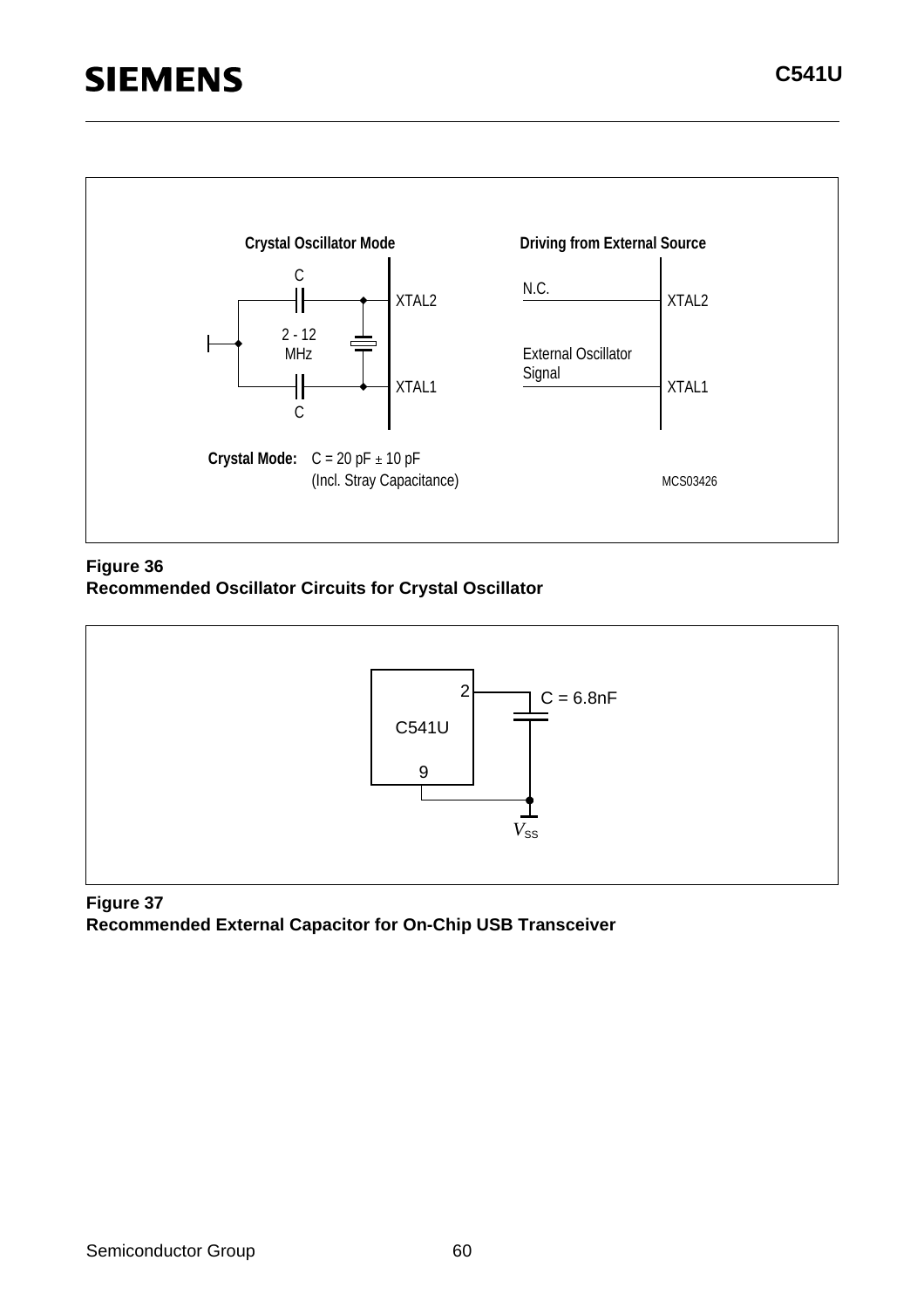Figure 36
**Recommended Oscillator Circuits for Crystal Oscillator**

Figure 37
**Recommended External Capacitor for On-Chip USB Transceiver**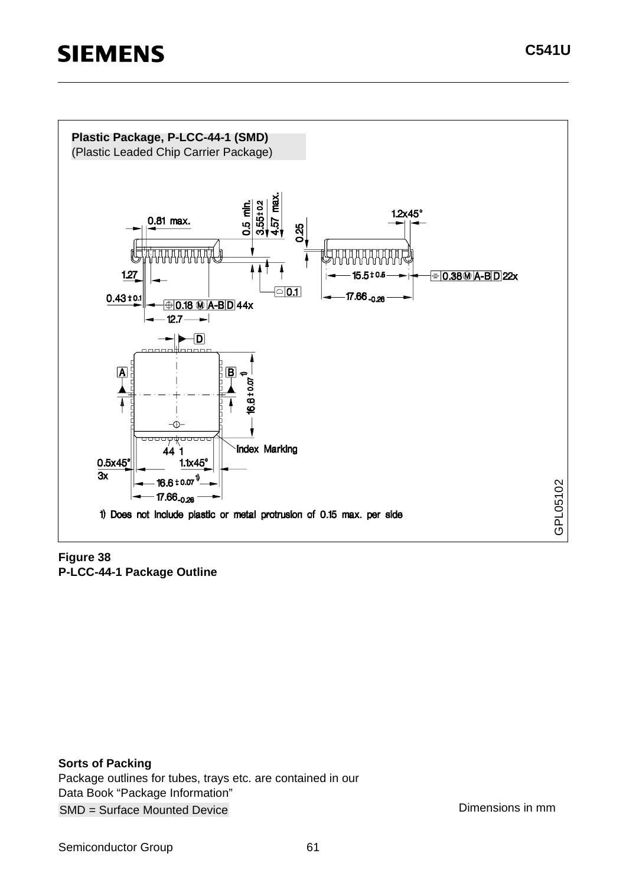**Plastic Package, P-LCC-44-1 (SMD)**
(Plastic Leaded Chip Carrier Package)

0.81 max.
0.5 min.
3.55 ± 0.2
4.57 max.
0.25
1.2x45°
1.27
15.5 ± 0.5
0.38 M A-B D 22x
0.43 ± 0.1
0.18 M A-B D 44x
0.1
17.66 -0.26
12.7
D
A
B
16.6 ± 0.07 1)
44 1
Index Marking
0.5x45°
3x
1.1x45°
16.6 ± 0.07 1)
17.66 -0.26

1) Does not include plastic or metal protrusion of 0.15 max. per side

GPL05102

**Figure 38**
**P-LCC-44-1 Package Outline**

**Sorts of Packing**
Package outlines for tubes, trays etc. are contained in our
Data Book "Package Information"

SMD = Surface Mounted Device

Dimensions in mm